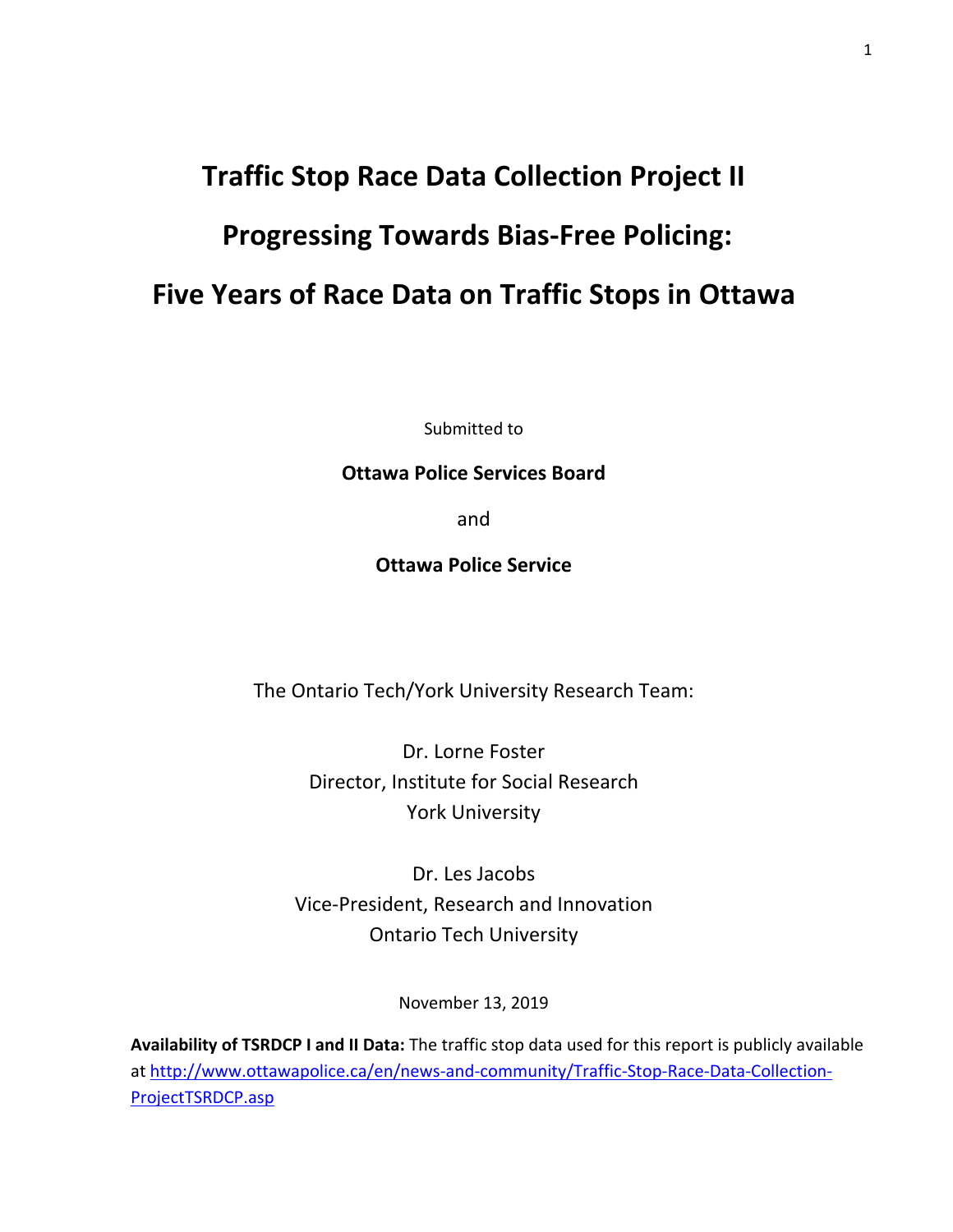# Traffic Stop Race Data Collection Project II

# Progressing Towards Bias-Free Policing:

# Five Years of Race Data on Traffic Stops in Ottawa

Submitted to

**Ottawa Police Services Board**

and

**Ottawa Police Service**

The Ontario Tech/York University Research Team:

Dr. Lorne Foster
Director, Institute for Social Research
York University

Dr. Les Jacobs
Vice-President, Research and Innovation
Ontario Tech University

November 13, 2019

**Availability of TSRDCP I and II Data:** The traffic stop data used for this report is publicly available at [http://www.ottawapolice.ca/en/news-and-community/Traffic-Stop-Race-Data-Collection-ProjectTSRDCP.asp](http://www.ottawapolice.ca/en/news-and-community/Traffic-Stop-Race-Data-Collection-ProjectTSRDCP.asp)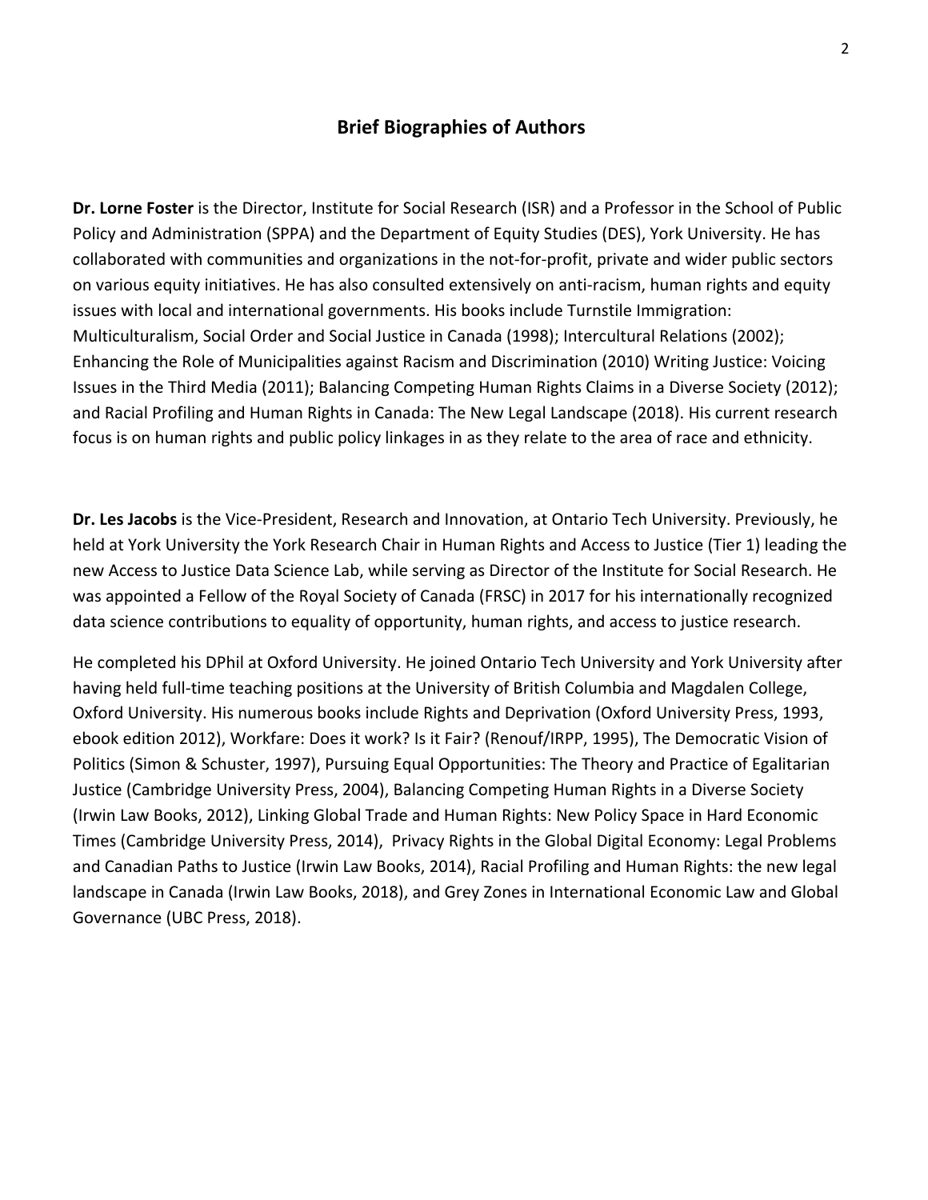## Brief Biographies of Authors

**Dr. Lorne Foster** is the Director, Institute for Social Research (ISR) and a Professor in the School of Public Policy and Administration (SPPA) and the Department of Equity Studies (DES), York University. He has collaborated with communities and organizations in the not-for-profit, private and wider public sectors on various equity initiatives. He has also consulted extensively on anti-racism, human rights and equity issues with local and international governments. His books include Turnstile Immigration: Multiculturalism, Social Order and Social Justice in Canada (1998); Intercultural Relations (2002); Enhancing the Role of Municipalities against Racism and Discrimination (2010) Writing Justice: Voicing Issues in the Third Media (2011); Balancing Competing Human Rights Claims in a Diverse Society (2012); and Racial Profiling and Human Rights in Canada: The New Legal Landscape (2018). His current research focus is on human rights and public policy linkages in as they relate to the area of race and ethnicity.

**Dr. Les Jacobs** is the Vice-President, Research and Innovation, at Ontario Tech University. Previously, he held at York University the York Research Chair in Human Rights and Access to Justice (Tier 1) leading the new Access to Justice Data Science Lab, while serving as Director of the Institute for Social Research. He was appointed a Fellow of the Royal Society of Canada (FRSC) in 2017 for his internationally recognized data science contributions to equality of opportunity, human rights, and access to justice research.

He completed his DPhil at Oxford University. He joined Ontario Tech University and York University after having held full-time teaching positions at the University of British Columbia and Magdalen College, Oxford University. His numerous books include Rights and Deprivation (Oxford University Press, 1993, ebook edition 2012), Workfare: Does it work? Is it Fair? (Renouf/IRPP, 1995), The Democratic Vision of Politics (Simon & Schuster, 1997), Pursuing Equal Opportunities: The Theory and Practice of Egalitarian Justice (Cambridge University Press, 2004), Balancing Competing Human Rights in a Diverse Society (Irwin Law Books, 2012), Linking Global Trade and Human Rights: New Policy Space in Hard Economic Times (Cambridge University Press, 2014), Privacy Rights in the Global Digital Economy: Legal Problems and Canadian Paths to Justice (Irwin Law Books, 2014), Racial Profiling and Human Rights: the new legal landscape in Canada (Irwin Law Books, 2018), and Grey Zones in International Economic Law and Global Governance (UBC Press, 2018).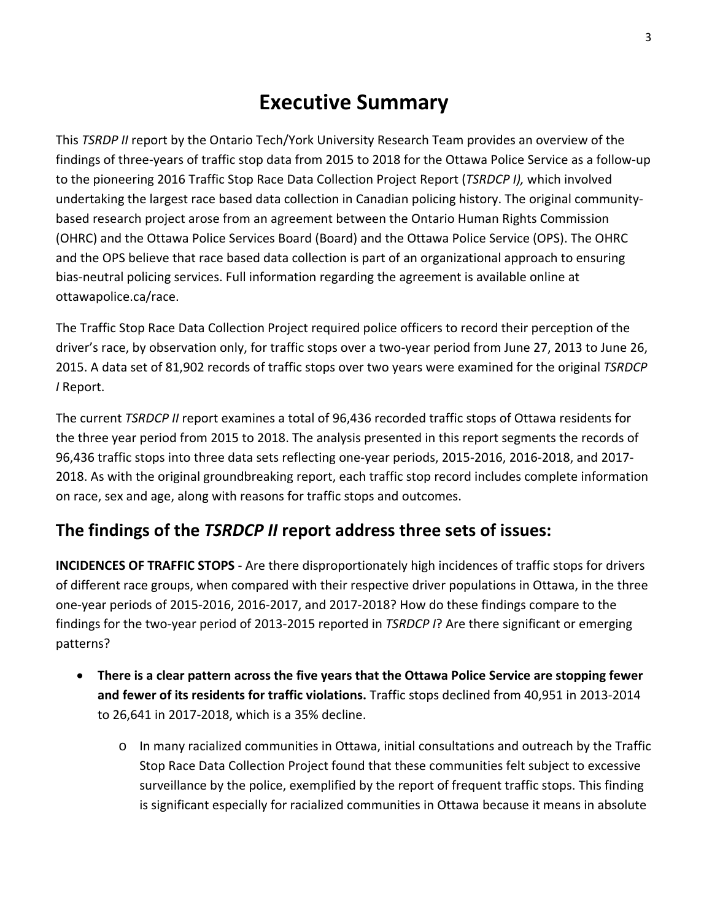# Executive Summary

This *TSRDP II* report by the Ontario Tech/York University Research Team provides an overview of the findings of three-years of traffic stop data from 2015 to 2018 for the Ottawa Police Service as a follow-up to the pioneering 2016 Traffic Stop Race Data Collection Project Report (*TSRDCP I),* which involved undertaking the largest race based data collection in Canadian policing history. The original community-based research project arose from an agreement between the Ontario Human Rights Commission (OHRC) and the Ottawa Police Services Board (Board) and the Ottawa Police Service (OPS). The OHRC and the OPS believe that race based data collection is part of an organizational approach to ensuring bias-neutral policing services. Full information regarding the agreement is available online at ottawapolice.ca/race.

The Traffic Stop Race Data Collection Project required police officers to record their perception of the driver's race, by observation only, for traffic stops over a two-year period from June 27, 2013 to June 26, 2015. A data set of 81,902 records of traffic stops over two years were examined for the original *TSRDCP I* Report.

The current *TSRDCP II* report examines a total of 96,436 recorded traffic stops of Ottawa residents for the three year period from 2015 to 2018. The analysis presented in this report segments the records of 96,436 traffic stops into three data sets reflecting one-year periods, 2015-2016, 2016-2018, and 2017-2018. As with the original groundbreaking report, each traffic stop record includes complete information on race, sex and age, along with reasons for traffic stops and outcomes.

## The findings of the *TSRDCP II* report address three sets of issues:

**INCIDENCES OF TRAFFIC STOPS** - Are there disproportionately high incidences of traffic stops for drivers of different race groups, when compared with their respective driver populations in Ottawa, in the three one-year periods of 2015-2016, 2016-2017, and 2017-2018? How do these findings compare to the findings for the two-year period of 2013-2015 reported in *TSRDCP I*? Are there significant or emerging patterns?

- **There is a clear pattern across the five years that the Ottawa Police Service are stopping fewer and fewer of its residents for traffic violations.** Traffic stops declined from 40,951 in 2013-2014 to 26,641 in 2017-2018, which is a 35% decline.
    - In many racialized communities in Ottawa, initial consultations and outreach by the Traffic Stop Race Data Collection Project found that these communities felt subject to excessive surveillance by the police, exemplified by the report of frequent traffic stops. This finding is significant especially for racialized communities in Ottawa because it means in absolute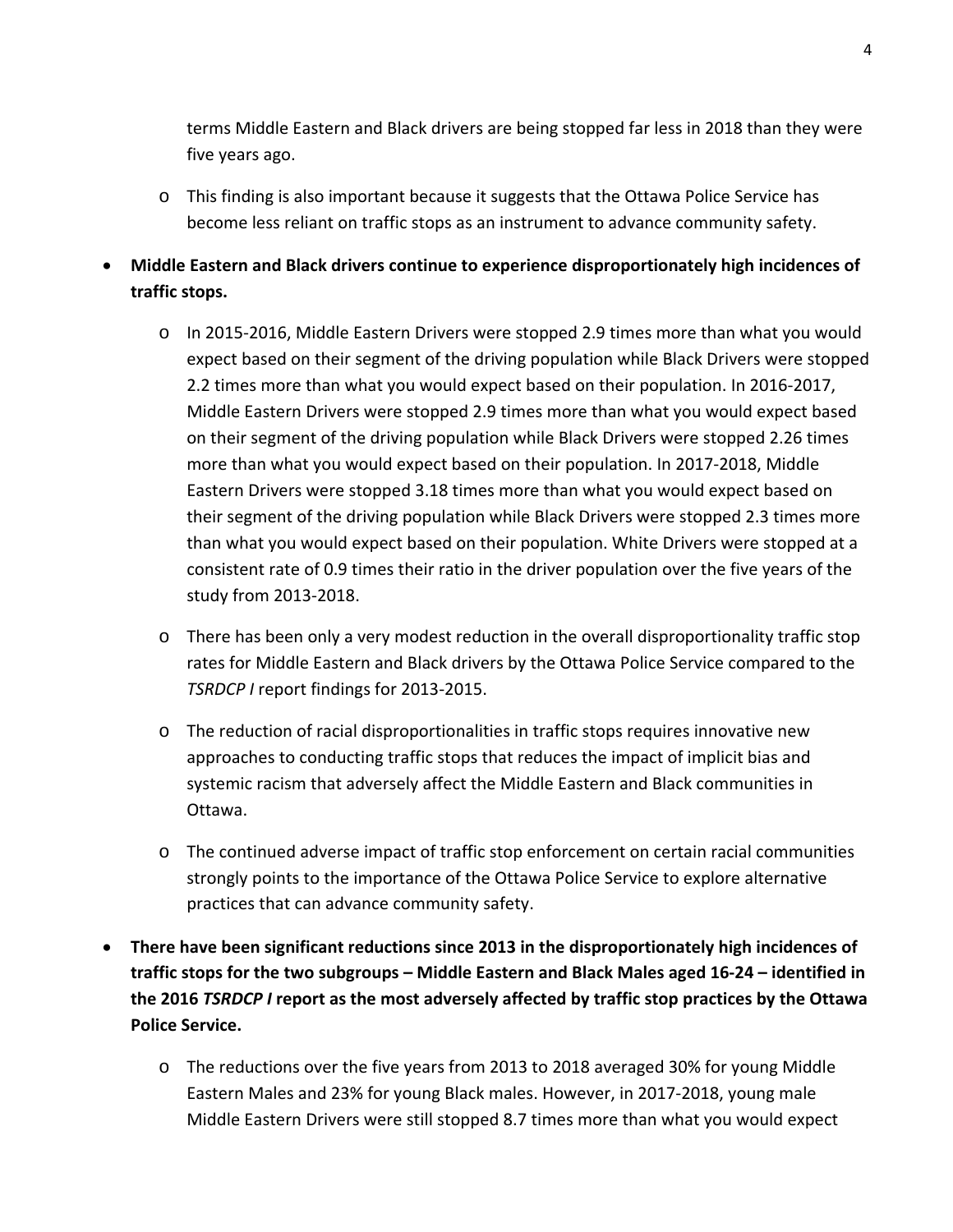terms Middle Eastern and Black drivers are being stopped far less in 2018 than they were five years ago.

- This finding is also important because it suggests that the Ottawa Police Service has become less reliant on traffic stops as an instrument to advance community safety.

- **Middle Eastern and Black drivers continue to experience disproportionately high incidences of traffic stops.**
  - In 2015-2016, Middle Eastern Drivers were stopped 2.9 times more than what you would expect based on their segment of the driving population while Black Drivers were stopped 2.2 times more than what you would expect based on their population. In 2016-2017, Middle Eastern Drivers were stopped 2.9 times more than what you would expect based on their segment of the driving population while Black Drivers were stopped 2.26 times more than what you would expect based on their population. In 2017-2018, Middle Eastern Drivers were stopped 3.18 times more than what you would expect based on their segment of the driving population while Black Drivers were stopped 2.3 times more than what you would expect based on their population. White Drivers were stopped at a consistent rate of 0.9 times their ratio in the driver population over the five years of the study from 2013-2018.
  - There has been only a very modest reduction in the overall disproportionality traffic stop rates for Middle Eastern and Black drivers by the Ottawa Police Service compared to the *TSRDCP I* report findings for 2013-2015.
  - The reduction of racial disproportionalities in traffic stops requires innovative new approaches to conducting traffic stops that reduces the impact of implicit bias and systemic racism that adversely affect the Middle Eastern and Black communities in Ottawa.
  - The continued adverse impact of traffic stop enforcement on certain racial communities strongly points to the importance of the Ottawa Police Service to explore alternative practices that can advance community safety.

- **There have been significant reductions since 2013 in the disproportionately high incidences of traffic stops for the two subgroups – Middle Eastern and Black Males aged 16-24 – identified in the 2016 *TSRDCP I* report as the most adversely affected by traffic stop practices by the Ottawa Police Service.**
  - The reductions over the five years from 2013 to 2018 averaged 30% for young Middle Eastern Males and 23% for young Black males. However, in 2017-2018, young male Middle Eastern Drivers were still stopped 8.7 times more than what you would expect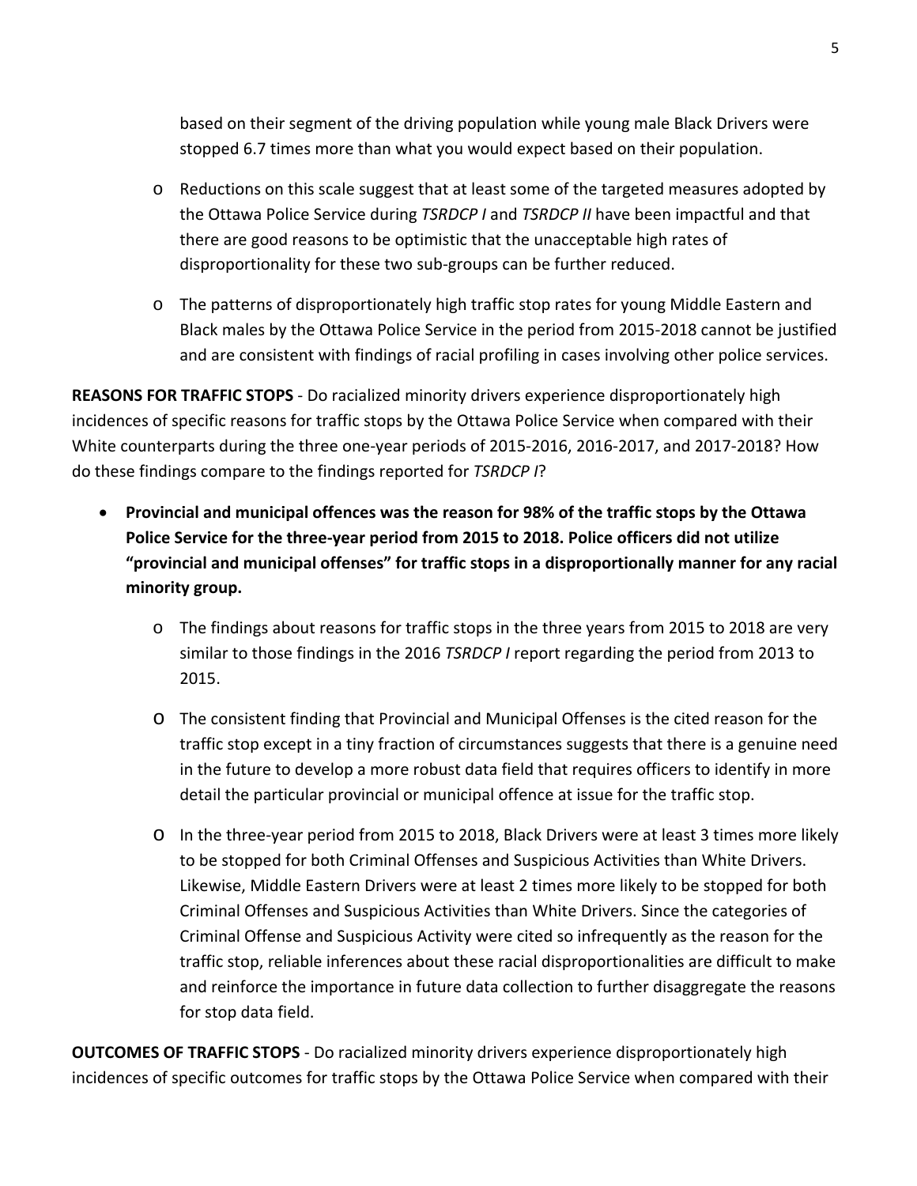based on their segment of the driving population while young male Black Drivers were stopped 6.7 times more than what you would expect based on their population.

- Reductions on this scale suggest that at least some of the targeted measures adopted by the Ottawa Police Service during *TSRDCP I* and *TSRDCP II* have been impactful and that there are good reasons to be optimistic that the unacceptable high rates of disproportionality for these two sub-groups can be further reduced.
- The patterns of disproportionately high traffic stop rates for young Middle Eastern and Black males by the Ottawa Police Service in the period from 2015-2018 cannot be justified and are consistent with findings of racial profiling in cases involving other police services.

**REASONS FOR TRAFFIC STOPS** - Do racialized minority drivers experience disproportionately high incidences of specific reasons for traffic stops by the Ottawa Police Service when compared with their White counterparts during the three one-year periods of 2015-2016, 2016-2017, and 2017-2018? How do these findings compare to the findings reported for *TSRDCP I*?

- **Provincial and municipal offences was the reason for 98% of the traffic stops by the Ottawa Police Service for the three-year period from 2015 to 2018. Police officers did not utilize "provincial and municipal offenses" for traffic stops in a disproportionally manner for any racial minority group.**
  - The findings about reasons for traffic stops in the three years from 2015 to 2018 are very similar to those findings in the 2016 *TSRDCP I* report regarding the period from 2013 to 2015.
  - The consistent finding that Provincial and Municipal Offenses is the cited reason for the traffic stop except in a tiny fraction of circumstances suggests that there is a genuine need in the future to develop a more robust data field that requires officers to identify in more detail the particular provincial or municipal offence at issue for the traffic stop.
  - In the three-year period from 2015 to 2018, Black Drivers were at least 3 times more likely to be stopped for both Criminal Offenses and Suspicious Activities than White Drivers. Likewise, Middle Eastern Drivers were at least 2 times more likely to be stopped for both Criminal Offenses and Suspicious Activities than White Drivers. Since the categories of Criminal Offense and Suspicious Activity were cited so infrequently as the reason for the traffic stop, reliable inferences about these racial disproportionalities are difficult to make and reinforce the importance in future data collection to further disaggregate the reasons for stop data field.

**OUTCOMES OF TRAFFIC STOPS** - Do racialized minority drivers experience disproportionately high incidences of specific outcomes for traffic stops by the Ottawa Police Service when compared with their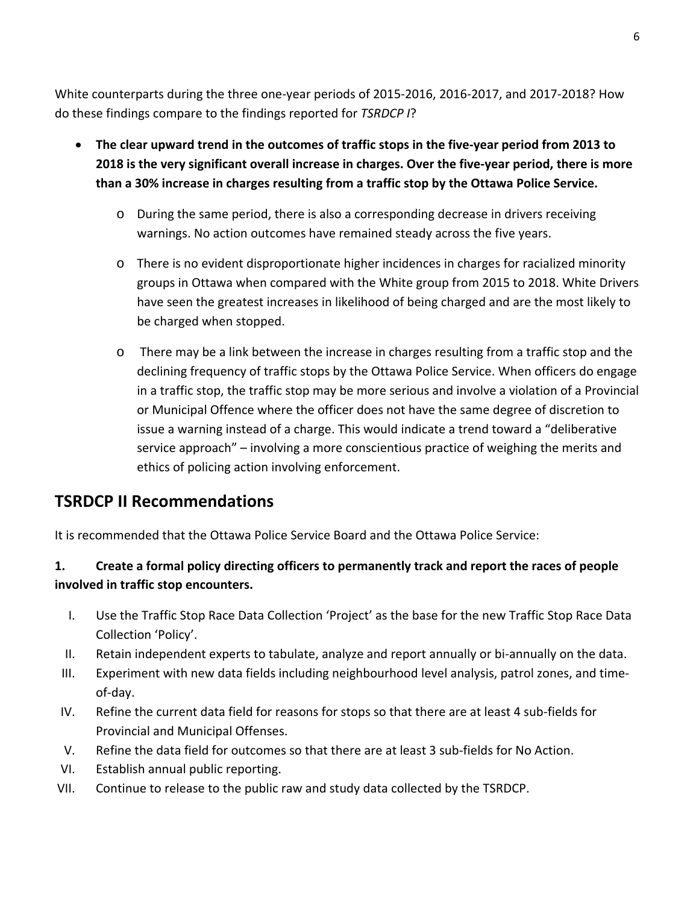White counterparts during the three one-year periods of 2015-2016, 2016-2017, and 2017-2018? How do these findings compare to the findings reported for *TSRDCP I*?

- **The clear upward trend in the outcomes of traffic stops in the five-year period from 2013 to 2018 is the very significant overall increase in charges. Over the five-year period, there is more than a 30% increase in charges resulting from a traffic stop by the Ottawa Police Service.**
    - During the same period, there is also a corresponding decrease in drivers receiving warnings. No action outcomes have remained steady across the five years.
    - There is no evident disproportionate higher incidences in charges for racialized minority groups in Ottawa when compared with the White group from 2015 to 2018. White Drivers have seen the greatest increases in likelihood of being charged and are the most likely to be charged when stopped.
    - There may be a link between the increase in charges resulting from a traffic stop and the declining frequency of traffic stops by the Ottawa Police Service. When officers do engage in a traffic stop, the traffic stop may be more serious and involve a violation of a Provincial or Municipal Offence where the officer does not have the same degree of discretion to issue a warning instead of a charge. This would indicate a trend toward a "deliberative service approach" – involving a more conscientious practice of weighing the merits and ethics of policing action involving enforcement.

## TSRDCP II Recommendations

It is recommended that the Ottawa Police Service Board and the Ottawa Police Service:

**1. Create a formal policy directing officers to permanently track and report the races of people involved in traffic stop encounters.**

I. Use the Traffic Stop Race Data Collection 'Project' as the base for the new Traffic Stop Race Data Collection 'Policy'.

II. Retain independent experts to tabulate, analyze and report annually or bi-annually on the data.

III. Experiment with new data fields including neighbourhood level analysis, patrol zones, and time-of-day.

IV. Refine the current data field for reasons for stops so that there are at least 4 sub-fields for Provincial and Municipal Offenses.

V. Refine the data field for outcomes so that there are at least 3 sub-fields for No Action.

VI. Establish annual public reporting.

VII. Continue to release to the public raw and study data collected by the TSRDCP.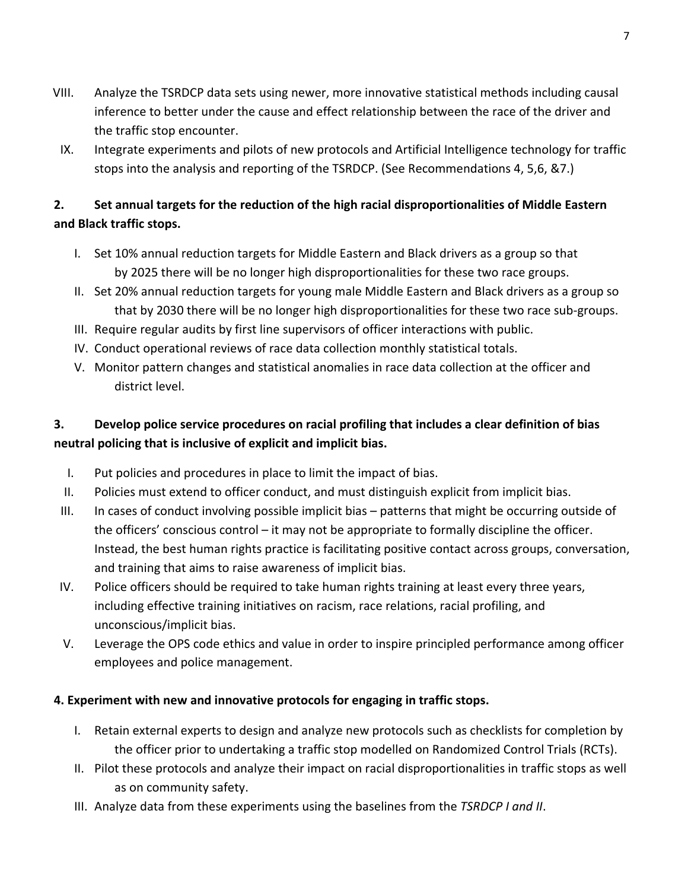VIII. Analyze the TSRDCP data sets using newer, more innovative statistical methods including causal inference to better under the cause and effect relationship between the race of the driver and the traffic stop encounter.

IX. Integrate experiments and pilots of new protocols and Artificial Intelligence technology for traffic stops into the analysis and reporting of the TSRDCP. (See Recommendations 4, 5,6, &7.)

**2. Set annual targets for the reduction of the high racial disproportionalities of Middle Eastern and Black traffic stops.**

I. Set 10% annual reduction targets for Middle Eastern and Black drivers as a group so that by 2025 there will be no longer high disproportionalities for these two race groups.

II. Set 20% annual reduction targets for young male Middle Eastern and Black drivers as a group so that by 2030 there will be no longer high disproportionalities for these two race sub-groups.

III. Require regular audits by first line supervisors of officer interactions with public.

IV. Conduct operational reviews of race data collection monthly statistical totals.

V. Monitor pattern changes and statistical anomalies in race data collection at the officer and district level.

**3. Develop police service procedures on racial profiling that includes a clear definition of bias neutral policing that is inclusive of explicit and implicit bias.**

I. Put policies and procedures in place to limit the impact of bias.

II. Policies must extend to officer conduct, and must distinguish explicit from implicit bias.

III. In cases of conduct involving possible implicit bias – patterns that might be occurring outside of the officers' conscious control – it may not be appropriate to formally discipline the officer. Instead, the best human rights practice is facilitating positive contact across groups, conversation, and training that aims to raise awareness of implicit bias.

IV. Police officers should be required to take human rights training at least every three years, including effective training initiatives on racism, race relations, racial profiling, and unconscious/implicit bias.

V. Leverage the OPS code ethics and value in order to inspire principled performance among officer employees and police management.

**4. Experiment with new and innovative protocols for engaging in traffic stops.**

I. Retain external experts to design and analyze new protocols such as checklists for completion by the officer prior to undertaking a traffic stop modelled on Randomized Control Trials (RCTs).

II. Pilot these protocols and analyze their impact on racial disproportionalities in traffic stops as well as on community safety.

III. Analyze data from these experiments using the baselines from the *TSRDCP I and II*.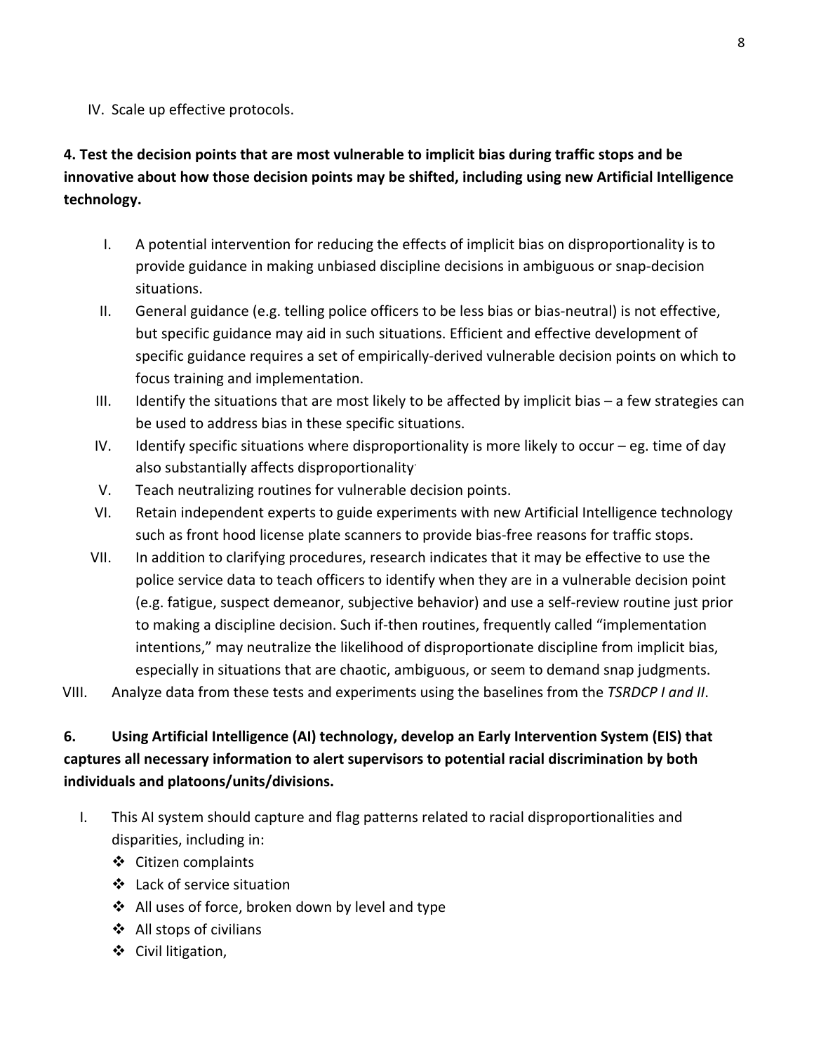IV. Scale up effective protocols.

**4. Test the decision points that are most vulnerable to implicit bias during traffic stops and be innovative about how those decision points may be shifted, including using new Artificial Intelligence technology.**

I. A potential intervention for reducing the effects of implicit bias on disproportionality is to provide guidance in making unbiased discipline decisions in ambiguous or snap-decision situations.
II. General guidance (e.g. telling police officers to be less bias or bias-neutral) is not effective, but specific guidance may aid in such situations. Efficient and effective development of specific guidance requires a set of empirically-derived vulnerable decision points on which to focus training and implementation.
III. Identify the situations that are most likely to be affected by implicit bias – a few strategies can be used to address bias in these specific situations.
IV. Identify specific situations where disproportionality is more likely to occur – eg. time of day also substantially affects disproportionality.
V. Teach neutralizing routines for vulnerable decision points.
VI. Retain independent experts to guide experiments with new Artificial Intelligence technology such as front hood license plate scanners to provide bias-free reasons for traffic stops.
VII. In addition to clarifying procedures, research indicates that it may be effective to use the police service data to teach officers to identify when they are in a vulnerable decision point (e.g. fatigue, suspect demeanor, subjective behavior) and use a self-review routine just prior to making a discipline decision. Such if-then routines, frequently called "implementation intentions," may neutralize the likelihood of disproportionate discipline from implicit bias, especially in situations that are chaotic, ambiguous, or seem to demand snap judgments.
VIII. Analyze data from these tests and experiments using the baselines from the *TSRDCP I and II*.

**6. Using Artificial Intelligence (AI) technology, develop an Early Intervention System (EIS) that captures all necessary information to alert supervisors to potential racial discrimination by both individuals and platoons/units/divisions.**

I. This AI system should capture and flag patterns related to racial disproportionalities and disparities, including in:
   - Citizen complaints
   - Lack of service situation
   - All uses of force, broken down by level and type
   - All stops of civilians
   - Civil litigation,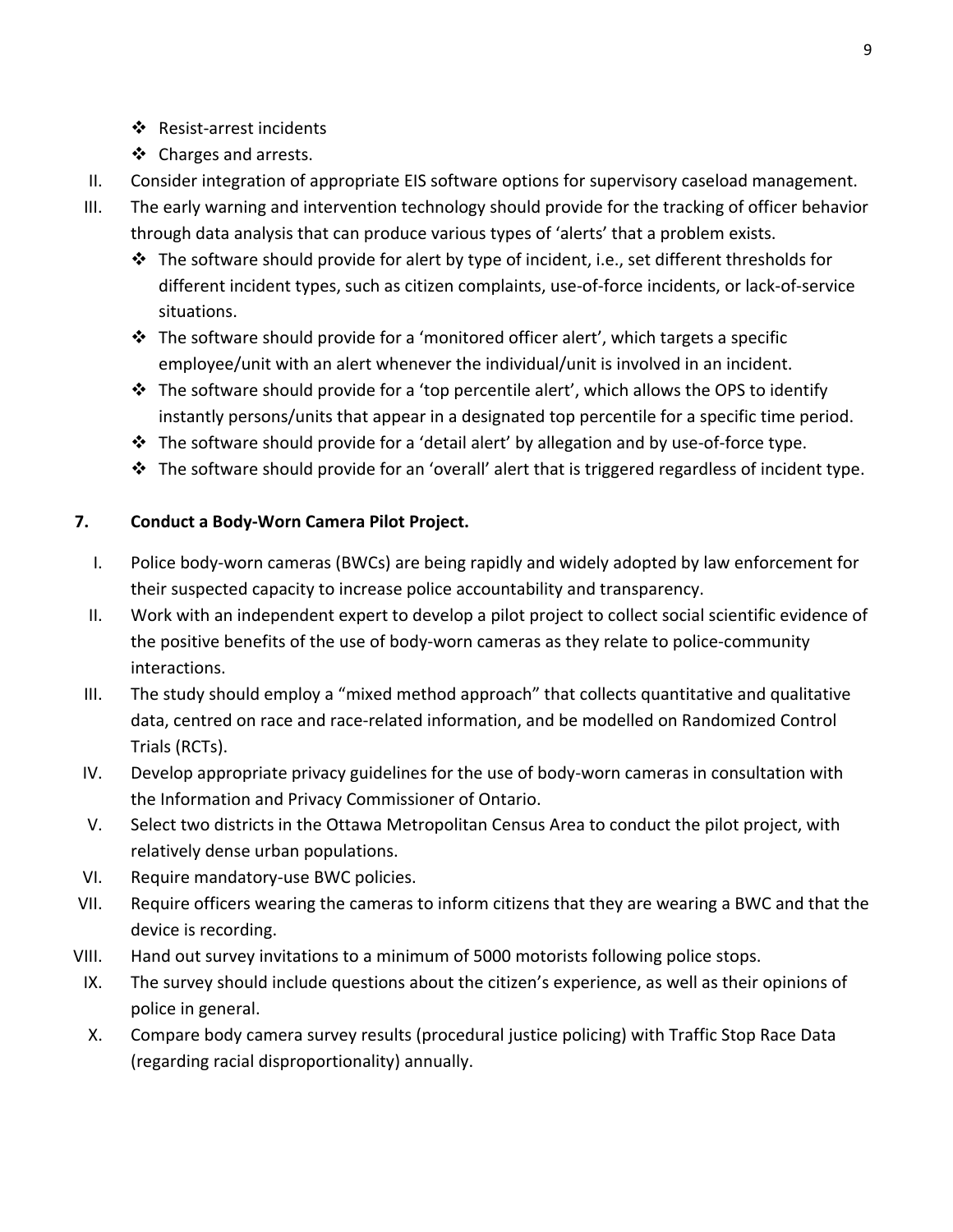- ❖ Resist-arrest incidents
- ❖ Charges and arrests.

II. Consider integration of appropriate EIS software options for supervisory caseload management.

III. The early warning and intervention technology should provide for the tracking of officer behavior through data analysis that can produce various types of 'alerts' that a problem exists.
   - ❖ The software should provide for alert by type of incident, i.e., set different thresholds for different incident types, such as citizen complaints, use-of-force incidents, or lack-of-service situations.
   - ❖ The software should provide for a 'monitored officer alert', which targets a specific employee/unit with an alert whenever the individual/unit is involved in an incident.
   - ❖ The software should provide for a 'top percentile alert', which allows the OPS to identify instantly persons/units that appear in a designated top percentile for a specific time period.
   - ❖ The software should provide for a 'detail alert' by allegation and by use-of-force type.
   - ❖ The software should provide for an 'overall' alert that is triggered regardless of incident type.

**7. Conduct a Body-Worn Camera Pilot Project.**

I. Police body-worn cameras (BWCs) are being rapidly and widely adopted by law enforcement for their suspected capacity to increase police accountability and transparency.

II. Work with an independent expert to develop a pilot project to collect social scientific evidence of the positive benefits of the use of body-worn cameras as they relate to police-community interactions.

III. The study should employ a "mixed method approach" that collects quantitative and qualitative data, centred on race and race-related information, and be modelled on Randomized Control Trials (RCTs).

IV. Develop appropriate privacy guidelines for the use of body-worn cameras in consultation with the Information and Privacy Commissioner of Ontario.

V. Select two districts in the Ottawa Metropolitan Census Area to conduct the pilot project, with relatively dense urban populations.

VI. Require mandatory-use BWC policies.

VII. Require officers wearing the cameras to inform citizens that they are wearing a BWC and that the device is recording.

VIII. Hand out survey invitations to a minimum of 5000 motorists following police stops.

IX. The survey should include questions about the citizen's experience, as well as their opinions of police in general.

X. Compare body camera survey results (procedural justice policing) with Traffic Stop Race Data (regarding racial disproportionality) annually.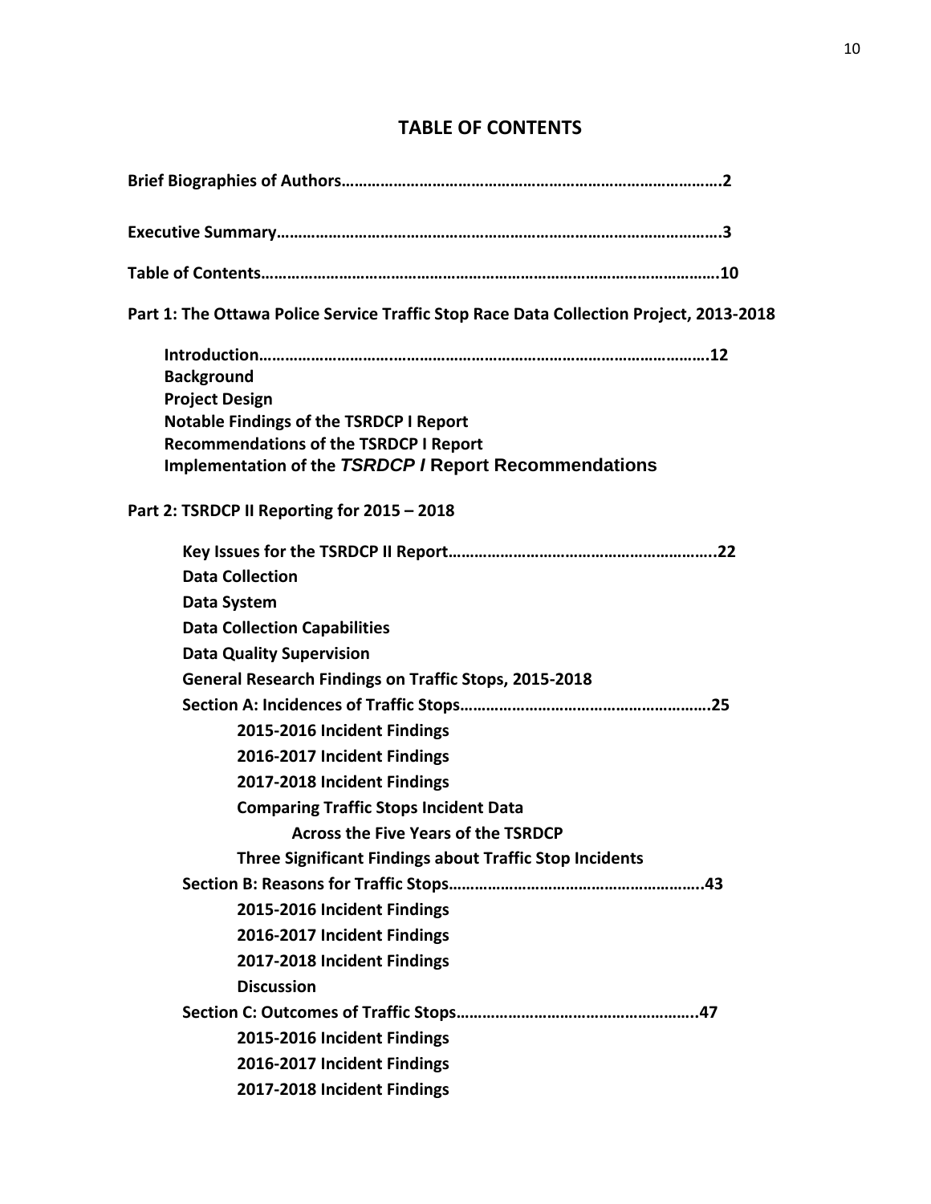# TABLE OF CONTENTS

**Brief Biographies of Authors……………………………………………………………………………2**

**Executive Summary…………………………………………………………………………………………3**

**Table of Contents……………………………………………………………………………………………10**

**Part 1: The Ottawa Police Service Traffic Stop Race Data Collection Project, 2013-2018**

- **Introduction…………………………………………………………………………………………12**
- **Background**
- **Project Design**
- **Notable Findings of the TSRDCP I Report**
- **Recommendations of the TSRDCP I Report**
- **Implementation of the *TSRDCP I* Report Recommendations**

**Part 2: TSRDCP II Reporting for 2015 – 2018**

- **Key Issues for the TSRDCP II Report……………………………………………………..22**
- **Data Collection**
- **Data System**
- **Data Collection Capabilities**
- **Data Quality Supervision**
- **General Research Findings on Traffic Stops, 2015-2018**
- **Section A: Incidences of Traffic Stops…………………………………………………25**
  - **2015-2016 Incident Findings**
  - **2016-2017 Incident Findings**
  - **2017-2018 Incident Findings**
  - **Comparing Traffic Stops Incident Data Across the Five Years of the TSRDCP**
  - **Three Significant Findings about Traffic Stop Incidents**
- **Section B: Reasons for Traffic Stops…………………………………………………..43**
  - **2015-2016 Incident Findings**
  - **2016-2017 Incident Findings**
  - **2017-2018 Incident Findings**
  - **Discussion**
- **Section C: Outcomes of Traffic Stops……………………………………………...47**
  - **2015-2016 Incident Findings**
  - **2016-2017 Incident Findings**
  - **2017-2018 Incident Findings**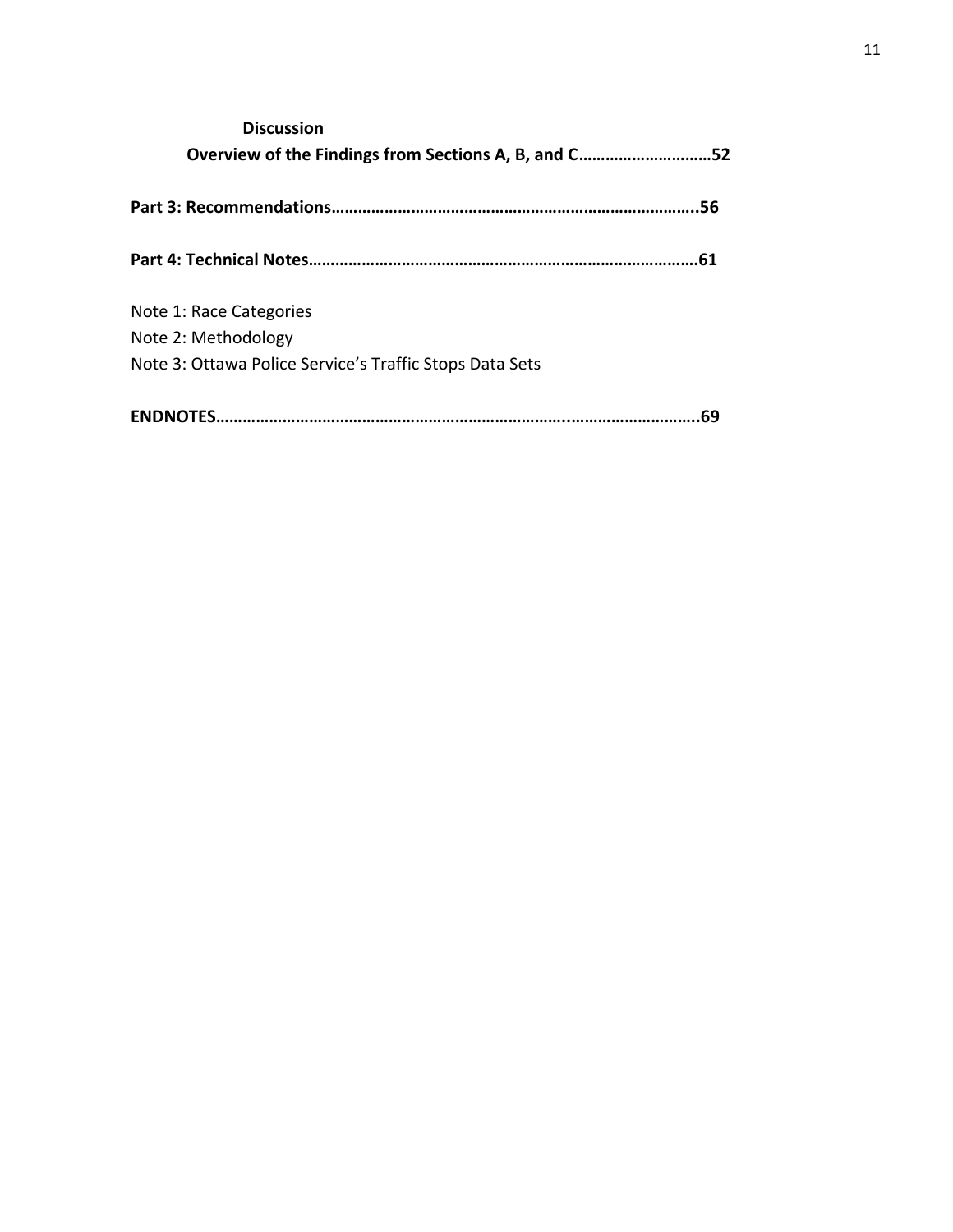**Discussion**

**Overview of the Findings from Sections A, B, and C…………………………52**

**Part 3: Recommendations……………………………………………………………………..56**

**Part 4: Technical Notes…………………………………………………………………………….61**

Note 1: Race Categories
Note 2: Methodology
Note 3: Ottawa Police Service's Traffic Stops Data Sets

**ENDNOTES…………………………………………………………………..………………………..69**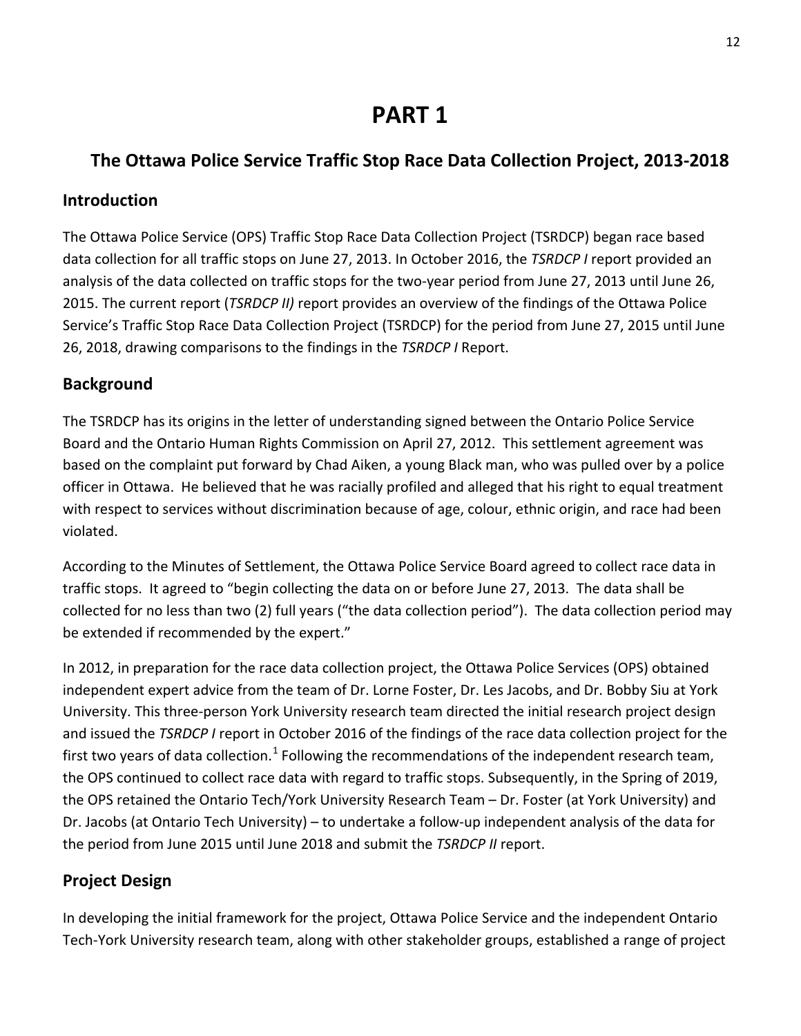# PART 1

## The Ottawa Police Service Traffic Stop Race Data Collection Project, 2013-2018

### Introduction

The Ottawa Police Service (OPS) Traffic Stop Race Data Collection Project (TSRDCP) began race based data collection for all traffic stops on June 27, 2013. In October 2016, the *TSRDCP I* report provided an analysis of the data collected on traffic stops for the two-year period from June 27, 2013 until June 26, 2015. The current report (*TSRDCP II)* report provides an overview of the findings of the Ottawa Police Service's Traffic Stop Race Data Collection Project (TSRDCP) for the period from June 27, 2015 until June 26, 2018, drawing comparisons to the findings in the *TSRDCP I* Report.

### Background

The TSRDCP has its origins in the letter of understanding signed between the Ontario Police Service Board and the Ontario Human Rights Commission on April 27, 2012. This settlement agreement was based on the complaint put forward by Chad Aiken, a young Black man, who was pulled over by a police officer in Ottawa. He believed that he was racially profiled and alleged that his right to equal treatment with respect to services without discrimination because of age, colour, ethnic origin, and race had been violated.

According to the Minutes of Settlement, the Ottawa Police Service Board agreed to collect race data in traffic stops. It agreed to "begin collecting the data on or before June 27, 2013. The data shall be collected for no less than two (2) full years ("the data collection period"). The data collection period may be extended if recommended by the expert."

In 2012, in preparation for the race data collection project, the Ottawa Police Services (OPS) obtained independent expert advice from the team of Dr. Lorne Foster, Dr. Les Jacobs, and Dr. Bobby Siu at York University. This three-person York University research team directed the initial research project design and issued the *TSRDCP I* report in October 2016 of the findings of the race data collection project for the first two years of data collection.[1] Following the recommendations of the independent research team, the OPS continued to collect race data with regard to traffic stops. Subsequently, in the Spring of 2019, the OPS retained the Ontario Tech/York University Research Team – Dr. Foster (at York University) and Dr. Jacobs (at Ontario Tech University) – to undertake a follow-up independent analysis of the data for the period from June 2015 until June 2018 and submit the *TSRDCP II* report.

### Project Design

In developing the initial framework for the project, Ottawa Police Service and the independent Ontario Tech-York University research team, along with other stakeholder groups, established a range of project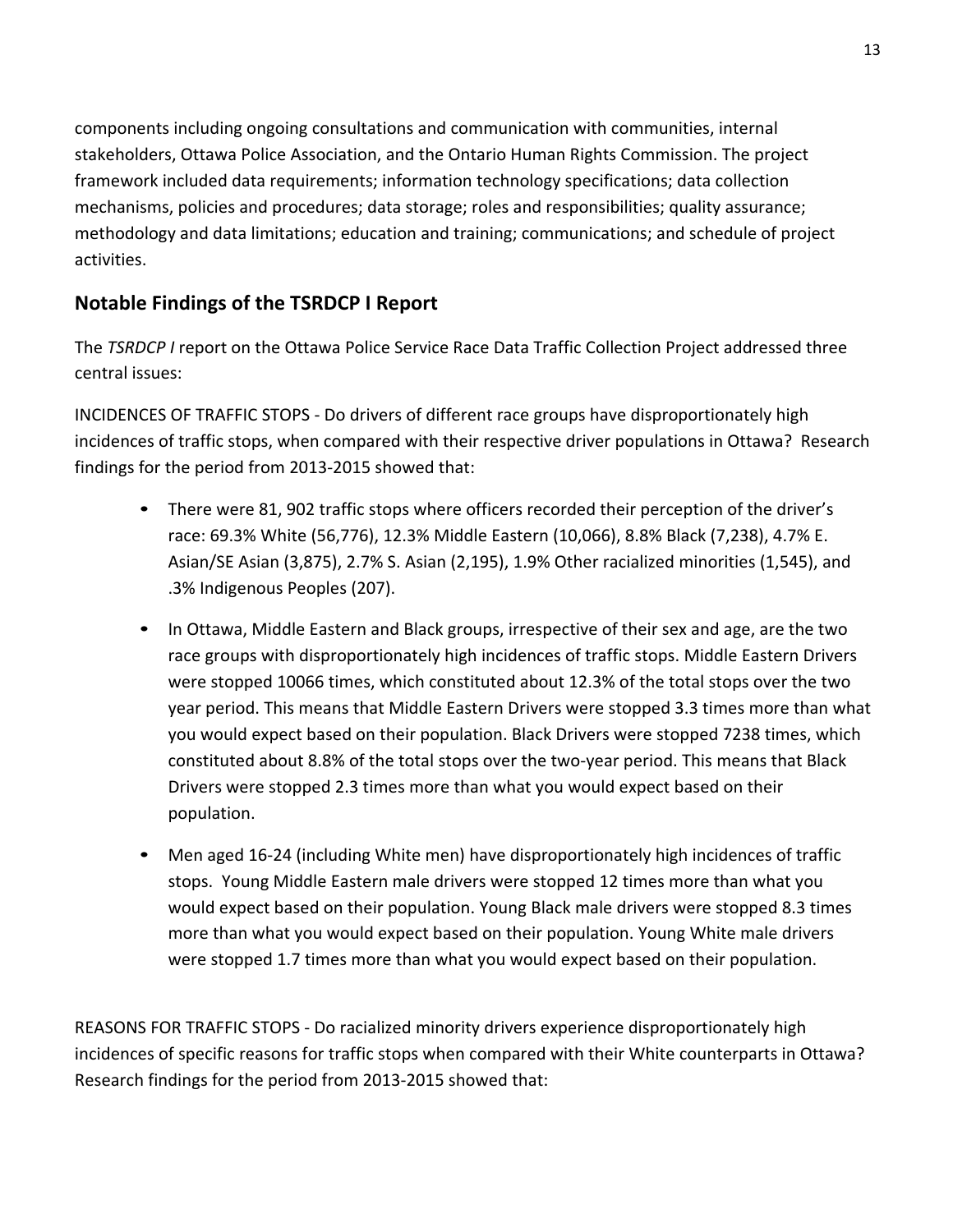components including ongoing consultations and communication with communities, internal stakeholders, Ottawa Police Association, and the Ontario Human Rights Commission. The project framework included data requirements; information technology specifications; data collection mechanisms, policies and procedures; data storage; roles and responsibilities; quality assurance; methodology and data limitations; education and training; communications; and schedule of project activities.

## Notable Findings of the TSRDCP I Report

The *TSRDCP I* report on the Ottawa Police Service Race Data Traffic Collection Project addressed three central issues:

INCIDENCES OF TRAFFIC STOPS - Do drivers of different race groups have disproportionately high incidences of traffic stops, when compared with their respective driver populations in Ottawa? Research findings for the period from 2013-2015 showed that:

- There were 81, 902 traffic stops where officers recorded their perception of the driver's race: 69.3% White (56,776), 12.3% Middle Eastern (10,066), 8.8% Black (7,238), 4.7% E. Asian/SE Asian (3,875), 2.7% S. Asian (2,195), 1.9% Other racialized minorities (1,545), and .3% Indigenous Peoples (207).
- In Ottawa, Middle Eastern and Black groups, irrespective of their sex and age, are the two race groups with disproportionately high incidences of traffic stops. Middle Eastern Drivers were stopped 10066 times, which constituted about 12.3% of the total stops over the two year period. This means that Middle Eastern Drivers were stopped 3.3 times more than what you would expect based on their population. Black Drivers were stopped 7238 times, which constituted about 8.8% of the total stops over the two-year period. This means that Black Drivers were stopped 2.3 times more than what you would expect based on their population.
- Men aged 16-24 (including White men) have disproportionately high incidences of traffic stops. Young Middle Eastern male drivers were stopped 12 times more than what you would expect based on their population. Young Black male drivers were stopped 8.3 times more than what you would expect based on their population. Young White male drivers were stopped 1.7 times more than what you would expect based on their population.

REASONS FOR TRAFFIC STOPS - Do racialized minority drivers experience disproportionately high incidences of specific reasons for traffic stops when compared with their White counterparts in Ottawa? Research findings for the period from 2013-2015 showed that: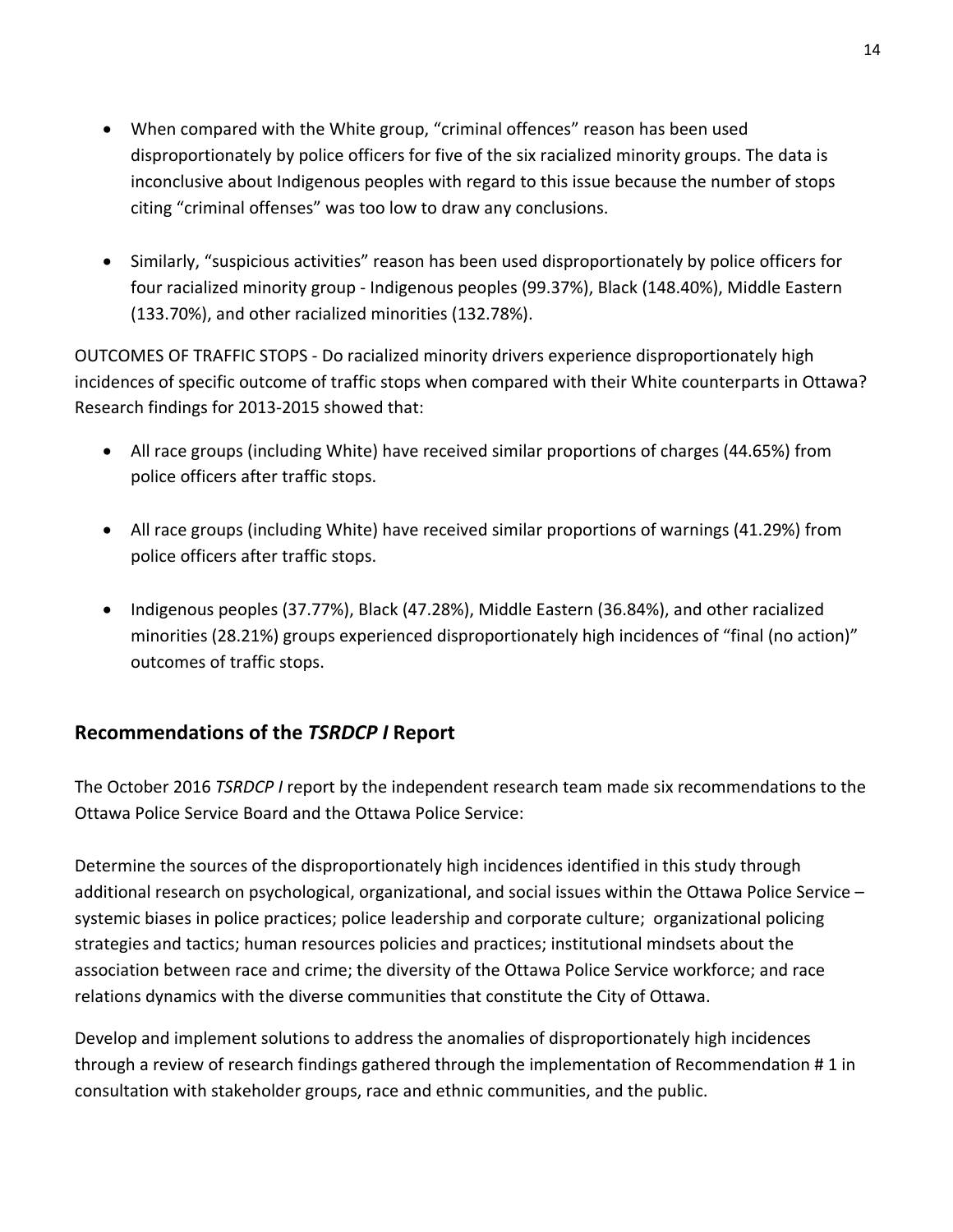- When compared with the White group, "criminal offences" reason has been used disproportionately by police officers for five of the six racialized minority groups. The data is inconclusive about Indigenous peoples with regard to this issue because the number of stops citing "criminal offenses" was too low to draw any conclusions.

- Similarly, "suspicious activities" reason has been used disproportionately by police officers for four racialized minority group - Indigenous peoples (99.37%), Black (148.40%), Middle Eastern (133.70%), and other racialized minorities (132.78%).

OUTCOMES OF TRAFFIC STOPS - Do racialized minority drivers experience disproportionately high incidences of specific outcome of traffic stops when compared with their White counterparts in Ottawa? Research findings for 2013-2015 showed that:

- All race groups (including White) have received similar proportions of charges (44.65%) from police officers after traffic stops.

- All race groups (including White) have received similar proportions of warnings (41.29%) from police officers after traffic stops.

- Indigenous peoples (37.77%), Black (47.28%), Middle Eastern (36.84%), and other racialized minorities (28.21%) groups experienced disproportionately high incidences of "final (no action)" outcomes of traffic stops.

## Recommendations of the *TSRDCP I* Report

The October 2016 *TSRDCP I* report by the independent research team made six recommendations to the Ottawa Police Service Board and the Ottawa Police Service:

Determine the sources of the disproportionately high incidences identified in this study through additional research on psychological, organizational, and social issues within the Ottawa Police Service – systemic biases in police practices; police leadership and corporate culture; organizational policing strategies and tactics; human resources policies and practices; institutional mindsets about the association between race and crime; the diversity of the Ottawa Police Service workforce; and race relations dynamics with the diverse communities that constitute the City of Ottawa.

Develop and implement solutions to address the anomalies of disproportionately high incidences through a review of research findings gathered through the implementation of Recommendation # 1 in consultation with stakeholder groups, race and ethnic communities, and the public.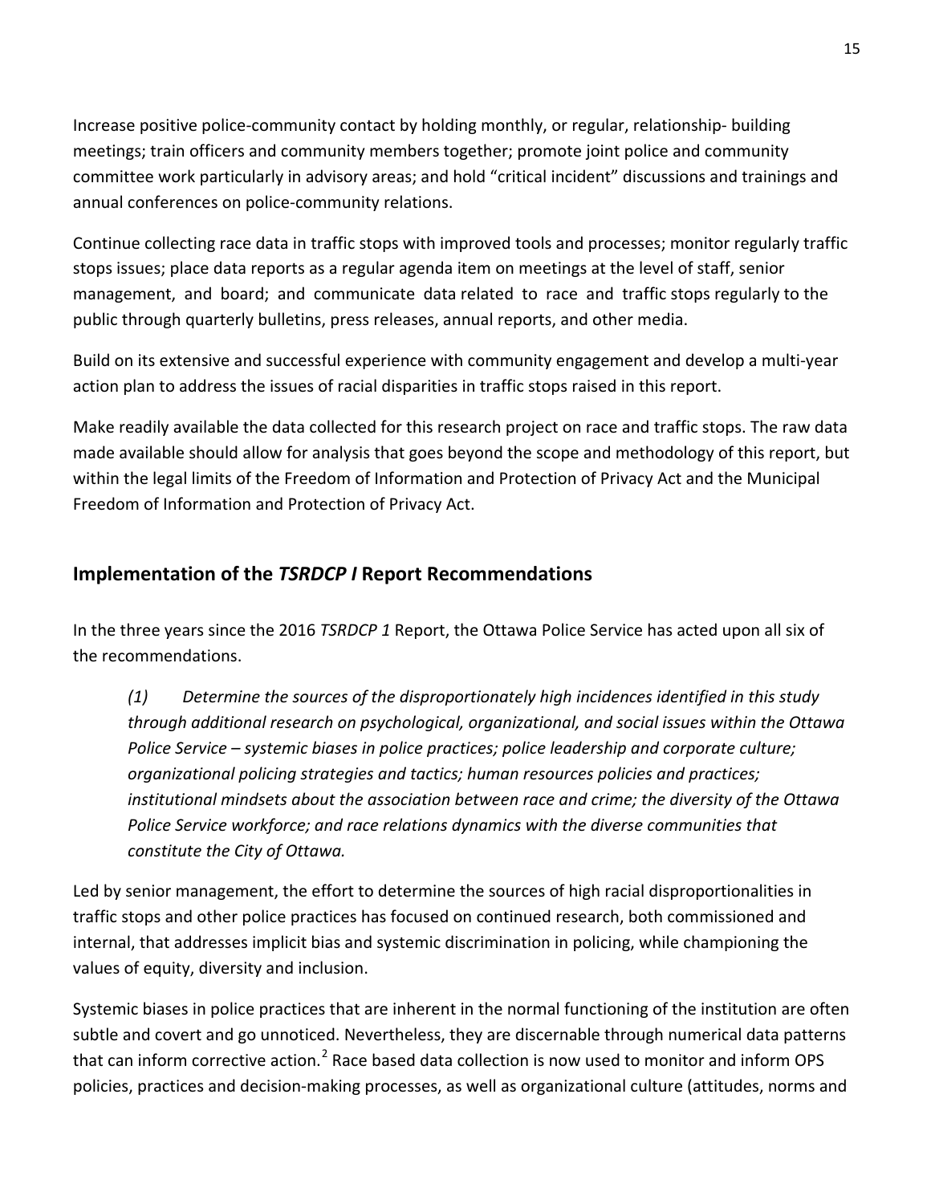Increase positive police-community contact by holding monthly, or regular, relationship- building meetings; train officers and community members together; promote joint police and community committee work particularly in advisory areas; and hold "critical incident" discussions and trainings and annual conferences on police-community relations.

Continue collecting race data in traffic stops with improved tools and processes; monitor regularly traffic stops issues; place data reports as a regular agenda item on meetings at the level of staff, senior management, and board; and communicate data related to race and traffic stops regularly to the public through quarterly bulletins, press releases, annual reports, and other media.

Build on its extensive and successful experience with community engagement and develop a multi-year action plan to address the issues of racial disparities in traffic stops raised in this report.

Make readily available the data collected for this research project on race and traffic stops. The raw data made available should allow for analysis that goes beyond the scope and methodology of this report, but within the legal limits of the Freedom of Information and Protection of Privacy Act and the Municipal Freedom of Information and Protection of Privacy Act.

## Implementation of the *TSRDCP I* Report Recommendations

In the three years since the 2016 *TSRDCP 1* Report, the Ottawa Police Service has acted upon all six of the recommendations.

> *(1) Determine the sources of the disproportionately high incidences identified in this study through additional research on psychological, organizational, and social issues within the Ottawa Police Service – systemic biases in police practices; police leadership and corporate culture; organizational policing strategies and tactics; human resources policies and practices; institutional mindsets about the association between race and crime; the diversity of the Ottawa Police Service workforce; and race relations dynamics with the diverse communities that constitute the City of Ottawa.*

Led by senior management, the effort to determine the sources of high racial disproportionalities in traffic stops and other police practices has focused on continued research, both commissioned and internal, that addresses implicit bias and systemic discrimination in policing, while championing the values of equity, diversity and inclusion.

Systemic biases in police practices that are inherent in the normal functioning of the institution are often subtle and covert and go unnoticed. Nevertheless, they are discernable through numerical data patterns that can inform corrective action.[2] Race based data collection is now used to monitor and inform OPS policies, practices and decision-making processes, as well as organizational culture (attitudes, norms and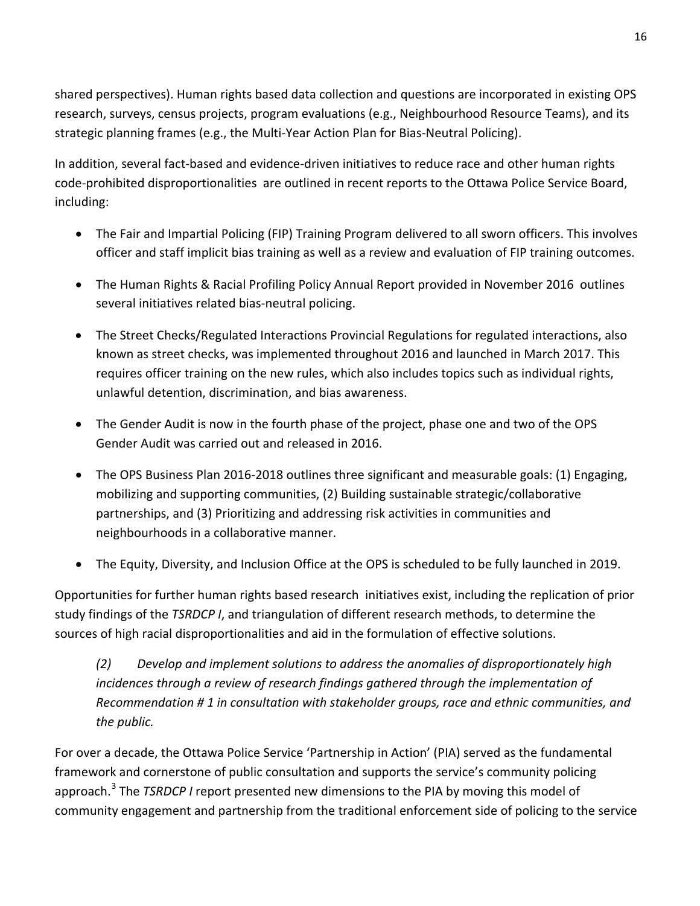shared perspectives). Human rights based data collection and questions are incorporated in existing OPS research, surveys, census projects, program evaluations (e.g., Neighbourhood Resource Teams), and its strategic planning frames (e.g., the Multi-Year Action Plan for Bias-Neutral Policing).

In addition, several fact-based and evidence-driven initiatives to reduce race and other human rights code-prohibited disproportionalities are outlined in recent reports to the Ottawa Police Service Board, including:

- The Fair and Impartial Policing (FIP) Training Program delivered to all sworn officers. This involves officer and staff implicit bias training as well as a review and evaluation of FIP training outcomes.
- The Human Rights & Racial Profiling Policy Annual Report provided in November 2016 outlines several initiatives related bias-neutral policing.
- The Street Checks/Regulated Interactions Provincial Regulations for regulated interactions, also known as street checks, was implemented throughout 2016 and launched in March 2017. This requires officer training on the new rules, which also includes topics such as individual rights, unlawful detention, discrimination, and bias awareness.
- The Gender Audit is now in the fourth phase of the project, phase one and two of the OPS Gender Audit was carried out and released in 2016.
- The OPS Business Plan 2016-2018 outlines three significant and measurable goals: (1) Engaging, mobilizing and supporting communities, (2) Building sustainable strategic/collaborative partnerships, and (3) Prioritizing and addressing risk activities in communities and neighbourhoods in a collaborative manner.
- The Equity, Diversity, and Inclusion Office at the OPS is scheduled to be fully launched in 2019.

Opportunities for further human rights based research initiatives exist, including the replication of prior study findings of the *TSRDCP I*, and triangulation of different research methods, to determine the sources of high racial disproportionalities and aid in the formulation of effective solutions.

*(2) Develop and implement solutions to address the anomalies of disproportionately high incidences through a review of research findings gathered through the implementation of Recommendation # 1 in consultation with stakeholder groups, race and ethnic communities, and the public.*

For over a decade, the Ottawa Police Service 'Partnership in Action' (PIA) served as the fundamental framework and cornerstone of public consultation and supports the service's community policing approach.[3] The *TSRDCP I* report presented new dimensions to the PIA by moving this model of community engagement and partnership from the traditional enforcement side of policing to the service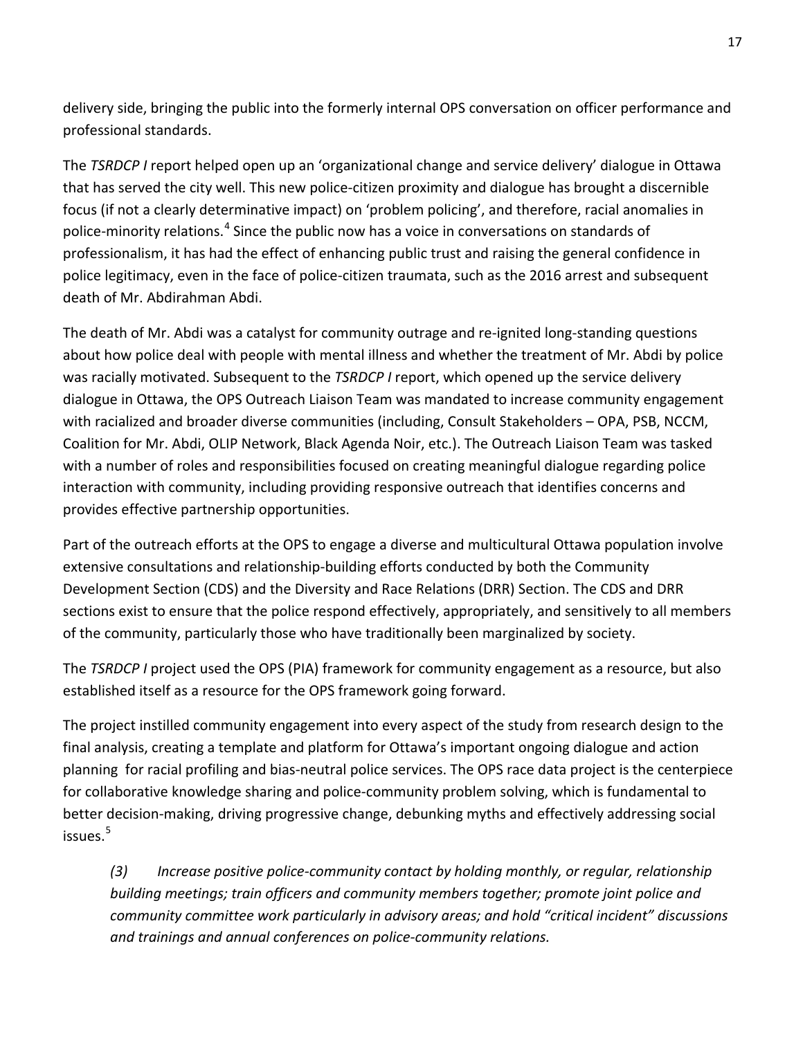delivery side, bringing the public into the formerly internal OPS conversation on officer performance and professional standards.

The *TSRDCP I* report helped open up an 'organizational change and service delivery' dialogue in Ottawa that has served the city well. This new police-citizen proximity and dialogue has brought a discernible focus (if not a clearly determinative impact) on 'problem policing', and therefore, racial anomalies in police-minority relations.[4] Since the public now has a voice in conversations on standards of professionalism, it has had the effect of enhancing public trust and raising the general confidence in police legitimacy, even in the face of police-citizen traumata, such as the 2016 arrest and subsequent death of Mr. Abdirahman Abdi.

The death of Mr. Abdi was a catalyst for community outrage and re-ignited long-standing questions about how police deal with people with mental illness and whether the treatment of Mr. Abdi by police was racially motivated. Subsequent to the *TSRDCP I* report, which opened up the service delivery dialogue in Ottawa, the OPS Outreach Liaison Team was mandated to increase community engagement with racialized and broader diverse communities (including, Consult Stakeholders – OPA, PSB, NCCM, Coalition for Mr. Abdi, OLIP Network, Black Agenda Noir, etc.). The Outreach Liaison Team was tasked with a number of roles and responsibilities focused on creating meaningful dialogue regarding police interaction with community, including providing responsive outreach that identifies concerns and provides effective partnership opportunities.

Part of the outreach efforts at the OPS to engage a diverse and multicultural Ottawa population involve extensive consultations and relationship-building efforts conducted by both the Community Development Section (CDS) and the Diversity and Race Relations (DRR) Section. The CDS and DRR sections exist to ensure that the police respond effectively, appropriately, and sensitively to all members of the community, particularly those who have traditionally been marginalized by society.

The *TSRDCP I* project used the OPS (PIA) framework for community engagement as a resource, but also established itself as a resource for the OPS framework going forward.

The project instilled community engagement into every aspect of the study from research design to the final analysis, creating a template and platform for Ottawa's important ongoing dialogue and action planning for racial profiling and bias-neutral police services. The OPS race data project is the centerpiece for collaborative knowledge sharing and police-community problem solving, which is fundamental to better decision-making, driving progressive change, debunking myths and effectively addressing social issues.[5]

> *(3) Increase positive police-community contact by holding monthly, or regular, relationship building meetings; train officers and community members together; promote joint police and community committee work particularly in advisory areas; and hold "critical incident" discussions and trainings and annual conferences on police-community relations.*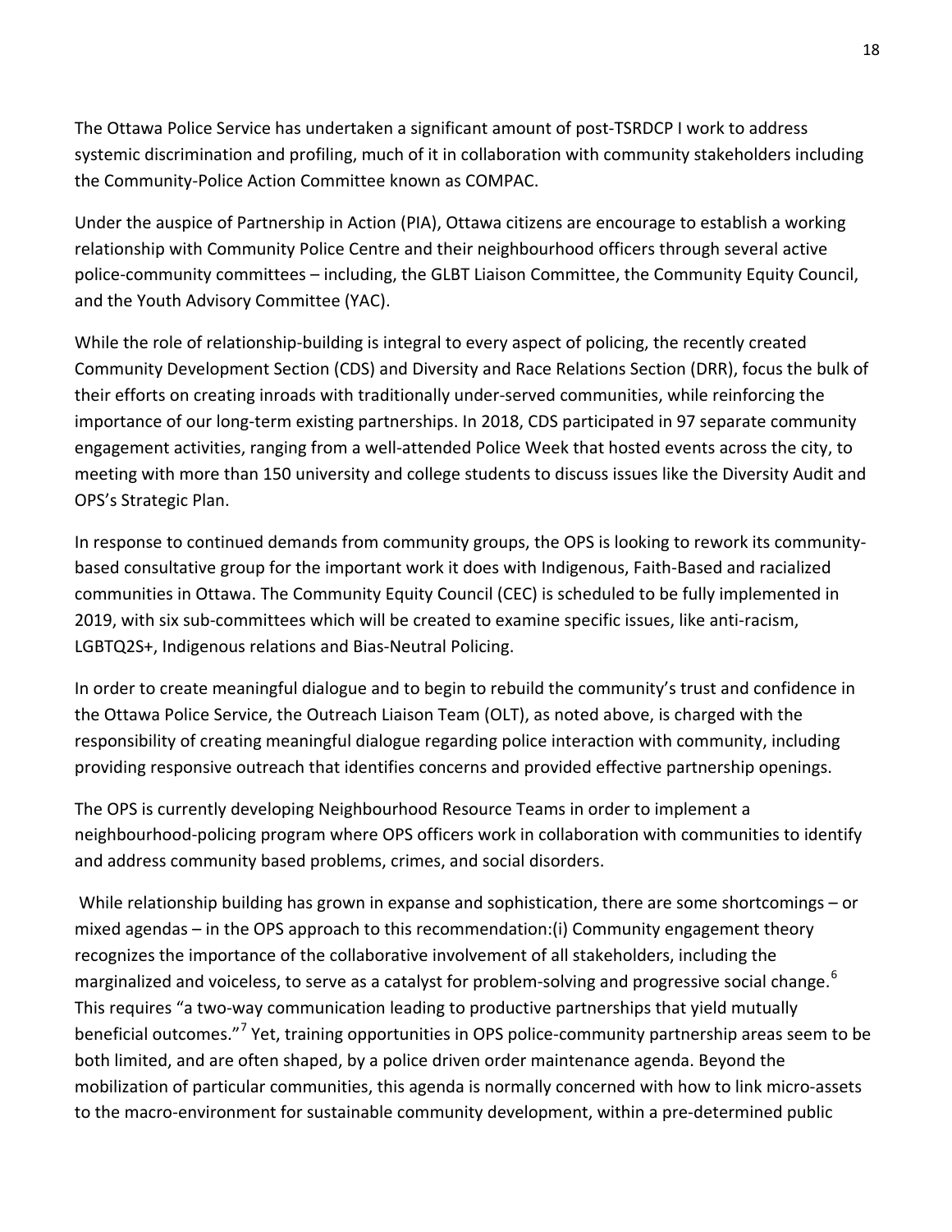The Ottawa Police Service has undertaken a significant amount of post-TSRDCP I work to address systemic discrimination and profiling, much of it in collaboration with community stakeholders including the Community-Police Action Committee known as COMPAC.

Under the auspice of Partnership in Action (PIA), Ottawa citizens are encourage to establish a working relationship with Community Police Centre and their neighbourhood officers through several active police-community committees – including, the GLBT Liaison Committee, the Community Equity Council, and the Youth Advisory Committee (YAC).

While the role of relationship-building is integral to every aspect of policing, the recently created Community Development Section (CDS) and Diversity and Race Relations Section (DRR), focus the bulk of their efforts on creating inroads with traditionally under-served communities, while reinforcing the importance of our long-term existing partnerships. In 2018, CDS participated in 97 separate community engagement activities, ranging from a well-attended Police Week that hosted events across the city, to meeting with more than 150 university and college students to discuss issues like the Diversity Audit and OPS's Strategic Plan.

In response to continued demands from community groups, the OPS is looking to rework its community-based consultative group for the important work it does with Indigenous, Faith-Based and racialized communities in Ottawa. The Community Equity Council (CEC) is scheduled to be fully implemented in 2019, with six sub-committees which will be created to examine specific issues, like anti-racism, LGBTQ2S+, Indigenous relations and Bias-Neutral Policing.

In order to create meaningful dialogue and to begin to rebuild the community's trust and confidence in the Ottawa Police Service, the Outreach Liaison Team (OLT), as noted above, is charged with the responsibility of creating meaningful dialogue regarding police interaction with community, including providing responsive outreach that identifies concerns and provided effective partnership openings.

The OPS is currently developing Neighbourhood Resource Teams in order to implement a neighbourhood-policing program where OPS officers work in collaboration with communities to identify and address community based problems, crimes, and social disorders.

While relationship building has grown in expanse and sophistication, there are some shortcomings – or mixed agendas – in the OPS approach to this recommendation:(i) Community engagement theory recognizes the importance of the collaborative involvement of all stakeholders, including the marginalized and voiceless, to serve as a catalyst for problem-solving and progressive social change.[6] This requires "a two-way communication leading to productive partnerships that yield mutually beneficial outcomes."[7] Yet, training opportunities in OPS police-community partnership areas seem to be both limited, and are often shaped, by a police driven order maintenance agenda. Beyond the mobilization of particular communities, this agenda is normally concerned with how to link micro-assets to the macro-environment for sustainable community development, within a pre-determined public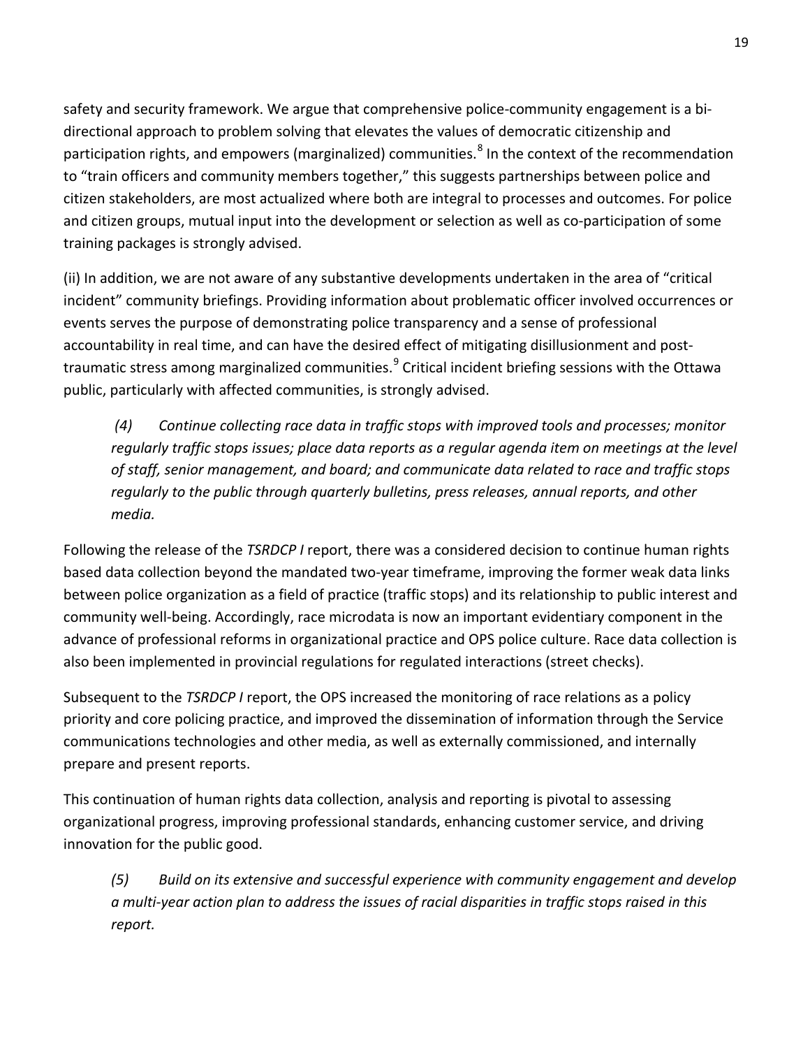safety and security framework. We argue that comprehensive police-community engagement is a bi-directional approach to problem solving that elevates the values of democratic citizenship and participation rights, and empowers (marginalized) communities.[8] In the context of the recommendation to "train officers and community members together," this suggests partnerships between police and citizen stakeholders, are most actualized where both are integral to processes and outcomes. For police and citizen groups, mutual input into the development or selection as well as co-participation of some training packages is strongly advised.

(ii) In addition, we are not aware of any substantive developments undertaken in the area of "critical incident" community briefings. Providing information about problematic officer involved occurrences or events serves the purpose of demonstrating police transparency and a sense of professional accountability in real time, and can have the desired effect of mitigating disillusionment and post-traumatic stress among marginalized communities.[9] Critical incident briefing sessions with the Ottawa public, particularly with affected communities, is strongly advised.

> *(4) Continue collecting race data in traffic stops with improved tools and processes; monitor regularly traffic stops issues; place data reports as a regular agenda item on meetings at the level of staff, senior management, and board; and communicate data related to race and traffic stops regularly to the public through quarterly bulletins, press releases, annual reports, and other media.*

Following the release of the *TSRDCP I* report, there was a considered decision to continue human rights based data collection beyond the mandated two-year timeframe, improving the former weak data links between police organization as a field of practice (traffic stops) and its relationship to public interest and community well-being. Accordingly, race microdata is now an important evidentiary component in the advance of professional reforms in organizational practice and OPS police culture. Race data collection is also been implemented in provincial regulations for regulated interactions (street checks).

Subsequent to the *TSRDCP I* report, the OPS increased the monitoring of race relations as a policy priority and core policing practice, and improved the dissemination of information through the Service communications technologies and other media, as well as externally commissioned, and internally prepare and present reports.

This continuation of human rights data collection, analysis and reporting is pivotal to assessing organizational progress, improving professional standards, enhancing customer service, and driving innovation for the public good.

> *(5) Build on its extensive and successful experience with community engagement and develop a multi-year action plan to address the issues of racial disparities in traffic stops raised in this report.*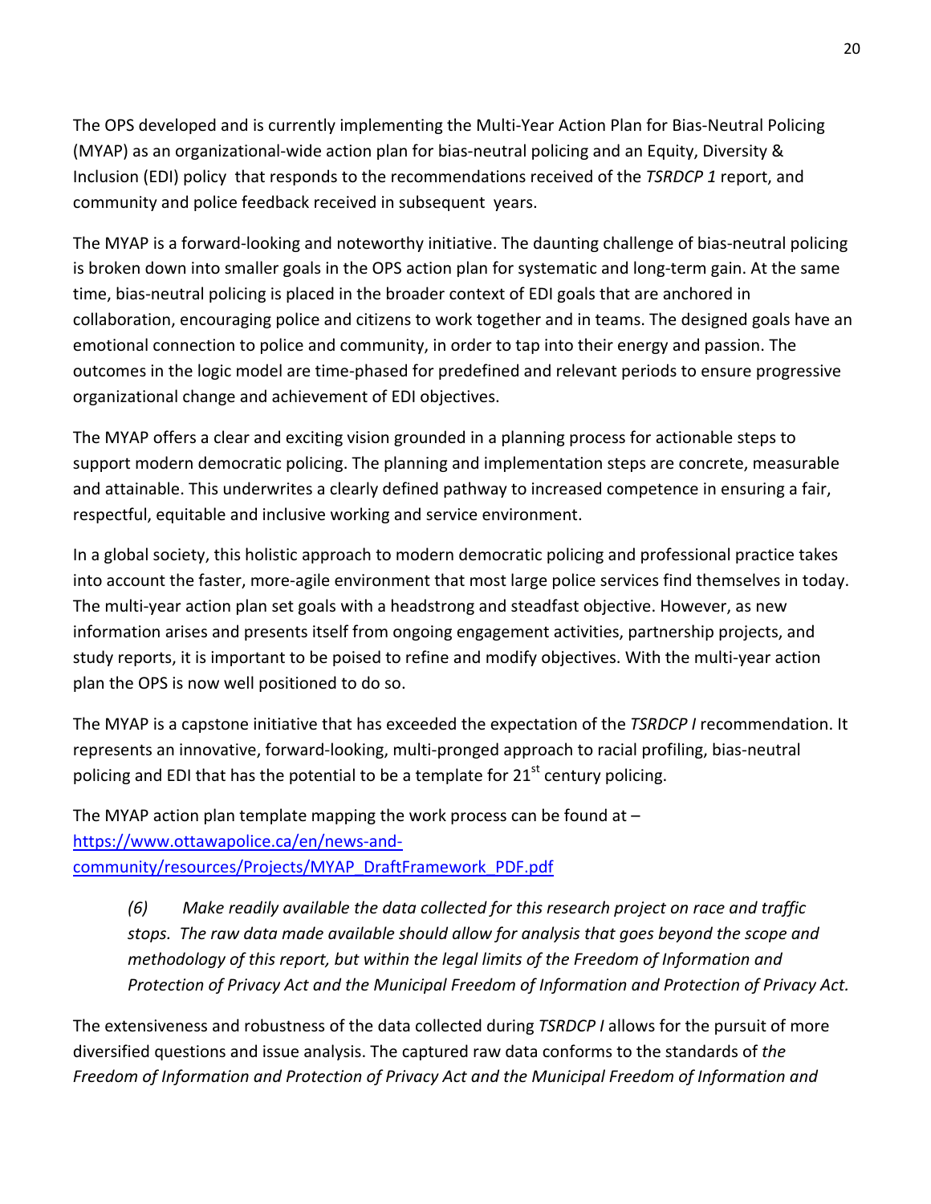The OPS developed and is currently implementing the Multi-Year Action Plan for Bias-Neutral Policing (MYAP) as an organizational-wide action plan for bias-neutral policing and an Equity, Diversity & Inclusion (EDI) policy that responds to the recommendations received of the *TSRDCP 1* report, and community and police feedback received in subsequent years.

The MYAP is a forward-looking and noteworthy initiative. The daunting challenge of bias-neutral policing is broken down into smaller goals in the OPS action plan for systematic and long-term gain. At the same time, bias-neutral policing is placed in the broader context of EDI goals that are anchored in collaboration, encouraging police and citizens to work together and in teams. The designed goals have an emotional connection to police and community, in order to tap into their energy and passion. The outcomes in the logic model are time-phased for predefined and relevant periods to ensure progressive organizational change and achievement of EDI objectives.

The MYAP offers a clear and exciting vision grounded in a planning process for actionable steps to support modern democratic policing. The planning and implementation steps are concrete, measurable and attainable. This underwrites a clearly defined pathway to increased competence in ensuring a fair, respectful, equitable and inclusive working and service environment.

In a global society, this holistic approach to modern democratic policing and professional practice takes into account the faster, more-agile environment that most large police services find themselves in today. The multi-year action plan set goals with a headstrong and steadfast objective. However, as new information arises and presents itself from ongoing engagement activities, partnership projects, and study reports, it is important to be poised to refine and modify objectives. With the multi-year action plan the OPS is now well positioned to do so.

The MYAP is a capstone initiative that has exceeded the expectation of the *TSRDCP I* recommendation. It represents an innovative, forward-looking, multi-pronged approach to racial profiling, bias-neutral policing and EDI that has the potential to be a template for 21st century policing.

The MYAP action plan template mapping the work process can be found at – [https://www.ottawapolice.ca/en/news-and-community/resources/Projects/MYAP_DraftFramework_PDF.pdf](https://www.ottawapolice.ca/en/news-and-community/resources/Projects/MYAP_DraftFramework_PDF.pdf)

> *(6) Make readily available the data collected for this research project on race and traffic stops. The raw data made available should allow for analysis that goes beyond the scope and methodology of this report, but within the legal limits of the Freedom of Information and Protection of Privacy Act and the Municipal Freedom of Information and Protection of Privacy Act.*

The extensiveness and robustness of the data collected during *TSRDCP I* allows for the pursuit of more diversified questions and issue analysis. The captured raw data conforms to the standards of *the Freedom of Information and Protection of Privacy Act and the Municipal Freedom of Information and*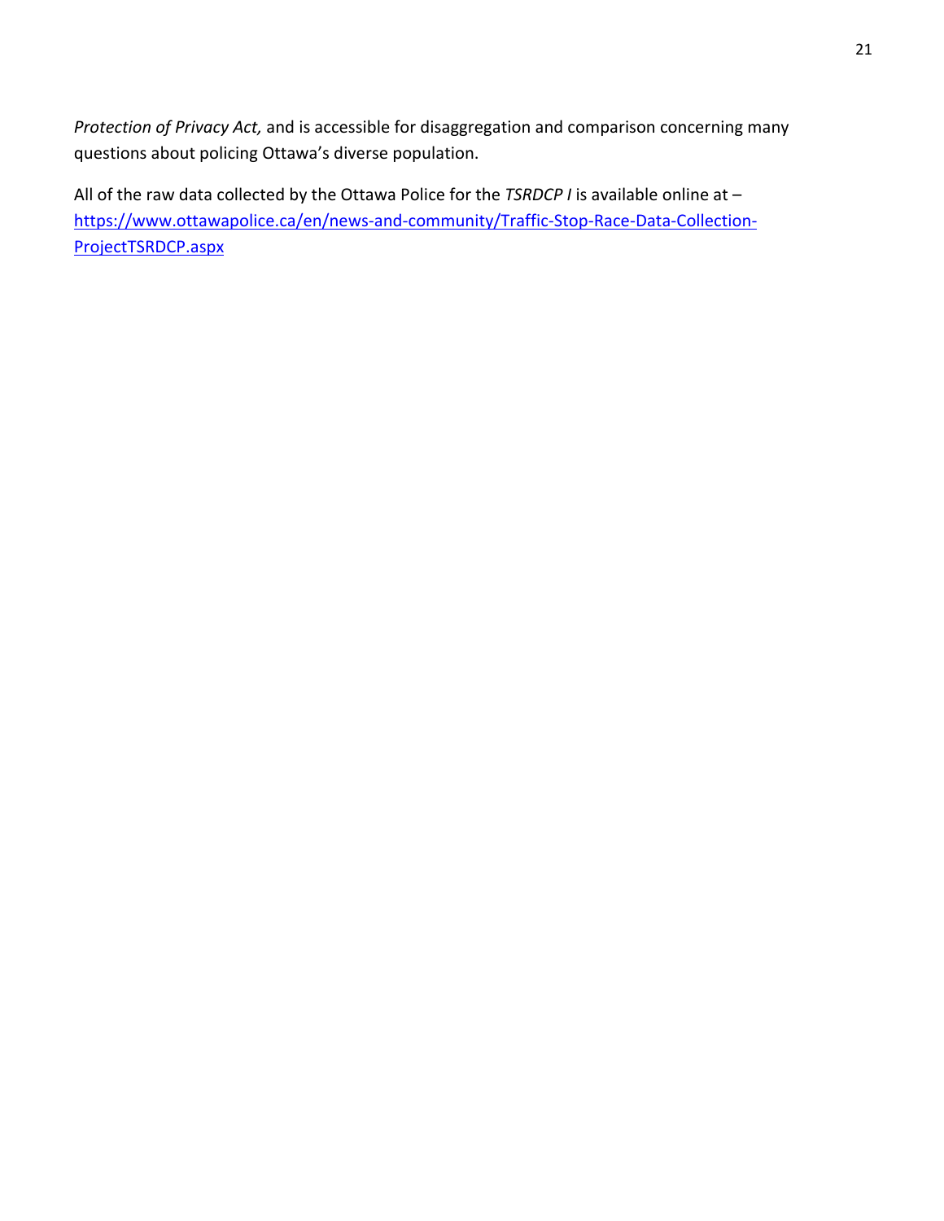*Protection of Privacy Act,* and is accessible for disaggregation and comparison concerning many questions about policing Ottawa's diverse population.

All of the raw data collected by the Ottawa Police for the *TSRDCP I* is available online at – [https://www.ottawapolice.ca/en/news-and-community/Traffic-Stop-Race-Data-Collection-ProjectTSRDCP.aspx](https://www.ottawapolice.ca/en/news-and-community/Traffic-Stop-Race-Data-Collection-ProjectTSRDCP.aspx)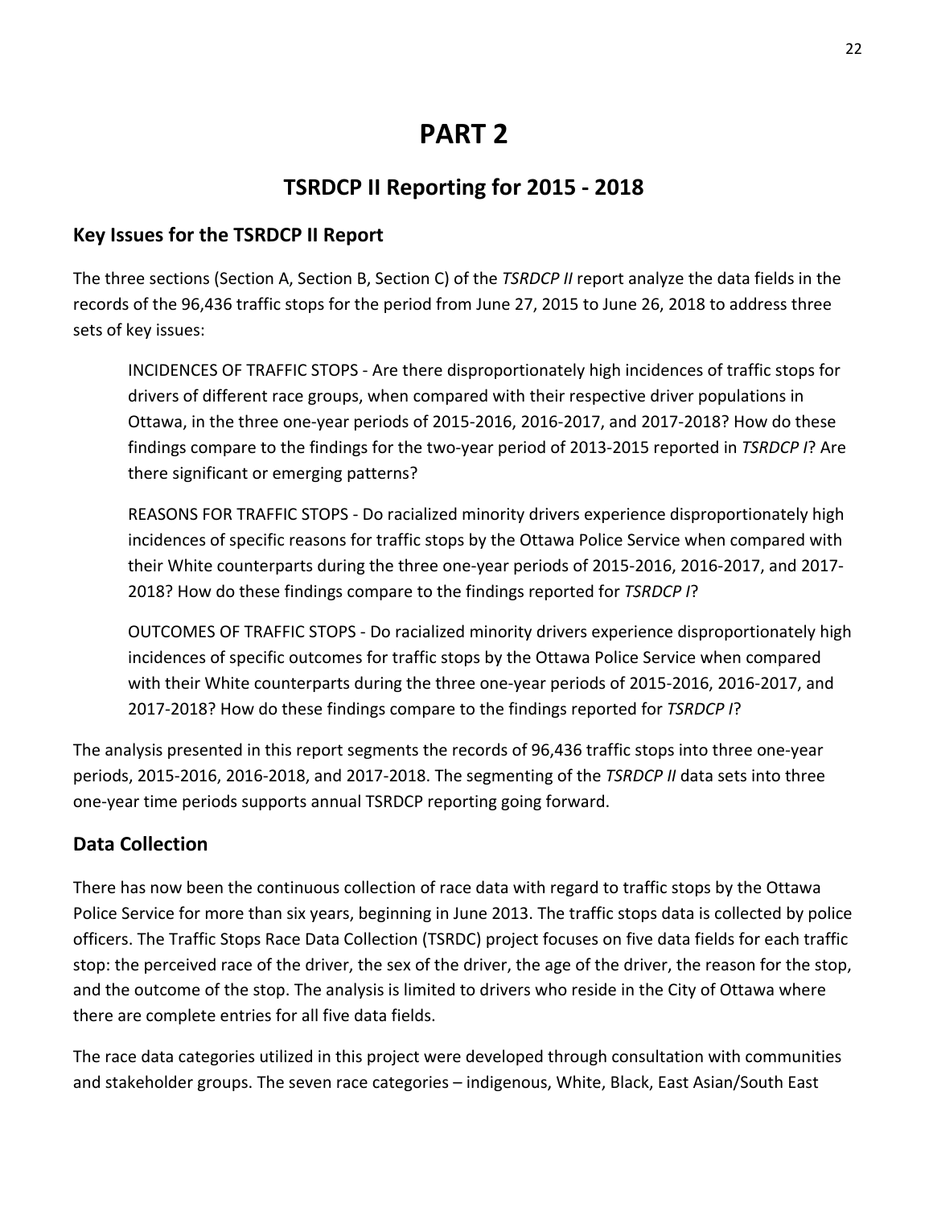# PART 2

## TSRDCP II Reporting for 2015 - 2018

### Key Issues for the TSRDCP II Report

The three sections (Section A, Section B, Section C) of the *TSRDCP II* report analyze the data fields in the records of the 96,436 traffic stops for the period from June 27, 2015 to June 26, 2018 to address three sets of key issues:

> INCIDENCES OF TRAFFIC STOPS - Are there disproportionately high incidences of traffic stops for drivers of different race groups, when compared with their respective driver populations in Ottawa, in the three one-year periods of 2015-2016, 2016-2017, and 2017-2018? How do these findings compare to the findings for the two-year period of 2013-2015 reported in *TSRDCP I*? Are there significant or emerging patterns?
>
> REASONS FOR TRAFFIC STOPS - Do racialized minority drivers experience disproportionately high incidences of specific reasons for traffic stops by the Ottawa Police Service when compared with their White counterparts during the three one-year periods of 2015-2016, 2016-2017, and 2017-2018? How do these findings compare to the findings reported for *TSRDCP I*?
>
> OUTCOMES OF TRAFFIC STOPS - Do racialized minority drivers experience disproportionately high incidences of specific outcomes for traffic stops by the Ottawa Police Service when compared with their White counterparts during the three one-year periods of 2015-2016, 2016-2017, and 2017-2018? How do these findings compare to the findings reported for *TSRDCP I*?

The analysis presented in this report segments the records of 96,436 traffic stops into three one-year periods, 2015-2016, 2016-2018, and 2017-2018. The segmenting of the *TSRDCP II* data sets into three one-year time periods supports annual TSRDCP reporting going forward.

### Data Collection

There has now been the continuous collection of race data with regard to traffic stops by the Ottawa Police Service for more than six years, beginning in June 2013. The traffic stops data is collected by police officers. The Traffic Stops Race Data Collection (TSRDC) project focuses on five data fields for each traffic stop: the perceived race of the driver, the sex of the driver, the age of the driver, the reason for the stop, and the outcome of the stop. The analysis is limited to drivers who reside in the City of Ottawa where there are complete entries for all five data fields.

The race data categories utilized in this project were developed through consultation with communities and stakeholder groups. The seven race categories – indigenous, White, Black, East Asian/South East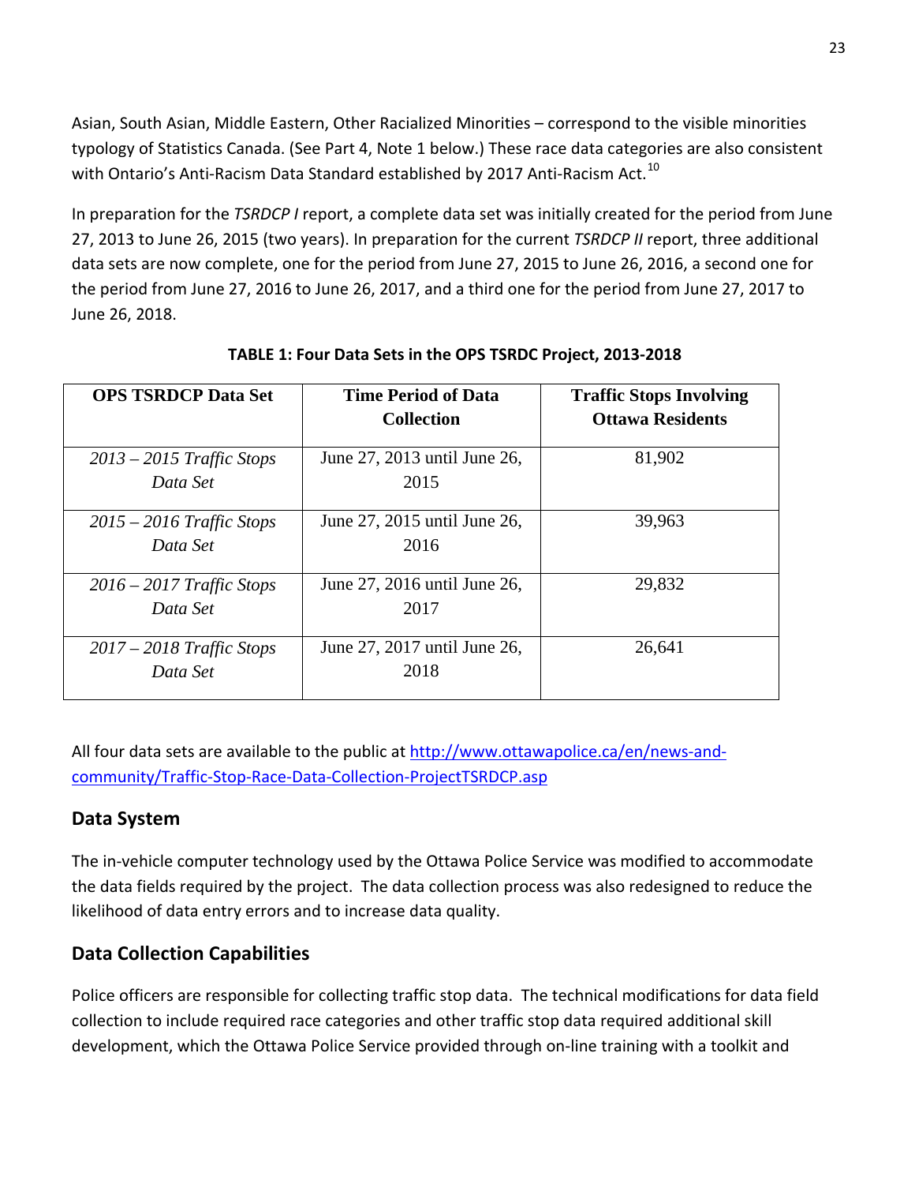Asian, South Asian, Middle Eastern, Other Racialized Minorities – correspond to the visible minorities typology of Statistics Canada. (See Part 4, Note 1 below.) These race data categories are also consistent with Ontario's Anti-Racism Data Standard established by 2017 Anti-Racism Act.[10]

In preparation for the *TSRDCP I* report, a complete data set was initially created for the period from June 27, 2013 to June 26, 2015 (two years). In preparation for the current *TSRDCP II* report, three additional data sets are now complete, one for the period from June 27, 2015 to June 26, 2016, a second one for the period from June 27, 2016 to June 26, 2017, and a third one for the period from June 27, 2017 to June 26, 2018.

**TABLE 1: Four Data Sets in the OPS TSRDC Project, 2013-2018**

| OPS TSRDCP Data Set | Time Period of Data Collection | Traffic Stops Involving Ottawa Residents |
|---|---|---|
| *2013 – 2015 Traffic Stops Data Set* | June 27, 2013 until June 26, 2015 | 81,902 |
| *2015 – 2016 Traffic Stops Data Set* | June 27, 2015 until June 26, 2016 | 39,963 |
| *2016 – 2017 Traffic Stops Data Set* | June 27, 2016 until June 26, 2017 | 29,832 |
| *2017 – 2018 Traffic Stops Data Set* | June 27, 2017 until June 26, 2018 | 26,641 |

All four data sets are available to the public at http://www.ottawapolice.ca/en/news-and-community/Traffic-Stop-Race-Data-Collection-ProjectTSRDCP.asp

## Data System

The in-vehicle computer technology used by the Ottawa Police Service was modified to accommodate the data fields required by the project. The data collection process was also redesigned to reduce the likelihood of data entry errors and to increase data quality.

## Data Collection Capabilities

Police officers are responsible for collecting traffic stop data. The technical modifications for data field collection to include required race categories and other traffic stop data required additional skill development, which the Ottawa Police Service provided through on-line training with a toolkit and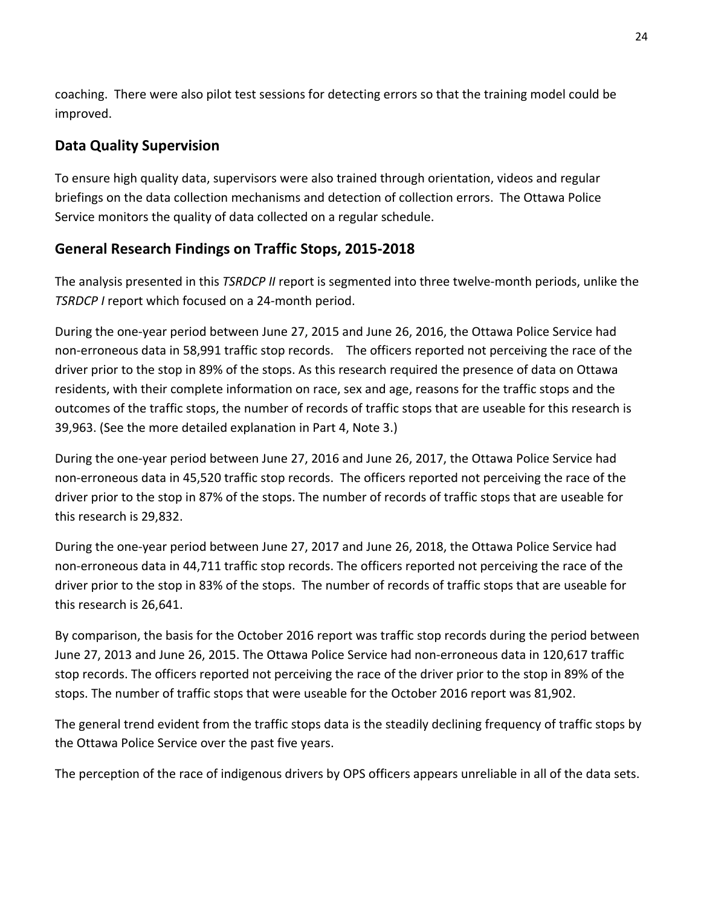coaching. There were also pilot test sessions for detecting errors so that the training model could be improved.

## Data Quality Supervision

To ensure high quality data, supervisors were also trained through orientation, videos and regular briefings on the data collection mechanisms and detection of collection errors. The Ottawa Police Service monitors the quality of data collected on a regular schedule.

## General Research Findings on Traffic Stops, 2015-2018

The analysis presented in this *TSRDCP II* report is segmented into three twelve-month periods, unlike the *TSRDCP I* report which focused on a 24-month period.

During the one-year period between June 27, 2015 and June 26, 2016, the Ottawa Police Service had non-erroneous data in 58,991 traffic stop records. The officers reported not perceiving the race of the driver prior to the stop in 89% of the stops. As this research required the presence of data on Ottawa residents, with their complete information on race, sex and age, reasons for the traffic stops and the outcomes of the traffic stops, the number of records of traffic stops that are useable for this research is 39,963. (See the more detailed explanation in Part 4, Note 3.)

During the one-year period between June 27, 2016 and June 26, 2017, the Ottawa Police Service had non-erroneous data in 45,520 traffic stop records. The officers reported not perceiving the race of the driver prior to the stop in 87% of the stops. The number of records of traffic stops that are useable for this research is 29,832.

During the one-year period between June 27, 2017 and June 26, 2018, the Ottawa Police Service had non-erroneous data in 44,711 traffic stop records. The officers reported not perceiving the race of the driver prior to the stop in 83% of the stops. The number of records of traffic stops that are useable for this research is 26,641.

By comparison, the basis for the October 2016 report was traffic stop records during the period between June 27, 2013 and June 26, 2015. The Ottawa Police Service had non-erroneous data in 120,617 traffic stop records. The officers reported not perceiving the race of the driver prior to the stop in 89% of the stops. The number of traffic stops that were useable for the October 2016 report was 81,902.

The general trend evident from the traffic stops data is the steadily declining frequency of traffic stops by the Ottawa Police Service over the past five years.

The perception of the race of indigenous drivers by OPS officers appears unreliable in all of the data sets.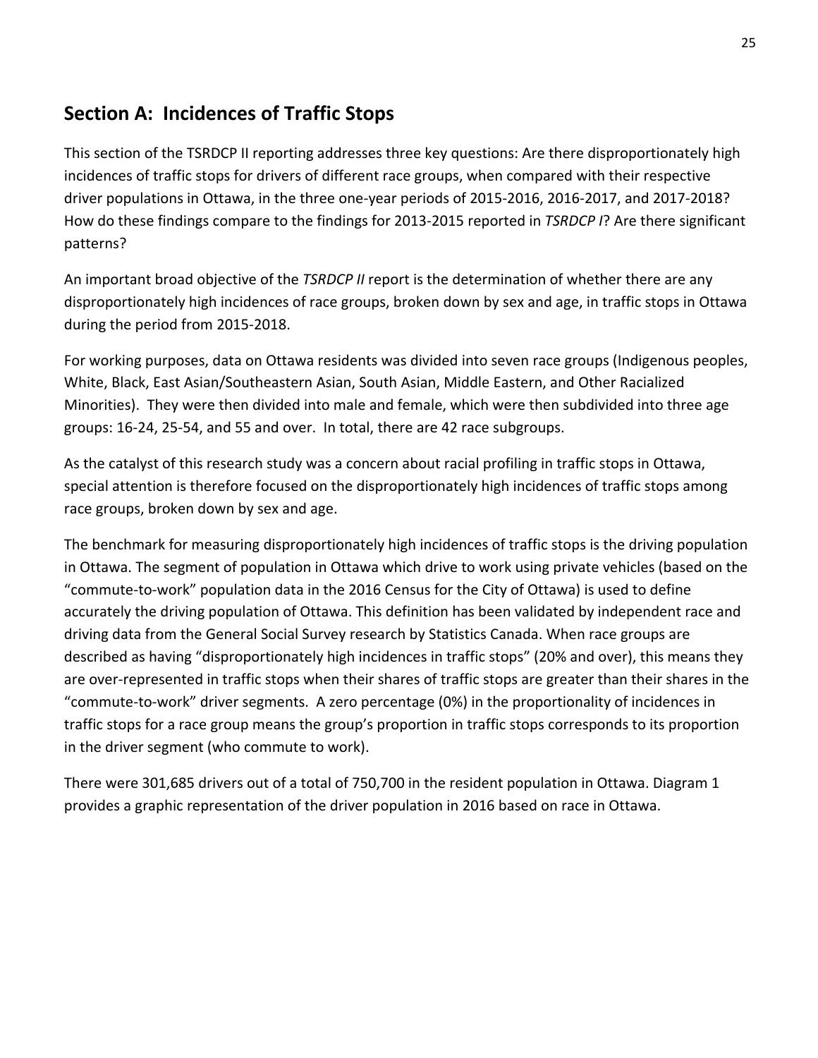## Section A: Incidences of Traffic Stops

This section of the TSRDCP II reporting addresses three key questions: Are there disproportionately high incidences of traffic stops for drivers of different race groups, when compared with their respective driver populations in Ottawa, in the three one-year periods of 2015-2016, 2016-2017, and 2017-2018? How do these findings compare to the findings for 2013-2015 reported in *TSRDCP I*? Are there significant patterns?

An important broad objective of the *TSRDCP II* report is the determination of whether there are any disproportionately high incidences of race groups, broken down by sex and age, in traffic stops in Ottawa during the period from 2015-2018.

For working purposes, data on Ottawa residents was divided into seven race groups (Indigenous peoples, White, Black, East Asian/Southeastern Asian, South Asian, Middle Eastern, and Other Racialized Minorities). They were then divided into male and female, which were then subdivided into three age groups: 16-24, 25-54, and 55 and over. In total, there are 42 race subgroups.

As the catalyst of this research study was a concern about racial profiling in traffic stops in Ottawa, special attention is therefore focused on the disproportionately high incidences of traffic stops among race groups, broken down by sex and age.

The benchmark for measuring disproportionately high incidences of traffic stops is the driving population in Ottawa. The segment of population in Ottawa which drive to work using private vehicles (based on the "commute-to-work" population data in the 2016 Census for the City of Ottawa) is used to define accurately the driving population of Ottawa. This definition has been validated by independent race and driving data from the General Social Survey research by Statistics Canada. When race groups are described as having "disproportionately high incidences in traffic stops" (20% and over), this means they are over-represented in traffic stops when their shares of traffic stops are greater than their shares in the "commute-to-work" driver segments. A zero percentage (0%) in the proportionality of incidences in traffic stops for a race group means the group's proportion in traffic stops corresponds to its proportion in the driver segment (who commute to work).

There were 301,685 drivers out of a total of 750,700 in the resident population in Ottawa. Diagram 1 provides a graphic representation of the driver population in 2016 based on race in Ottawa.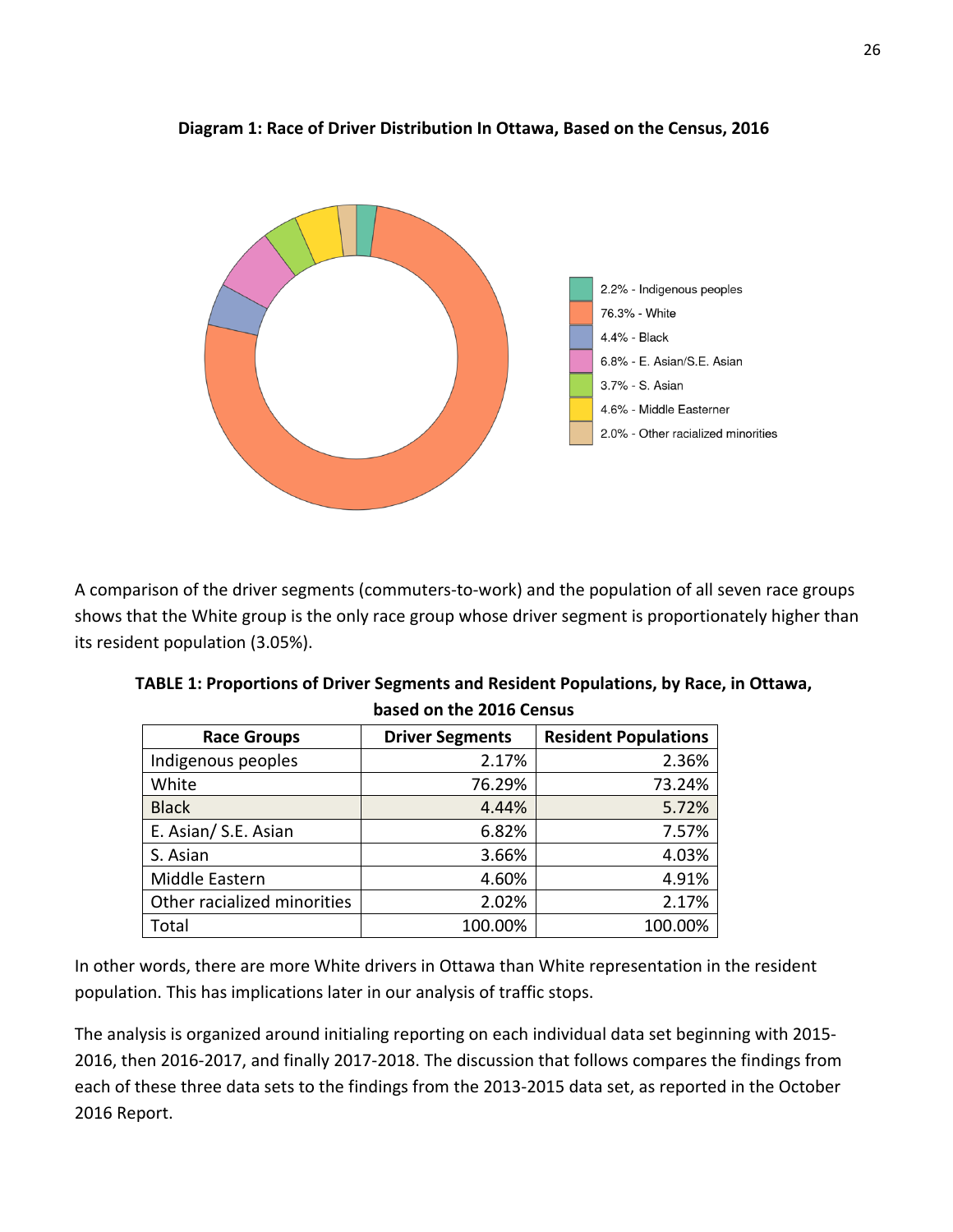**Diagram 1: Race of Driver Distribution In Ottawa, Based on the Census, 2016**

2.2% - Indigenous peoples
76.3% - White
4.4% - Black
6.8% - E. Asian/S.E. Asian
3.7% - S. Asian
4.6% - Middle Easterner
2.0% - Other racialized minorities

A comparison of the driver segments (commuters-to-work) and the population of all seven race groups shows that the White group is the only race group whose driver segment is proportionately higher than its resident population (3.05%).

**TABLE 1: Proportions of Driver Segments and Resident Populations, by Race, in Ottawa, based on the 2016 Census**

| Race Groups | Driver Segments | Resident Populations |
|---|---|---|
| Indigenous peoples | 2.17% | 2.36% |
| White | 76.29% | 73.24% |
| Black | 4.44% | 5.72% |
| E. Asian/ S.E. Asian | 6.82% | 7.57% |
| S. Asian | 3.66% | 4.03% |
| Middle Eastern | 4.60% | 4.91% |
| Other racialized minorities | 2.02% | 2.17% |
| Total | 100.00% | 100.00% |

In other words, there are more White drivers in Ottawa than White representation in the resident population. This has implications later in our analysis of traffic stops.

The analysis is organized around initialing reporting on each individual data set beginning with 2015-2016, then 2016-2017, and finally 2017-2018. The discussion that follows compares the findings from each of these three data sets to the findings from the 2013-2015 data set, as reported in the October 2016 Report.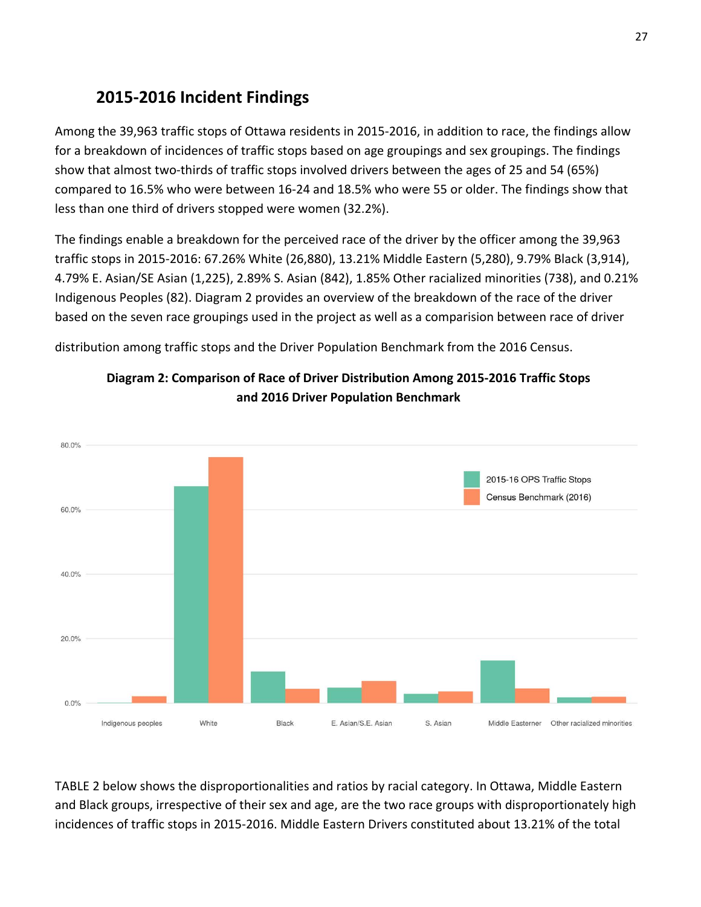## 2015-2016 Incident Findings

Among the 39,963 traffic stops of Ottawa residents in 2015-2016, in addition to race, the findings allow for a breakdown of incidences of traffic stops based on age groupings and sex groupings. The findings show that almost two-thirds of traffic stops involved drivers between the ages of 25 and 54 (65%) compared to 16.5% who were between 16-24 and 18.5% who were 55 or older. The findings show that less than one third of drivers stopped were women (32.2%).

The findings enable a breakdown for the perceived race of the driver by the officer among the 39,963 traffic stops in 2015-2016: 67.26% White (26,880), 13.21% Middle Eastern (5,280), 9.79% Black (3,914), 4.79% E. Asian/SE Asian (1,225), 2.89% S. Asian (842), 1.85% Other racialized minorities (738), and 0.21% Indigenous Peoples (82). Diagram 2 provides an overview of the breakdown of the race of the driver based on the seven race groupings used in the project as well as a comparision between race of driver distribution among traffic stops and the Driver Population Benchmark from the 2016 Census.

**Diagram 2: Comparison of Race of Driver Distribution Among 2015-2016 Traffic Stops and 2016 Driver Population Benchmark**

TABLE 2 below shows the disproportionalities and ratios by racial category. In Ottawa, Middle Eastern and Black groups, irrespective of their sex and age, are the two race groups with disproportionately high incidences of traffic stops in 2015-2016. Middle Eastern Drivers constituted about 13.21% of the total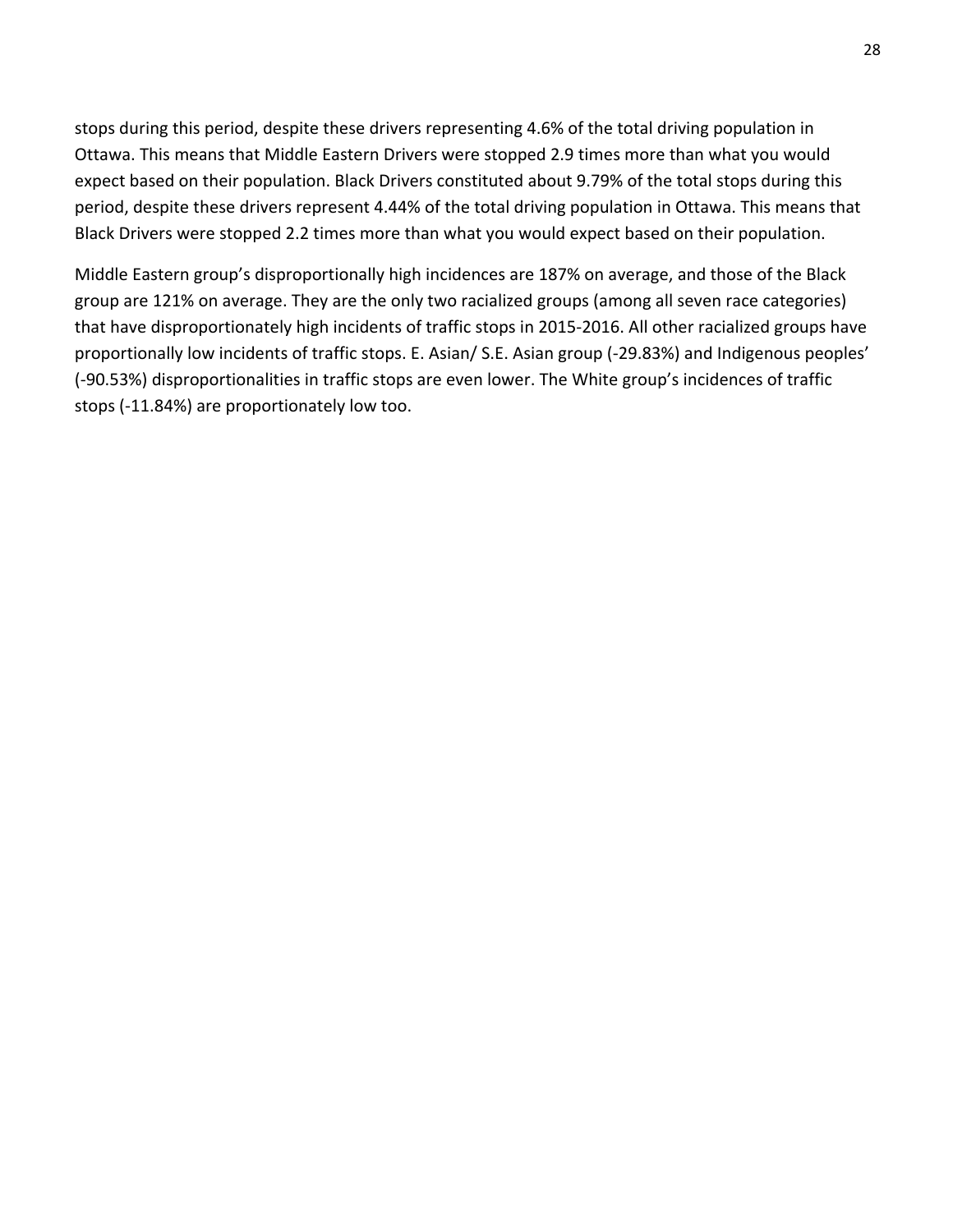stops during this period, despite these drivers representing 4.6% of the total driving population in Ottawa. This means that Middle Eastern Drivers were stopped 2.9 times more than what you would expect based on their population. Black Drivers constituted about 9.79% of the total stops during this period, despite these drivers represent 4.44% of the total driving population in Ottawa. This means that Black Drivers were stopped 2.2 times more than what you would expect based on their population.

Middle Eastern group's disproportionally high incidences are 187% on average, and those of the Black group are 121% on average. They are the only two racialized groups (among all seven race categories) that have disproportionately high incidents of traffic stops in 2015-2016. All other racialized groups have proportionally low incidents of traffic stops. E. Asian/ S.E. Asian group (-29.83%) and Indigenous peoples' (-90.53%) disproportionalities in traffic stops are even lower. The White group's incidences of traffic stops (-11.84%) are proportionately low too.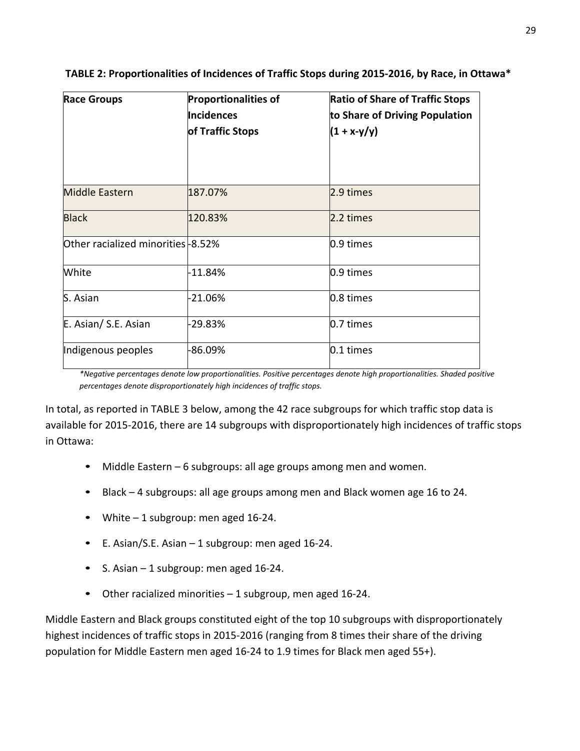**TABLE 2: Proportionalities of Incidences of Traffic Stops during 2015-2016, by Race, in Ottawa***

| Race Groups | Proportionalities of Incidences of Traffic Stops | Ratio of Share of Traffic Stops to Share of Driving Population (1 + x-y/y) |
|---|---|---|
| Middle Eastern | 187.07% | 2.9 times |
| Black | 120.83% | 2.2 times |
| Other racialized minorities | -8.52% | 0.9 times |
| White | -11.84% | 0.9 times |
| S. Asian | -21.06% | 0.8 times |
| E. Asian/ S.E. Asian | -29.83% | 0.7 times |
| Indigenous peoples | -86.09% | 0.1 times |

*\*Negative percentages denote low proportionalities. Positive percentages denote high proportionalities. Shaded positive percentages denote disproportionately high incidences of traffic stops.*

In total, as reported in TABLE 3 below, among the 42 race subgroups for which traffic stop data is available for 2015-2016, there are 14 subgroups with disproportionately high incidences of traffic stops in Ottawa:

- Middle Eastern – 6 subgroups: all age groups among men and women.
- Black – 4 subgroups: all age groups among men and Black women age 16 to 24.
- White – 1 subgroup: men aged 16-24.
- E. Asian/S.E. Asian – 1 subgroup: men aged 16-24.
- S. Asian – 1 subgroup: men aged 16-24.
- Other racialized minorities – 1 subgroup, men aged 16-24.

Middle Eastern and Black groups constituted eight of the top 10 subgroups with disproportionately highest incidences of traffic stops in 2015-2016 (ranging from 8 times their share of the driving population for Middle Eastern men aged 16-24 to 1.9 times for Black men aged 55+).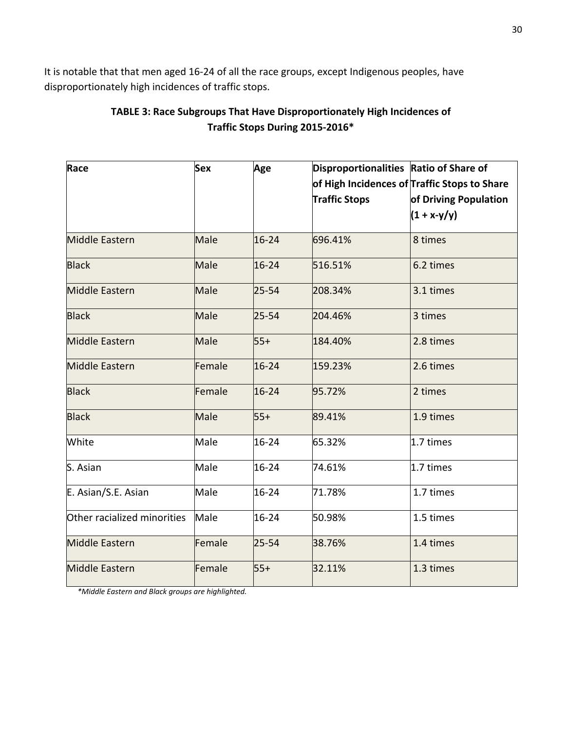It is notable that that men aged 16-24 of all the race groups, except Indigenous peoples, have disproportionately high incidences of traffic stops.

**TABLE 3: Race Subgroups That Have Disproportionately High Incidences of Traffic Stops During 2015-2016***

| Race | Sex | Age | Disproportionalities of High Incidences of Traffic Stops | Ratio of Share of Traffic Stops to Share of Driving Population (1 + x-y/y) |
|---|---|---|---|---|
| Middle Eastern | Male | 16-24 | 696.41% | 8 times |
| Black | Male | 16-24 | 516.51% | 6.2 times |
| Middle Eastern | Male | 25-54 | 208.34% | 3.1 times |
| Black | Male | 25-54 | 204.46% | 3 times |
| Middle Eastern | Male | 55+ | 184.40% | 2.8 times |
| Middle Eastern | Female | 16-24 | 159.23% | 2.6 times |
| Black | Female | 16-24 | 95.72% | 2 times |
| Black | Male | 55+ | 89.41% | 1.9 times |
| White | Male | 16-24 | 65.32% | 1.7 times |
| S. Asian | Male | 16-24 | 74.61% | 1.7 times |
| E. Asian/S.E. Asian | Male | 16-24 | 71.78% | 1.7 times |
| Other racialized minorities | Male | 16-24 | 50.98% | 1.5 times |
| Middle Eastern | Female | 25-54 | 38.76% | 1.4 times |
| Middle Eastern | Female | 55+ | 32.11% | 1.3 times |

*\*Middle Eastern and Black groups are highlighted.*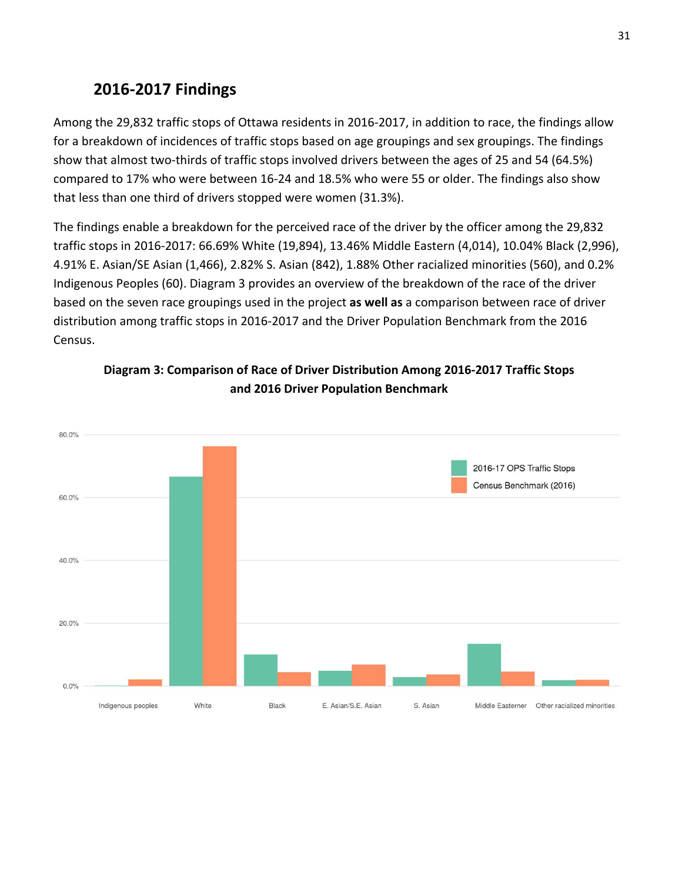## 2016-2017 Findings

Among the 29,832 traffic stops of Ottawa residents in 2016-2017, in addition to race, the findings allow for a breakdown of incidences of traffic stops based on age groupings and sex groupings. The findings show that almost two-thirds of traffic stops involved drivers between the ages of 25 and 54 (64.5%) compared to 17% who were between 16-24 and 18.5% who were 55 or older. The findings also show that less than one third of drivers stopped were women (31.3%).

The findings enable a breakdown for the perceived race of the driver by the officer among the 29,832 traffic stops in 2016-2017: 66.69% White (19,894), 13.46% Middle Eastern (4,014), 10.04% Black (2,996), 4.91% E. Asian/SE Asian (1,466), 2.82% S. Asian (842), 1.88% Other racialized minorities (560), and 0.2% Indigenous Peoples (60). Diagram 3 provides an overview of the breakdown of the race of the driver based on the seven race groupings used in the project **as well as** a comparison between race of driver distribution among traffic stops in 2016-2017 and the Driver Population Benchmark from the 2016 Census.

**Diagram 3: Comparison of Race of Driver Distribution Among 2016-2017 Traffic Stops and 2016 Driver Population Benchmark**

Legend: 2016-17 OPS Traffic Stops; Census Benchmark (2016)

Y-axis: 0.0%, 20.0%, 40.0%, 60.0%, 80.0%

X-axis: Indigenous peoples, White, Black, E. Asian/S.E. Asian, S. Asian, Middle Easterner, Other racialized minorities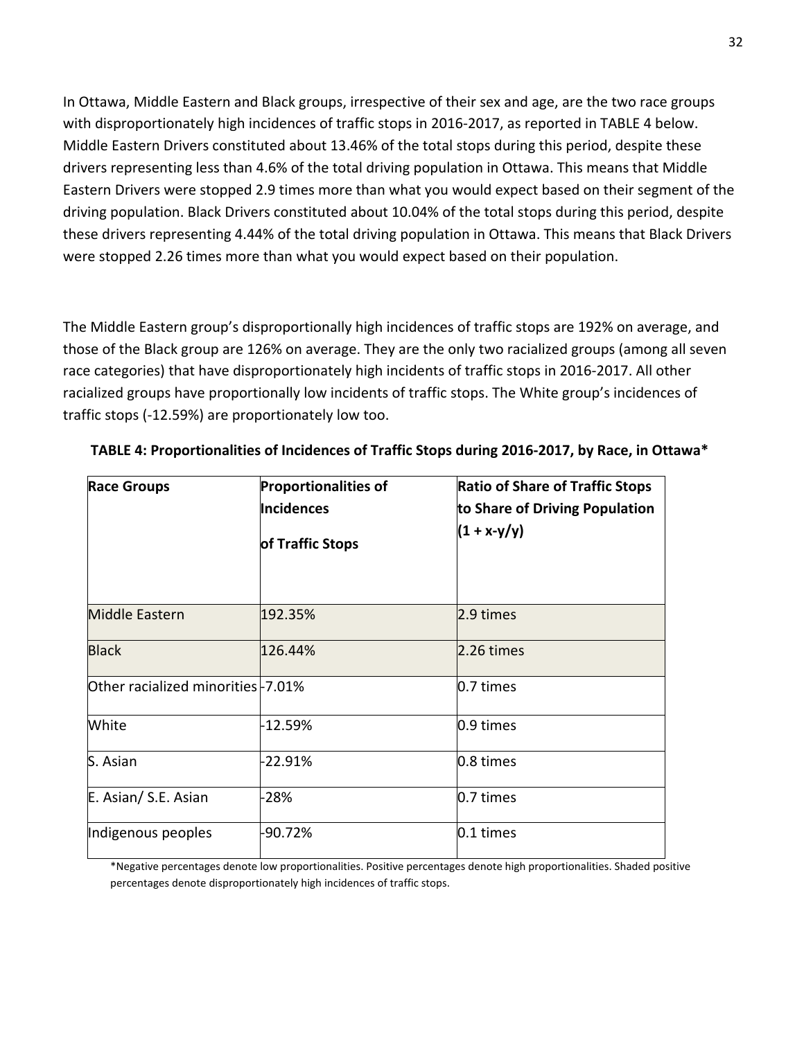In Ottawa, Middle Eastern and Black groups, irrespective of their sex and age, are the two race groups with disproportionately high incidences of traffic stops in 2016-2017, as reported in TABLE 4 below. Middle Eastern Drivers constituted about 13.46% of the total stops during this period, despite these drivers representing less than 4.6% of the total driving population in Ottawa. This means that Middle Eastern Drivers were stopped 2.9 times more than what you would expect based on their segment of the driving population. Black Drivers constituted about 10.04% of the total stops during this period, despite these drivers representing 4.44% of the total driving population in Ottawa. This means that Black Drivers were stopped 2.26 times more than what you would expect based on their population.

The Middle Eastern group's disproportionally high incidences of traffic stops are 192% on average, and those of the Black group are 126% on average. They are the only two racialized groups (among all seven race categories) that have disproportionately high incidents of traffic stops in 2016-2017. All other racialized groups have proportionally low incidents of traffic stops. The White group's incidences of traffic stops (-12.59%) are proportionately low too.

**TABLE 4: Proportionalities of Incidences of Traffic Stops during 2016-2017, by Race, in Ottawa***

| Race Groups | Proportionalities of Incidences of Traffic Stops | Ratio of Share of Traffic Stops to Share of Driving Population (1 + x-y/y) |
|---|---|---|
| Middle Eastern | 192.35% | 2.9 times |
| Black | 126.44% | 2.26 times |
| Other racialized minorities | -7.01% | 0.7 times |
| White | -12.59% | 0.9 times |
| S. Asian | -22.91% | 0.8 times |
| E. Asian/ S.E. Asian | -28% | 0.7 times |
| Indigenous peoples | -90.72% | 0.1 times |

*Negative percentages denote low proportionalities. Positive percentages denote high proportionalities. Shaded positive percentages denote disproportionately high incidences of traffic stops.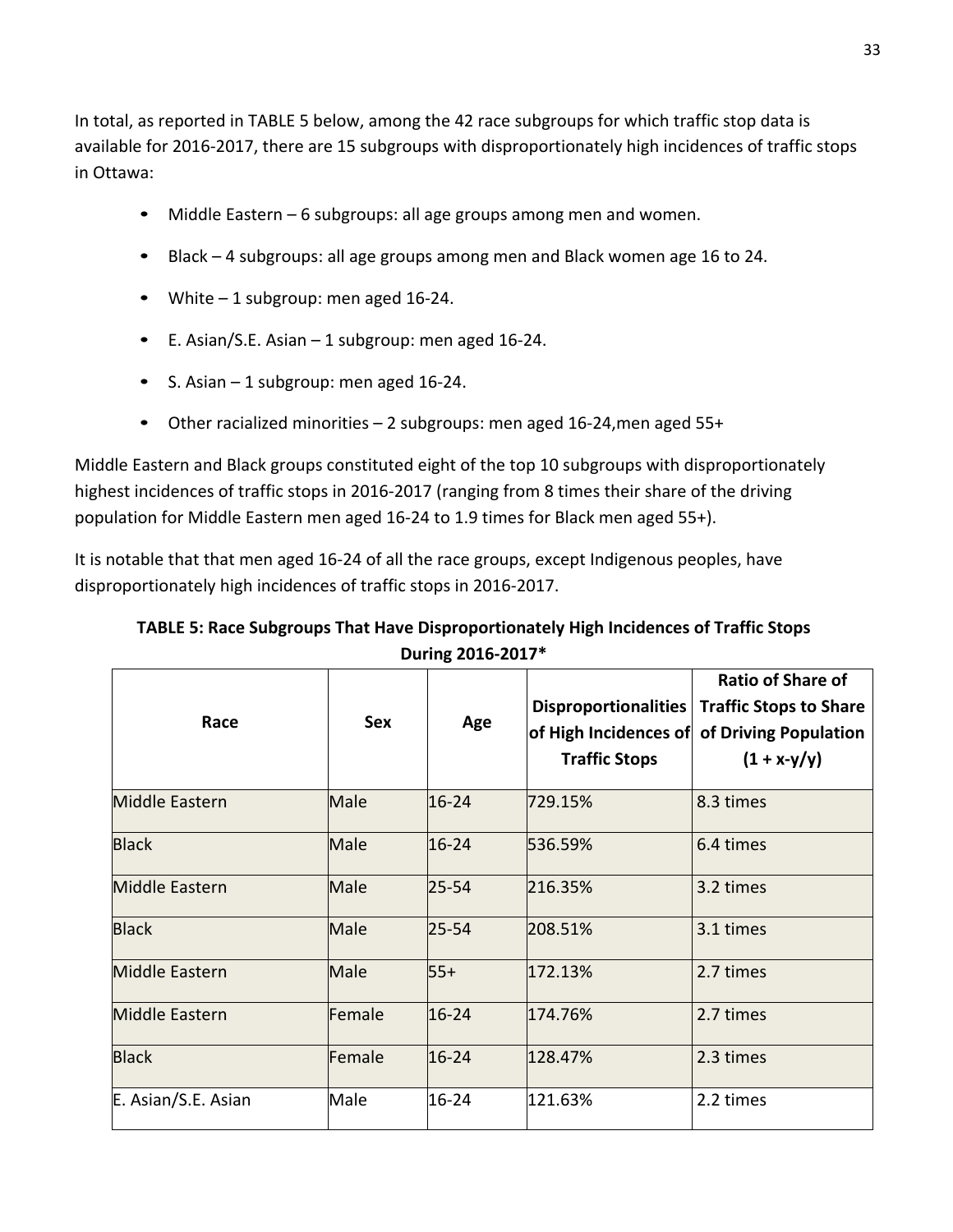In total, as reported in TABLE 5 below, among the 42 race subgroups for which traffic stop data is available for 2016-2017, there are 15 subgroups with disproportionately high incidences of traffic stops in Ottawa:

- Middle Eastern – 6 subgroups: all age groups among men and women.
- Black – 4 subgroups: all age groups among men and Black women age 16 to 24.
- White – 1 subgroup: men aged 16-24.
- E. Asian/S.E. Asian – 1 subgroup: men aged 16-24.
- S. Asian – 1 subgroup: men aged 16-24.
- Other racialized minorities – 2 subgroups: men aged 16-24,men aged 55+

Middle Eastern and Black groups constituted eight of the top 10 subgroups with disproportionately highest incidences of traffic stops in 2016-2017 (ranging from 8 times their share of the driving population for Middle Eastern men aged 16-24 to 1.9 times for Black men aged 55+).

It is notable that that men aged 16-24 of all the race groups, except Indigenous peoples, have disproportionately high incidences of traffic stops in 2016-2017.

**TABLE 5: Race Subgroups That Have Disproportionately High Incidences of Traffic Stops During 2016-2017***

| Race | Sex | Age | Disproportionalities of High Incidences of Traffic Stops | Ratio of Share of Traffic Stops to Share of Driving Population (1 + x-y/y) |
|---|---|---|---|---|
| Middle Eastern | Male | 16-24 | 729.15% | 8.3 times |
| Black | Male | 16-24 | 536.59% | 6.4 times |
| Middle Eastern | Male | 25-54 | 216.35% | 3.2 times |
| Black | Male | 25-54 | 208.51% | 3.1 times |
| Middle Eastern | Male | 55+ | 172.13% | 2.7 times |
| Middle Eastern | Female | 16-24 | 174.76% | 2.7 times |
| Black | Female | 16-24 | 128.47% | 2.3 times |
| E. Asian/S.E. Asian | Male | 16-24 | 121.63% | 2.2 times |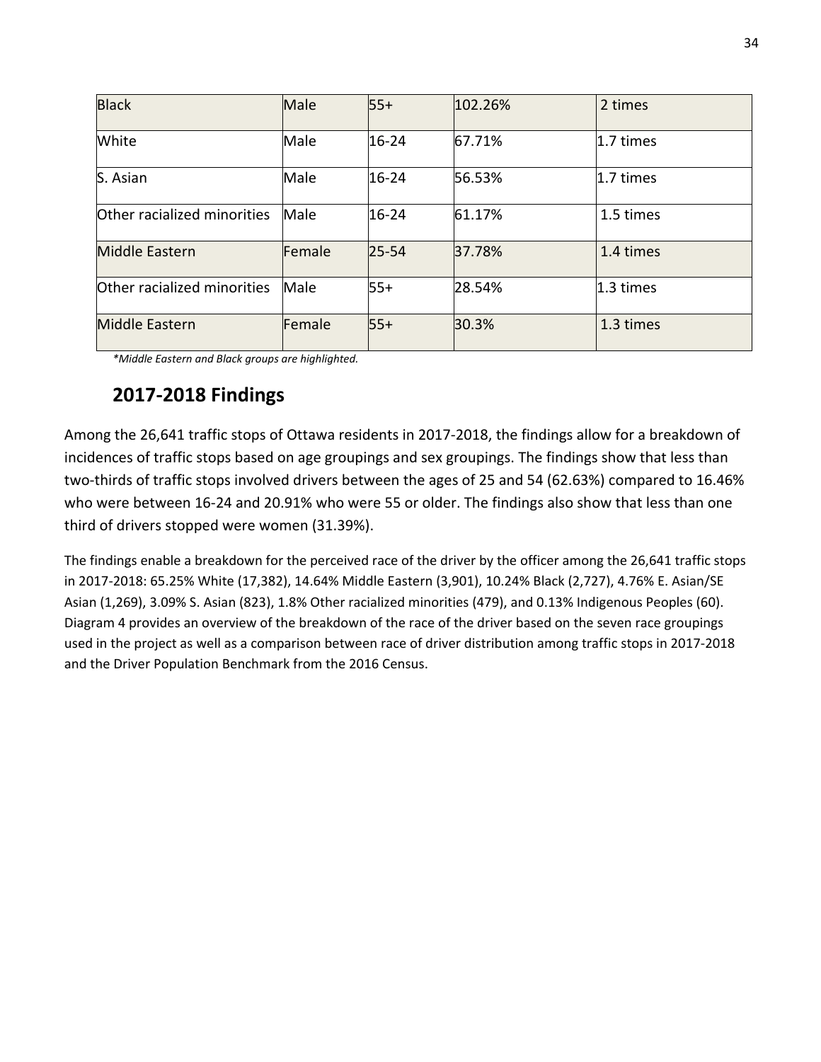| Black | Male | 55+ | 102.26% | 2 times |
|---|---|---|---|---|
| White | Male | 16-24 | 67.71% | 1.7 times |
| S. Asian | Male | 16-24 | 56.53% | 1.7 times |
| Other racialized minorities | Male | 16-24 | 61.17% | 1.5 times |
| Middle Eastern | Female | 25-54 | 37.78% | 1.4 times |
| Other racialized minorities | Male | 55+ | 28.54% | 1.3 times |
| Middle Eastern | Female | 55+ | 30.3% | 1.3 times |

*\*Middle Eastern and Black groups are highlighted.*

## 2017-2018 Findings

Among the 26,641 traffic stops of Ottawa residents in 2017-2018, the findings allow for a breakdown of incidences of traffic stops based on age groupings and sex groupings. The findings show that less than two-thirds of traffic stops involved drivers between the ages of 25 and 54 (62.63%) compared to 16.46% who were between 16-24 and 20.91% who were 55 or older. The findings also show that less than one third of drivers stopped were women (31.39%).

The findings enable a breakdown for the perceived race of the driver by the officer among the 26,641 traffic stops in 2017-2018: 65.25% White (17,382), 14.64% Middle Eastern (3,901), 10.24% Black (2,727), 4.76% E. Asian/SE Asian (1,269), 3.09% S. Asian (823), 1.8% Other racialized minorities (479), and 0.13% Indigenous Peoples (60). Diagram 4 provides an overview of the breakdown of the race of the driver based on the seven race groupings used in the project as well as a comparison between race of driver distribution among traffic stops in 2017-2018 and the Driver Population Benchmark from the 2016 Census.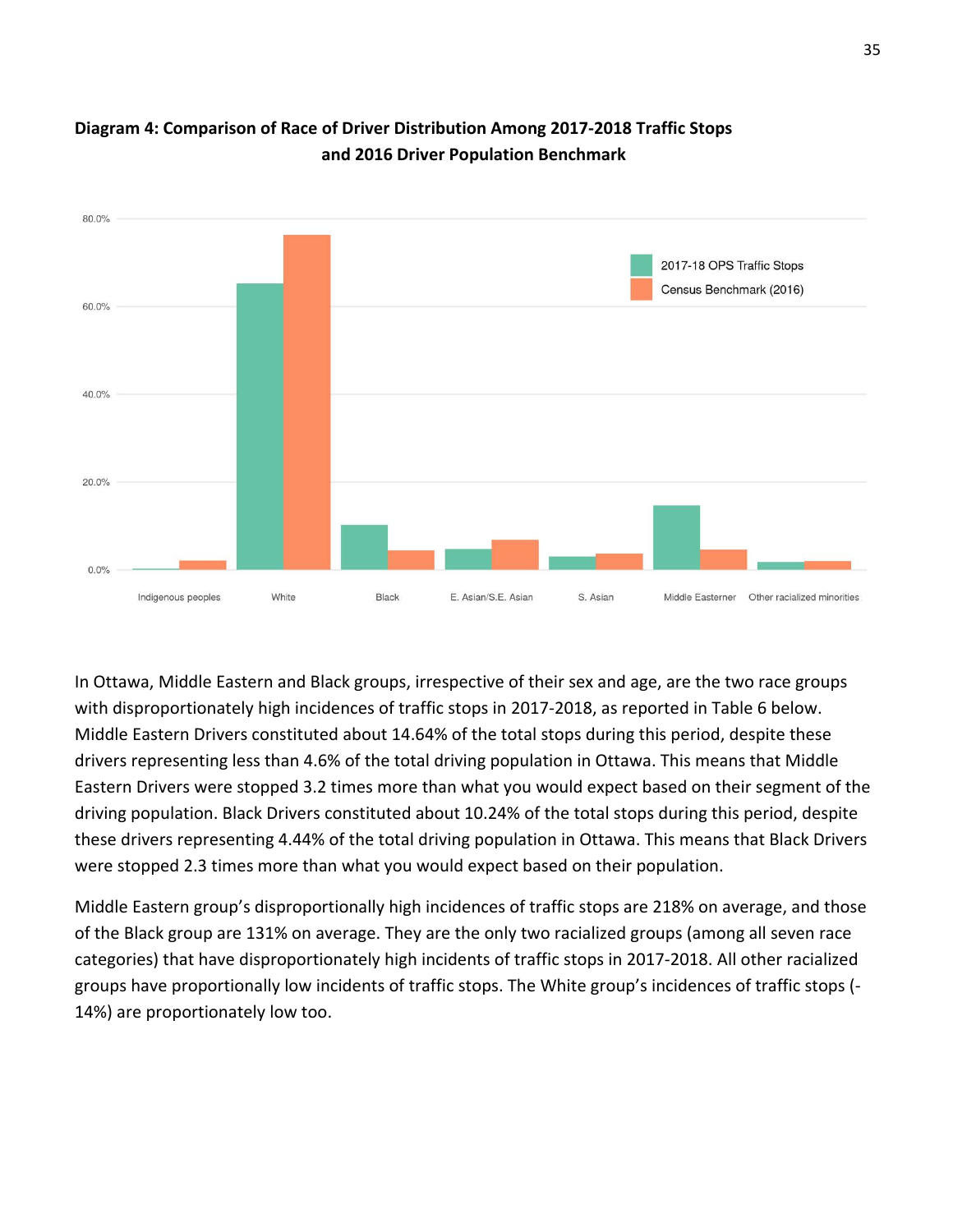**Diagram 4: Comparison of Race of Driver Distribution Among 2017-2018 Traffic Stops and 2016 Driver Population Benchmark**

In Ottawa, Middle Eastern and Black groups, irrespective of their sex and age, are the two race groups with disproportionately high incidences of traffic stops in 2017-2018, as reported in Table 6 below. Middle Eastern Drivers constituted about 14.64% of the total stops during this period, despite these drivers representing less than 4.6% of the total driving population in Ottawa. This means that Middle Eastern Drivers were stopped 3.2 times more than what you would expect based on their segment of the driving population. Black Drivers constituted about 10.24% of the total stops during this period, despite these drivers representing 4.44% of the total driving population in Ottawa. This means that Black Drivers were stopped 2.3 times more than what you would expect based on their population.

Middle Eastern group's disproportionately high incidences of traffic stops are 218% on average, and those of the Black group are 131% on average. They are the only two racialized groups (among all seven race categories) that have disproportionately high incidents of traffic stops in 2017-2018. All other racialized groups have proportionally low incidents of traffic stops. The White group's incidences of traffic stops (-14%) are proportionately low too.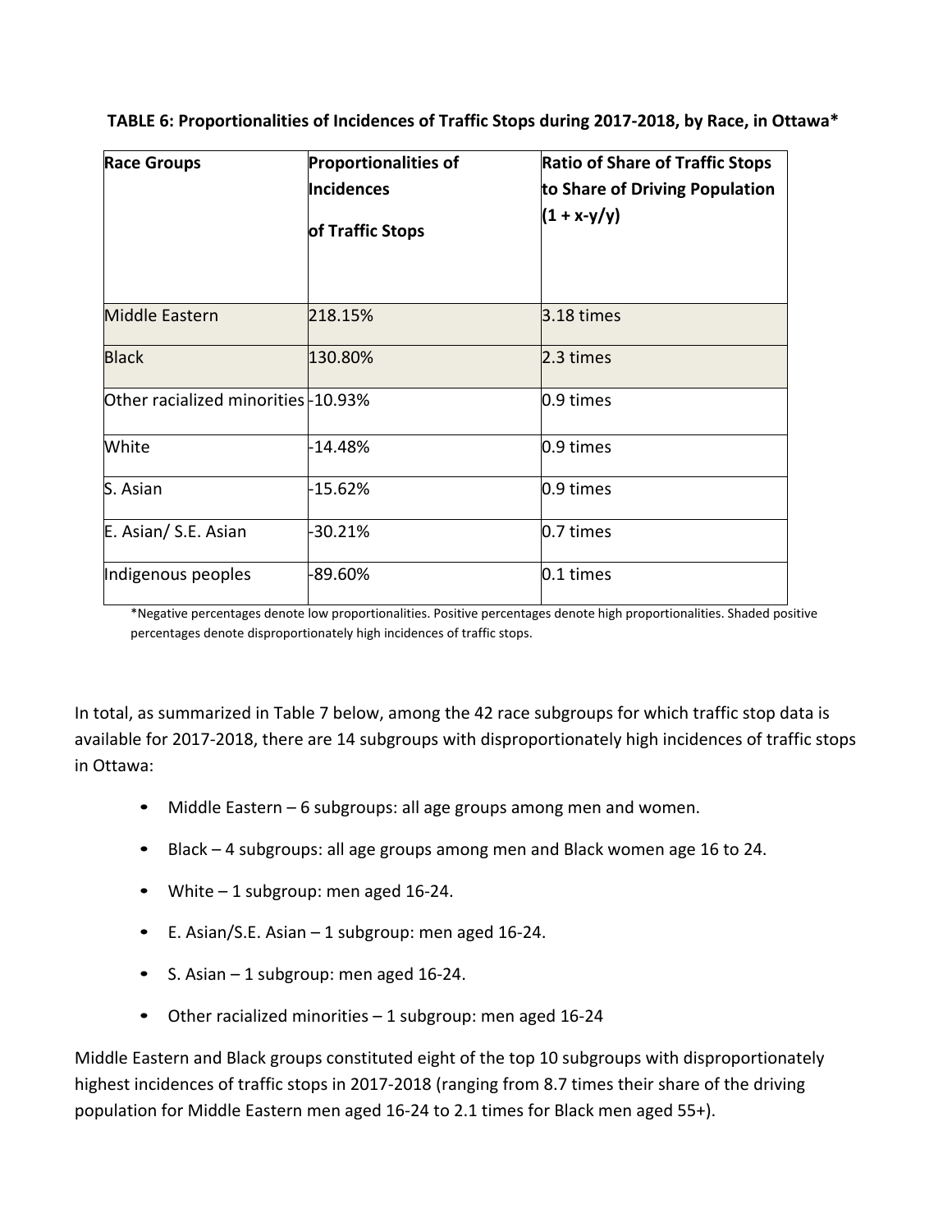**TABLE 6: Proportionalities of Incidences of Traffic Stops during 2017-2018, by Race, in Ottawa***

| Race Groups | Proportionalities of Incidences of Traffic Stops | Ratio of Share of Traffic Stops to Share of Driving Population (1 + x-y/y) |
|---|---|---|
| Middle Eastern | 218.15% | 3.18 times |
| Black | 130.80% | 2.3 times |
| Other racialized minorities | -10.93% | 0.9 times |
| White | -14.48% | 0.9 times |
| S. Asian | -15.62% | 0.9 times |
| E. Asian/ S.E. Asian | -30.21% | 0.7 times |
| Indigenous peoples | -89.60% | 0.1 times |

*Negative percentages denote low proportionalities. Positive percentages denote high proportionalities. Shaded positive percentages denote disproportionately high incidences of traffic stops.

In total, as summarized in Table 7 below, among the 42 race subgroups for which traffic stop data is available for 2017-2018, there are 14 subgroups with disproportionately high incidences of traffic stops in Ottawa:

- Middle Eastern – 6 subgroups: all age groups among men and women.
- Black – 4 subgroups: all age groups among men and Black women age 16 to 24.
- White – 1 subgroup: men aged 16-24.
- E. Asian/S.E. Asian – 1 subgroup: men aged 16-24.
- S. Asian – 1 subgroup: men aged 16-24.
- Other racialized minorities – 1 subgroup: men aged 16-24

Middle Eastern and Black groups constituted eight of the top 10 subgroups with disproportionately highest incidences of traffic stops in 2017-2018 (ranging from 8.7 times their share of the driving population for Middle Eastern men aged 16-24 to 2.1 times for Black men aged 55+).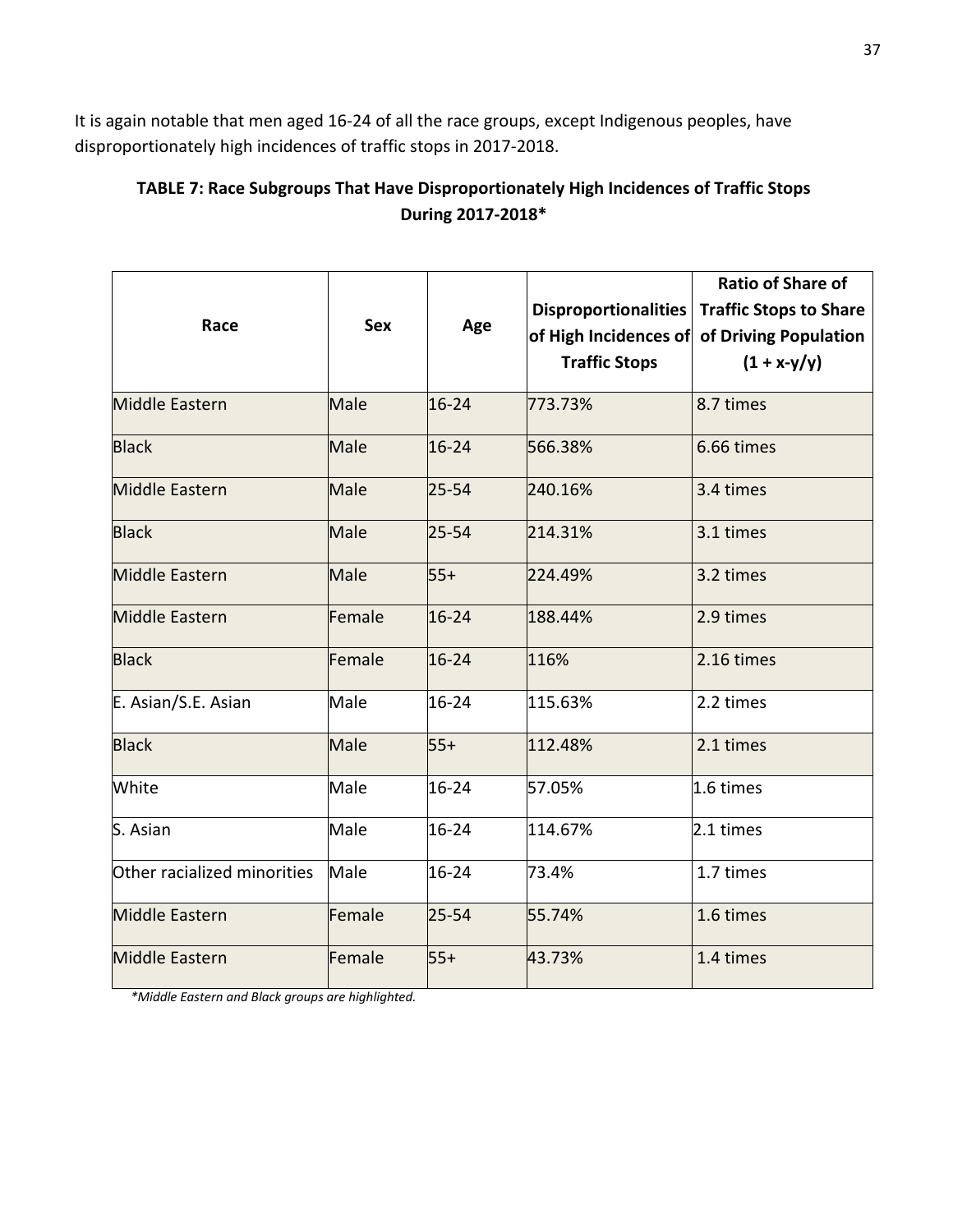It is again notable that men aged 16-24 of all the race groups, except Indigenous peoples, have disproportionately high incidences of traffic stops in 2017-2018.

**TABLE 7: Race Subgroups That Have Disproportionately High Incidences of Traffic Stops During 2017-2018***

| Race | Sex | Age | Disproportionalities of High Incidences of Traffic Stops | Ratio of Share of Traffic Stops to Share of Driving Population (1 + x-y/y) |
|---|---|---|---|---|
| Middle Eastern | Male | 16-24 | 773.73% | 8.7 times |
| Black | Male | 16-24 | 566.38% | 6.66 times |
| Middle Eastern | Male | 25-54 | 240.16% | 3.4 times |
| Black | Male | 25-54 | 214.31% | 3.1 times |
| Middle Eastern | Male | 55+ | 224.49% | 3.2 times |
| Middle Eastern | Female | 16-24 | 188.44% | 2.9 times |
| Black | Female | 16-24 | 116% | 2.16 times |
| E. Asian/S.E. Asian | Male | 16-24 | 115.63% | 2.2 times |
| Black | Male | 55+ | 112.48% | 2.1 times |
| White | Male | 16-24 | 57.05% | 1.6 times |
| S. Asian | Male | 16-24 | 114.67% | 2.1 times |
| Other racialized minorities | Male | 16-24 | 73.4% | 1.7 times |
| Middle Eastern | Female | 25-54 | 55.74% | 1.6 times |
| Middle Eastern | Female | 55+ | 43.73% | 1.4 times |

*\*Middle Eastern and Black groups are highlighted.*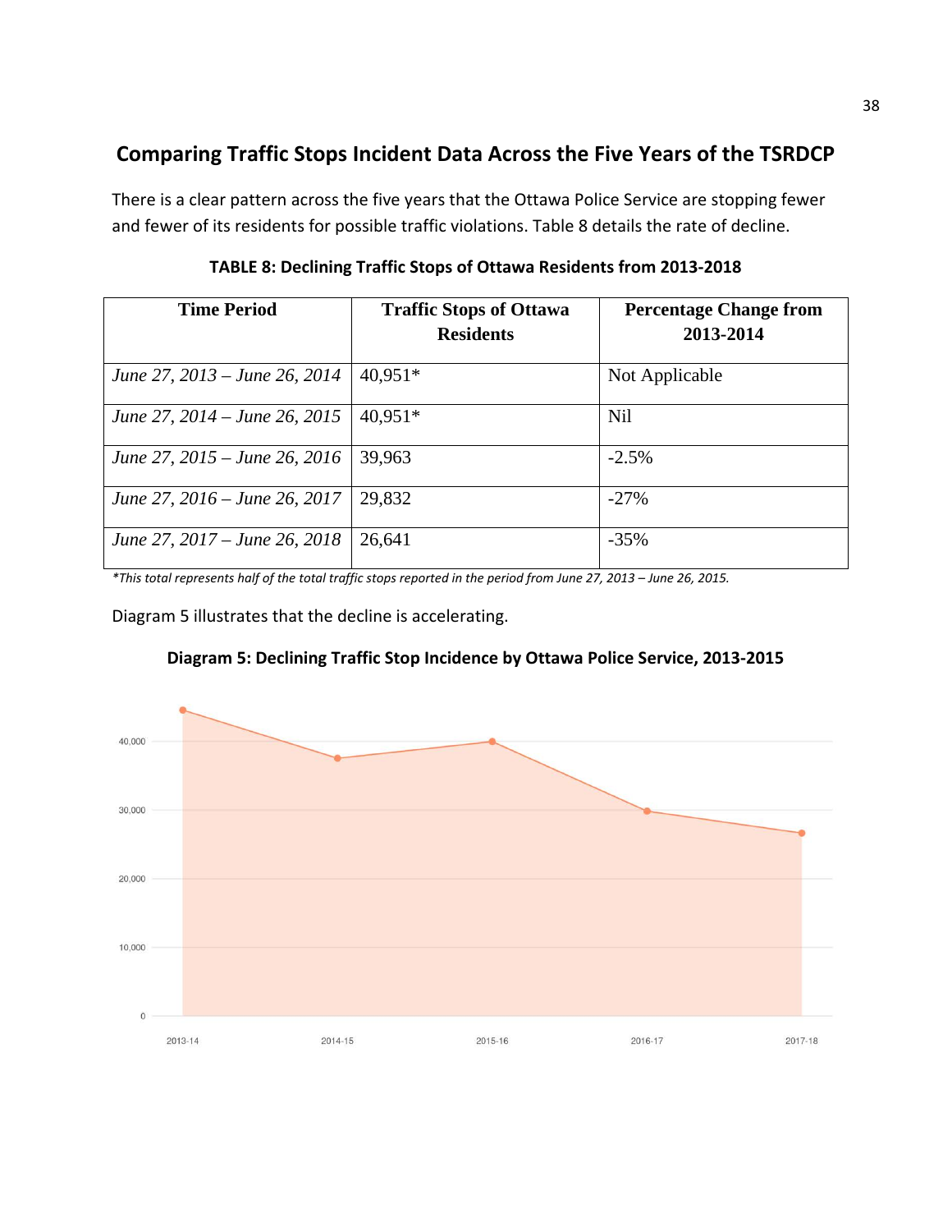## Comparing Traffic Stops Incident Data Across the Five Years of the TSRDCP

There is a clear pattern across the five years that the Ottawa Police Service are stopping fewer and fewer of its residents for possible traffic violations. Table 8 details the rate of decline.

**TABLE 8: Declining Traffic Stops of Ottawa Residents from 2013-2018**

| Time Period | Traffic Stops of Ottawa Residents | Percentage Change from 2013-2014 |
|---|---|---|
| *June 27, 2013 – June 26, 2014* | 40,951* | Not Applicable |
| *June 27, 2014 – June 26, 2015* | 40,951* | Nil |
| *June 27, 2015 – June 26, 2016* | 39,963 | -2.5% |
| *June 27, 2016 – June 26, 2017* | 29,832 | -27% |
| *June 27, 2017 – June 26, 2018* | 26,641 | -35% |

*\*This total represents half of the total traffic stops reported in the period from June 27, 2013 – June 26, 2015.*

Diagram 5 illustrates that the decline is accelerating.

**Diagram 5: Declining Traffic Stop Incidence by Ottawa Police Service, 2013-2015**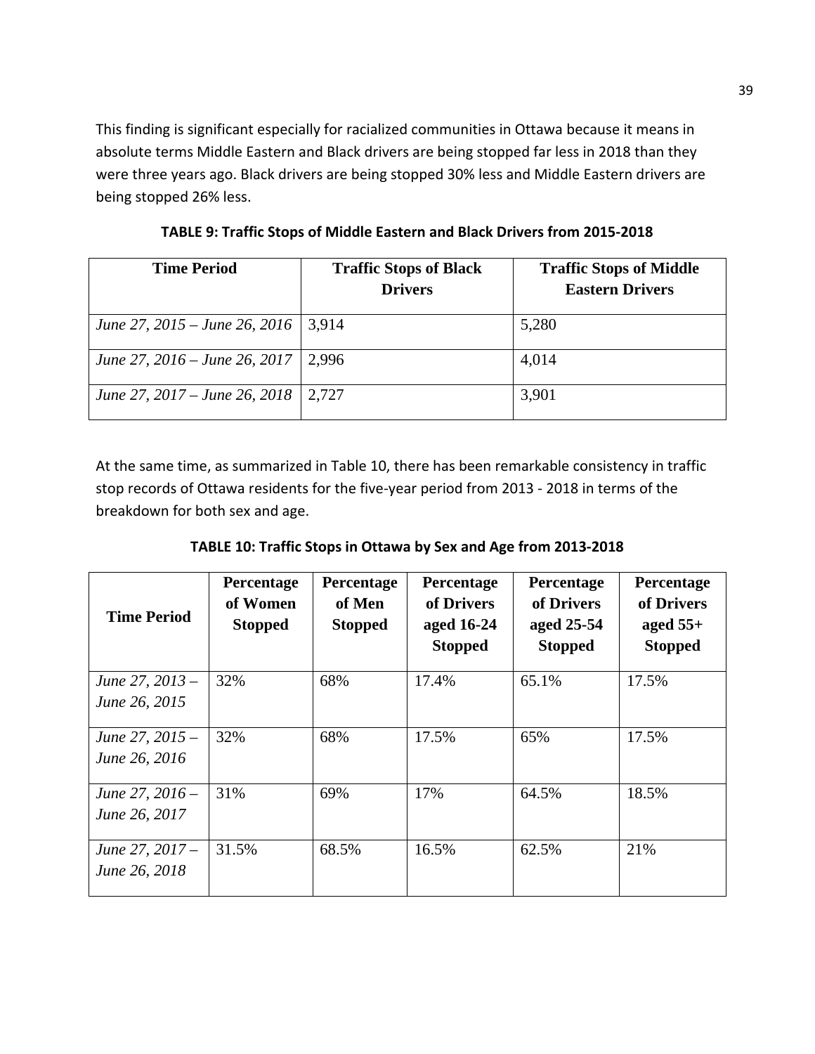This finding is significant especially for racialized communities in Ottawa because it means in absolute terms Middle Eastern and Black drivers are being stopped far less in 2018 than they were three years ago. Black drivers are being stopped 30% less and Middle Eastern drivers are being stopped 26% less.

**TABLE 9: Traffic Stops of Middle Eastern and Black Drivers from 2015-2018**

| Time Period | Traffic Stops of Black Drivers | Traffic Stops of Middle Eastern Drivers |
|---|---|---|
| *June 27, 2015 – June 26, 2016* | 3,914 | 5,280 |
| *June 27, 2016 – June 26, 2017* | 2,996 | 4,014 |
| *June 27, 2017 – June 26, 2018* | 2,727 | 3,901 |

At the same time, as summarized in Table 10, there has been remarkable consistency in traffic stop records of Ottawa residents for the five-year period from 2013 - 2018 in terms of the breakdown for both sex and age.

**TABLE 10: Traffic Stops in Ottawa by Sex and Age from 2013-2018**

| Time Period | Percentage of Women Stopped | Percentage of Men Stopped | Percentage of Drivers aged 16-24 Stopped | Percentage of Drivers aged 25-54 Stopped | Percentage of Drivers aged 55+ Stopped |
|---|---|---|---|---|---|
| *June 27, 2013 – June 26, 2015* | 32% | 68% | 17.4% | 65.1% | 17.5% |
| *June 27, 2015 – June 26, 2016* | 32% | 68% | 17.5% | 65% | 17.5% |
| *June 27, 2016 – June 26, 2017* | 31% | 69% | 17% | 64.5% | 18.5% |
| *June 27, 2017 – June 26, 2018* | 31.5% | 68.5% | 16.5% | 62.5% | 21% |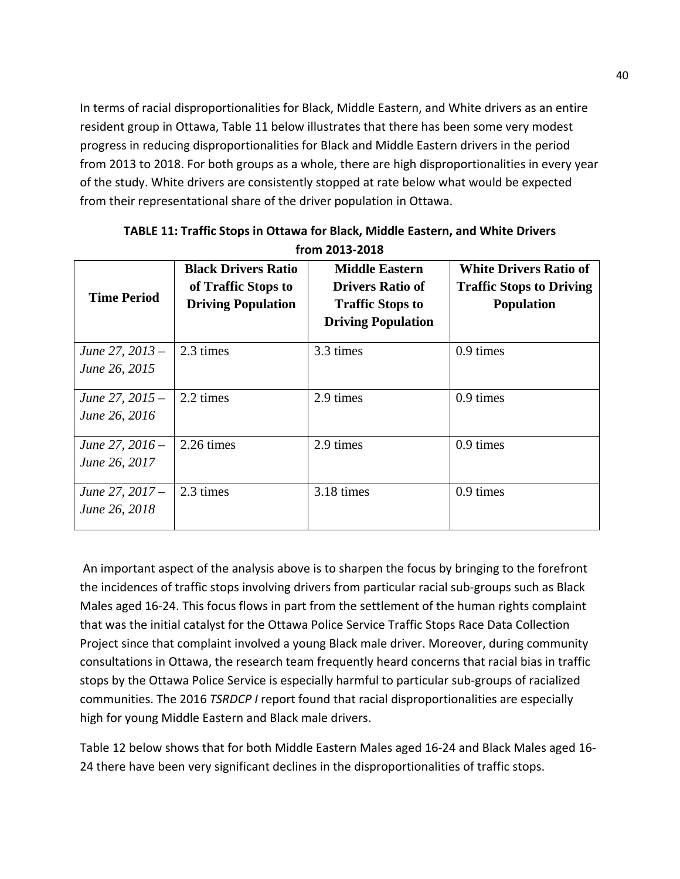In terms of racial disproportionalities for Black, Middle Eastern, and White drivers as an entire resident group in Ottawa, Table 11 below illustrates that there has been some very modest progress in reducing disproportionalities for Black and Middle Eastern drivers in the period from 2013 to 2018. For both groups as a whole, there are high disproportionalities in every year of the study. White drivers are consistently stopped at rate below what would be expected from their representational share of the driver population in Ottawa.

**TABLE 11: Traffic Stops in Ottawa for Black, Middle Eastern, and White Drivers from 2013-2018**

| Time Period | Black Drivers Ratio of Traffic Stops to Driving Population | Middle Eastern Drivers Ratio of Traffic Stops to Driving Population | White Drivers Ratio of Traffic Stops to Driving Population |
|---|---|---|---|
| *June 27, 2013 – June 26, 2015* | 2.3 times | 3.3 times | 0.9 times |
| *June 27, 2015 – June 26, 2016* | 2.2 times | 2.9 times | 0.9 times |
| *June 27, 2016 – June 26, 2017* | 2.26 times | 2.9 times | 0.9 times |
| *June 27, 2017 – June 26, 2018* | 2.3 times | 3.18 times | 0.9 times |

An important aspect of the analysis above is to sharpen the focus by bringing to the forefront the incidences of traffic stops involving drivers from particular racial sub-groups such as Black Males aged 16-24. This focus flows in part from the settlement of the human rights complaint that was the initial catalyst for the Ottawa Police Service Traffic Stops Race Data Collection Project since that complaint involved a young Black male driver. Moreover, during community consultations in Ottawa, the research team frequently heard concerns that racial bias in traffic stops by the Ottawa Police Service is especially harmful to particular sub-groups of racialized communities. The 2016 *TSRDCP I* report found that racial disproportionalities are especially high for young Middle Eastern and Black male drivers.

Table 12 below shows that for both Middle Eastern Males aged 16-24 and Black Males aged 16-24 there have been very significant declines in the disproportionalities of traffic stops.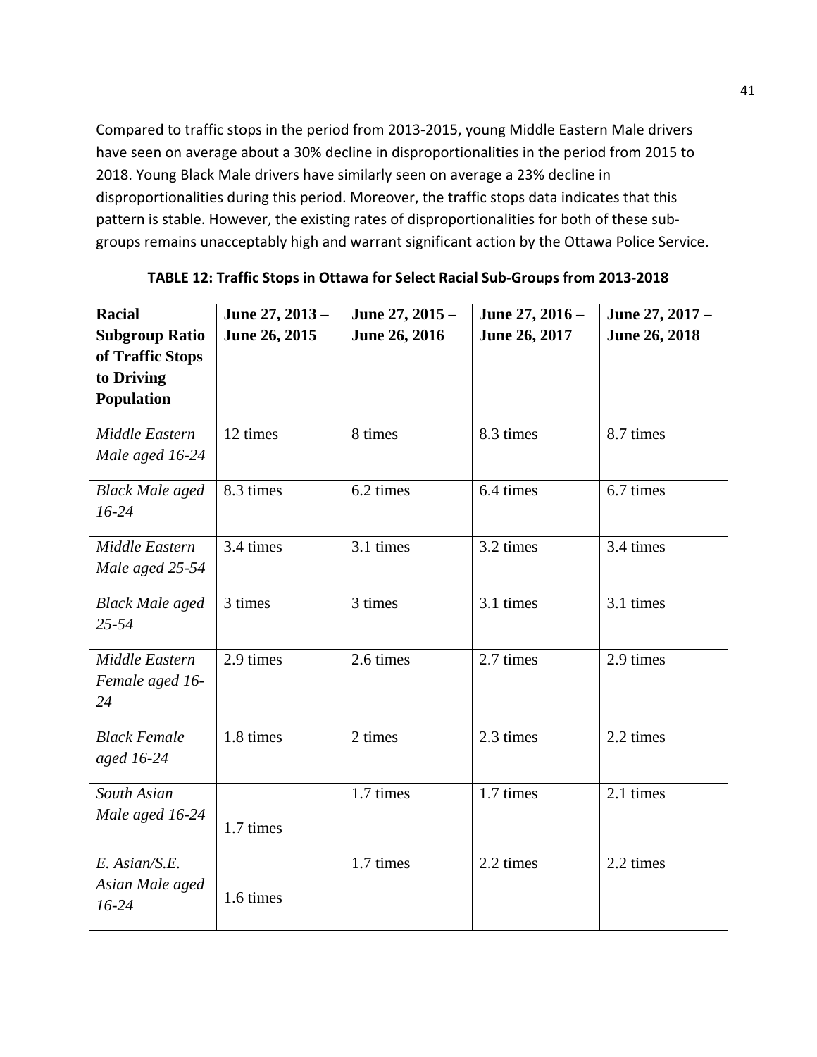Compared to traffic stops in the period from 2013-2015, young Middle Eastern Male drivers have seen on average about a 30% decline in disproportionalities in the period from 2015 to 2018. Young Black Male drivers have similarly seen on average a 23% decline in disproportionalities during this period. Moreover, the traffic stops data indicates that this pattern is stable. However, the existing rates of disproportionalities for both of these sub-groups remains unacceptably high and warrant significant action by the Ottawa Police Service.

**TABLE 12: Traffic Stops in Ottawa for Select Racial Sub-Groups from 2013-2018**

| **Racial Subgroup Ratio of Traffic Stops to Driving Population** | **June 27, 2013 – June 26, 2015** | **June 27, 2015 – June 26, 2016** | **June 27, 2016 – June 26, 2017** | **June 27, 2017 – June 26, 2018** |
|---|---|---|---|---|
| *Middle Eastern Male aged 16-24* | 12 times | 8 times | 8.3 times | 8.7 times |
| *Black Male aged 16-24* | 8.3 times | 6.2 times | 6.4 times | 6.7 times |
| *Middle Eastern Male aged 25-54* | 3.4 times | 3.1 times | 3.2 times | 3.4 times |
| *Black Male aged 25-54* | 3 times | 3 times | 3.1 times | 3.1 times |
| *Middle Eastern Female aged 16-24* | 2.9 times | 2.6 times | 2.7 times | 2.9 times |
| *Black Female aged 16-24* | 1.8 times | 2 times | 2.3 times | 2.2 times |
| *South Asian Male aged 16-24* | 1.7 times | 1.7 times | 1.7 times | 2.1 times |
| *E. Asian/S.E. Asian Male aged 16-24* | 1.6 times | 1.7 times | 2.2 times | 2.2 times |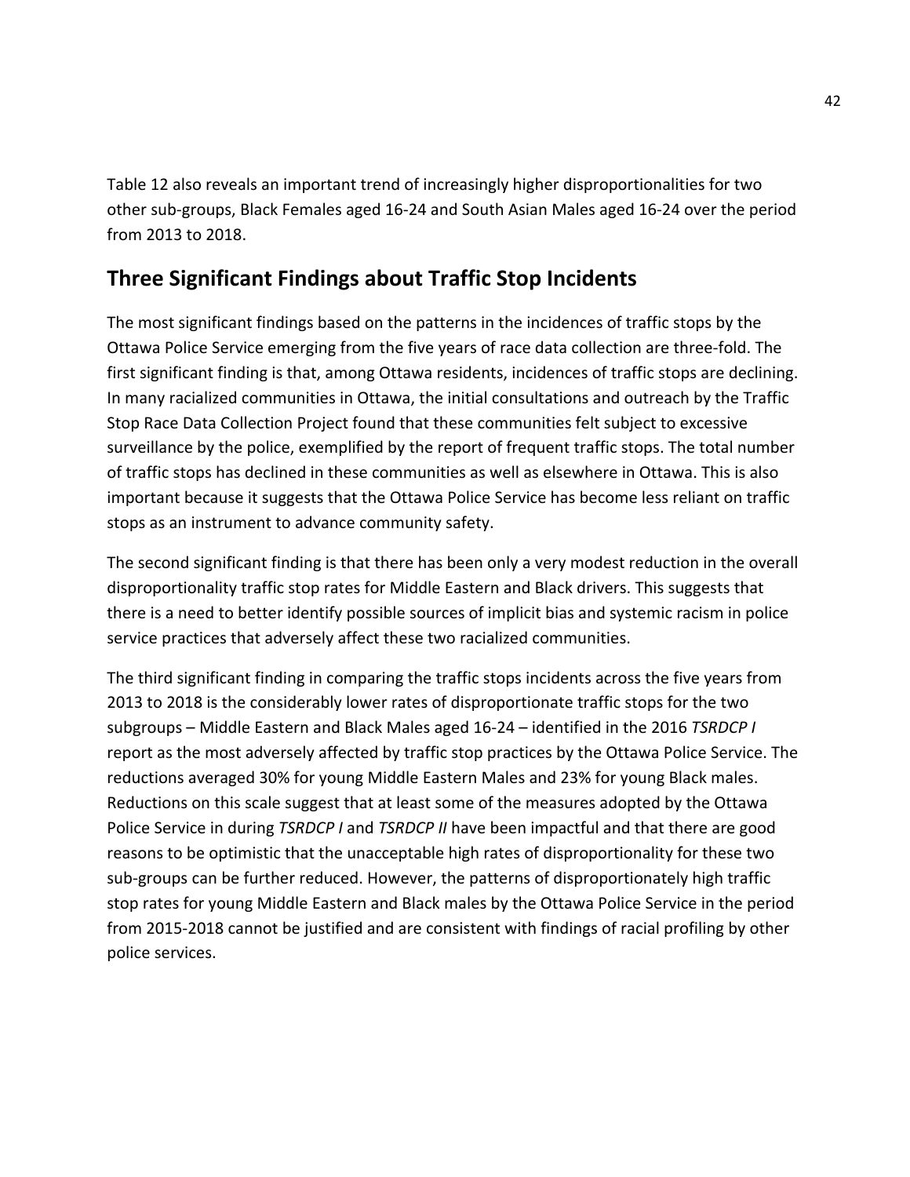Table 12 also reveals an important trend of increasingly higher disproportionalities for two other sub-groups, Black Females aged 16-24 and South Asian Males aged 16-24 over the period from 2013 to 2018.

## Three Significant Findings about Traffic Stop Incidents

The most significant findings based on the patterns in the incidences of traffic stops by the Ottawa Police Service emerging from the five years of race data collection are three-fold. The first significant finding is that, among Ottawa residents, incidences of traffic stops are declining. In many racialized communities in Ottawa, the initial consultations and outreach by the Traffic Stop Race Data Collection Project found that these communities felt subject to excessive surveillance by the police, exemplified by the report of frequent traffic stops. The total number of traffic stops has declined in these communities as well as elsewhere in Ottawa. This is also important because it suggests that the Ottawa Police Service has become less reliant on traffic stops as an instrument to advance community safety.

The second significant finding is that there has been only a very modest reduction in the overall disproportionality traffic stop rates for Middle Eastern and Black drivers. This suggests that there is a need to better identify possible sources of implicit bias and systemic racism in police service practices that adversely affect these two racialized communities.

The third significant finding in comparing the traffic stops incidents across the five years from 2013 to 2018 is the considerably lower rates of disproportionate traffic stops for the two subgroups – Middle Eastern and Black Males aged 16-24 – identified in the 2016 *TSRDCP I* report as the most adversely affected by traffic stop practices by the Ottawa Police Service. The reductions averaged 30% for young Middle Eastern Males and 23% for young Black males. Reductions on this scale suggest that at least some of the measures adopted by the Ottawa Police Service in during *TSRDCP I* and *TSRDCP II* have been impactful and that there are good reasons to be optimistic that the unacceptable high rates of disproportionality for these two sub-groups can be further reduced. However, the patterns of disproportionately high traffic stop rates for young Middle Eastern and Black males by the Ottawa Police Service in the period from 2015-2018 cannot be justified and are consistent with findings of racial profiling by other police services.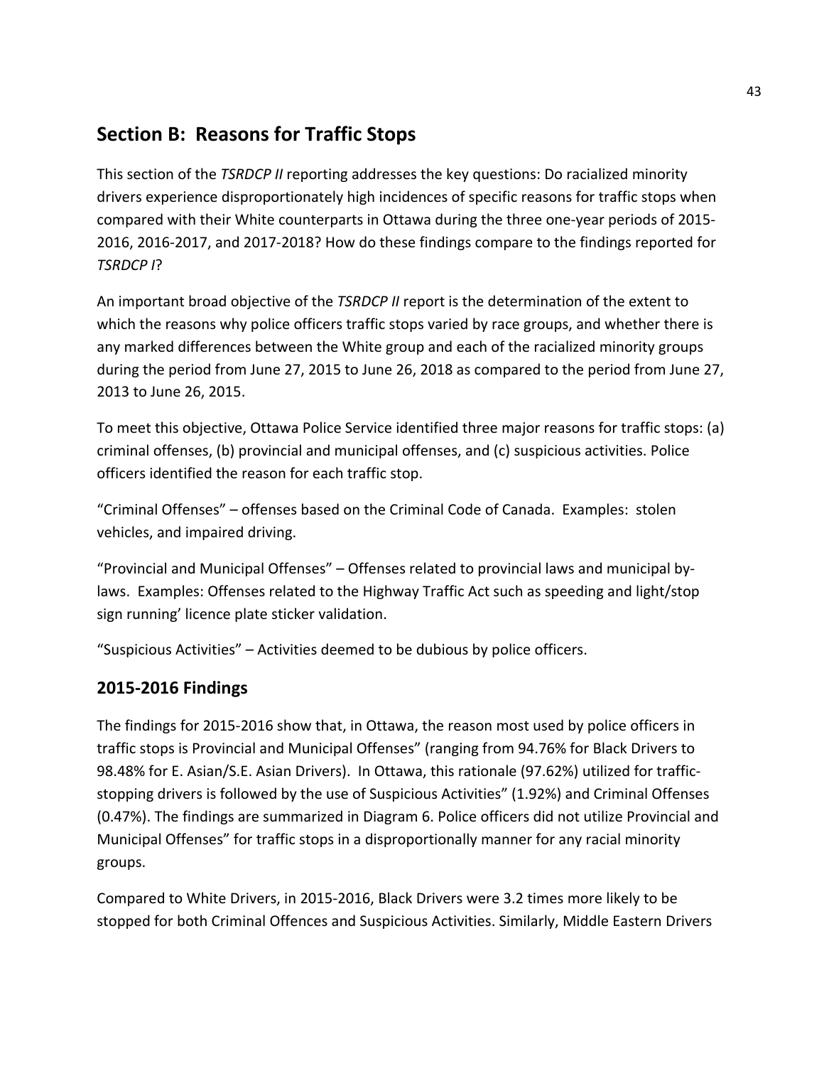## Section B: Reasons for Traffic Stops

This section of the *TSRDCP II* reporting addresses the key questions: Do racialized minority drivers experience disproportionately high incidences of specific reasons for traffic stops when compared with their White counterparts in Ottawa during the three one-year periods of 2015-2016, 2016-2017, and 2017-2018? How do these findings compare to the findings reported for *TSRDCP I*?

An important broad objective of the *TSRDCP II* report is the determination of the extent to which the reasons why police officers traffic stops varied by race groups, and whether there is any marked differences between the White group and each of the racialized minority groups during the period from June 27, 2015 to June 26, 2018 as compared to the period from June 27, 2013 to June 26, 2015.

To meet this objective, Ottawa Police Service identified three major reasons for traffic stops: (a) criminal offenses, (b) provincial and municipal offenses, and (c) suspicious activities. Police officers identified the reason for each traffic stop.

"Criminal Offenses" – offenses based on the Criminal Code of Canada. Examples: stolen vehicles, and impaired driving.

"Provincial and Municipal Offenses" – Offenses related to provincial laws and municipal by-laws. Examples: Offenses related to the Highway Traffic Act such as speeding and light/stop sign running' licence plate sticker validation.

"Suspicious Activities" – Activities deemed to be dubious by police officers.

## 2015-2016 Findings

The findings for 2015-2016 show that, in Ottawa, the reason most used by police officers in traffic stops is Provincial and Municipal Offenses" (ranging from 94.76% for Black Drivers to 98.48% for E. Asian/S.E. Asian Drivers). In Ottawa, this rationale (97.62%) utilized for traffic-stopping drivers is followed by the use of Suspicious Activities" (1.92%) and Criminal Offenses (0.47%). The findings are summarized in Diagram 6. Police officers did not utilize Provincial and Municipal Offenses" for traffic stops in a disproportionally manner for any racial minority groups.

Compared to White Drivers, in 2015-2016, Black Drivers were 3.2 times more likely to be stopped for both Criminal Offences and Suspicious Activities. Similarly, Middle Eastern Drivers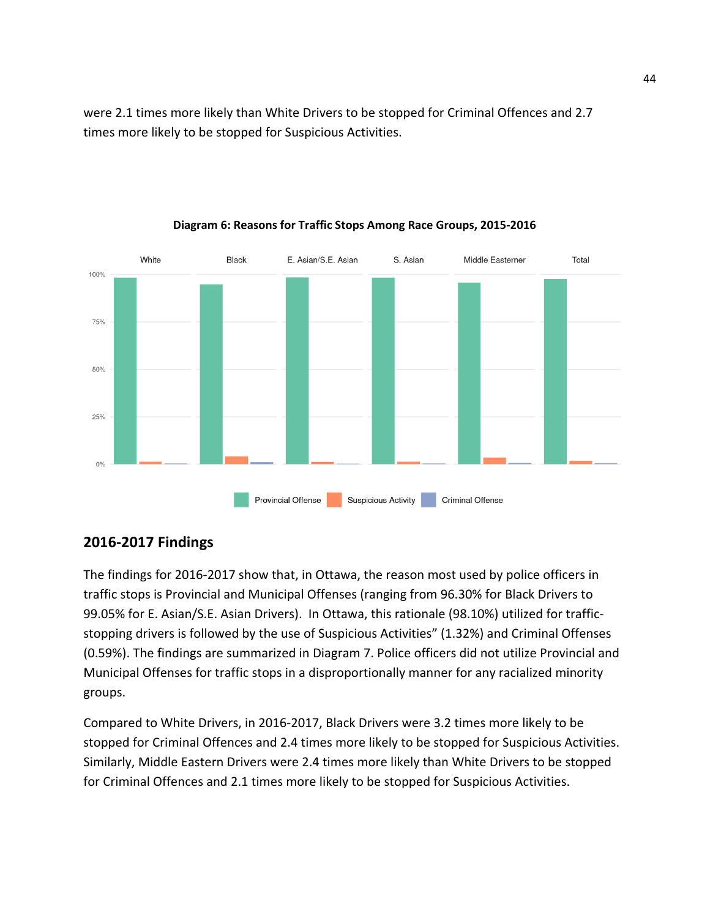were 2.1 times more likely than White Drivers to be stopped for Criminal Offences and 2.7 times more likely to be stopped for Suspicious Activities.

**Diagram 6: Reasons for Traffic Stops Among Race Groups, 2015-2016**

## 2016-2017 Findings

The findings for 2016-2017 show that, in Ottawa, the reason most used by police officers in traffic stops is Provincial and Municipal Offenses (ranging from 96.30% for Black Drivers to 99.05% for E. Asian/S.E. Asian Drivers). In Ottawa, this rationale (98.10%) utilized for traffic-stopping drivers is followed by the use of Suspicious Activities" (1.32%) and Criminal Offenses (0.59%). The findings are summarized in Diagram 7. Police officers did not utilize Provincial and Municipal Offenses for traffic stops in a disproportionally manner for any racialized minority groups.

Compared to White Drivers, in 2016-2017, Black Drivers were 3.2 times more likely to be stopped for Criminal Offences and 2.4 times more likely to be stopped for Suspicious Activities. Similarly, Middle Eastern Drivers were 2.4 times more likely than White Drivers to be stopped for Criminal Offences and 2.1 times more likely to be stopped for Suspicious Activities.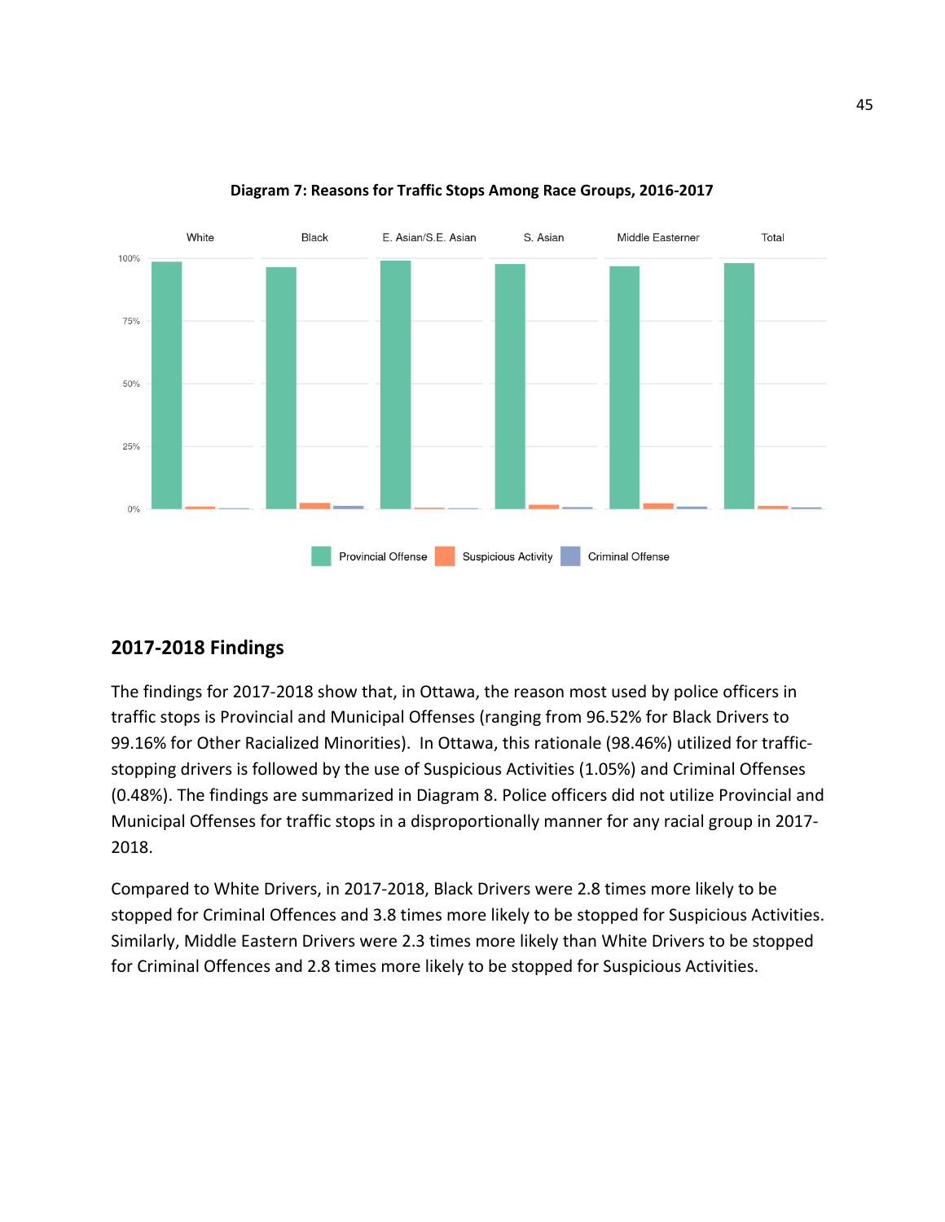**Diagram 7: Reasons for Traffic Stops Among Race Groups, 2016-2017**

## 2017-2018 Findings

The findings for 2017-2018 show that, in Ottawa, the reason most used by police officers in traffic stops is Provincial and Municipal Offenses (ranging from 96.52% for Black Drivers to 99.16% for Other Racialized Minorities). In Ottawa, this rationale (98.46%) utilized for traffic-stopping drivers is followed by the use of Suspicious Activities (1.05%) and Criminal Offenses (0.48%). The findings are summarized in Diagram 8. Police officers did not utilize Provincial and Municipal Offenses for traffic stops in a disproportionally manner for any racial group in 2017-2018.

Compared to White Drivers, in 2017-2018, Black Drivers were 2.8 times more likely to be stopped for Criminal Offences and 3.8 times more likely to be stopped for Suspicious Activities. Similarly, Middle Eastern Drivers were 2.3 times more likely than White Drivers to be stopped for Criminal Offences and 2.8 times more likely to be stopped for Suspicious Activities.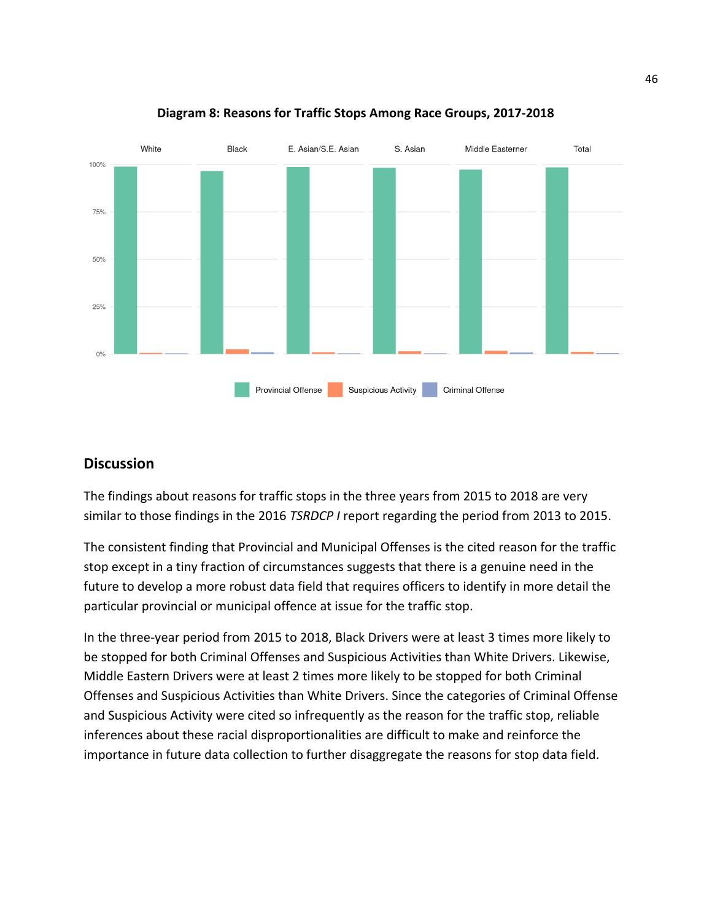**Diagram 8: Reasons for Traffic Stops Among Race Groups, 2017-2018**

## Discussion

The findings about reasons for traffic stops in the three years from 2015 to 2018 are very similar to those findings in the 2016 *TSRDCP I* report regarding the period from 2013 to 2015.

The consistent finding that Provincial and Municipal Offenses is the cited reason for the traffic stop except in a tiny fraction of circumstances suggests that there is a genuine need in the future to develop a more robust data field that requires officers to identify in more detail the particular provincial or municipal offence at issue for the traffic stop.

In the three-year period from 2015 to 2018, Black Drivers were at least 3 times more likely to be stopped for both Criminal Offenses and Suspicious Activities than White Drivers. Likewise, Middle Eastern Drivers were at least 2 times more likely to be stopped for both Criminal Offenses and Suspicious Activities than White Drivers. Since the categories of Criminal Offense and Suspicious Activity were cited so infrequently as the reason for the traffic stop, reliable inferences about these racial disproportionalities are difficult to make and reinforce the importance in future data collection to further disaggregate the reasons for stop data field.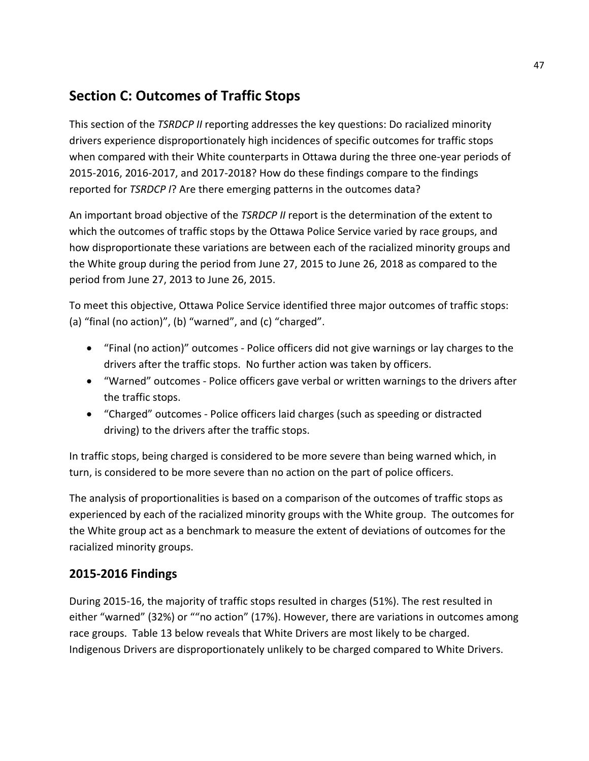## Section C: Outcomes of Traffic Stops

This section of the *TSRDCP II* reporting addresses the key questions: Do racialized minority drivers experience disproportionately high incidences of specific outcomes for traffic stops when compared with their White counterparts in Ottawa during the three one-year periods of 2015-2016, 2016-2017, and 2017-2018? How do these findings compare to the findings reported for *TSRDCP I*? Are there emerging patterns in the outcomes data?

An important broad objective of the *TSRDCP II* report is the determination of the extent to which the outcomes of traffic stops by the Ottawa Police Service varied by race groups, and how disproportionate these variations are between each of the racialized minority groups and the White group during the period from June 27, 2015 to June 26, 2018 as compared to the period from June 27, 2013 to June 26, 2015.

To meet this objective, Ottawa Police Service identified three major outcomes of traffic stops: (a) "final (no action)", (b) "warned", and (c) "charged".

- "Final (no action)" outcomes - Police officers did not give warnings or lay charges to the drivers after the traffic stops. No further action was taken by officers.
- "Warned" outcomes - Police officers gave verbal or written warnings to the drivers after the traffic stops.
- "Charged" outcomes - Police officers laid charges (such as speeding or distracted driving) to the drivers after the traffic stops.

In traffic stops, being charged is considered to be more severe than being warned which, in turn, is considered to be more severe than no action on the part of police officers.

The analysis of proportionalities is based on a comparison of the outcomes of traffic stops as experienced by each of the racialized minority groups with the White group. The outcomes for the White group act as a benchmark to measure the extent of deviations of outcomes for the racialized minority groups.

### 2015-2016 Findings

During 2015-16, the majority of traffic stops resulted in charges (51%). The rest resulted in either "warned" (32%) or ""no action" (17%). However, there are variations in outcomes among race groups. Table 13 below reveals that White Drivers are most likely to be charged. Indigenous Drivers are disproportionately unlikely to be charged compared to White Drivers.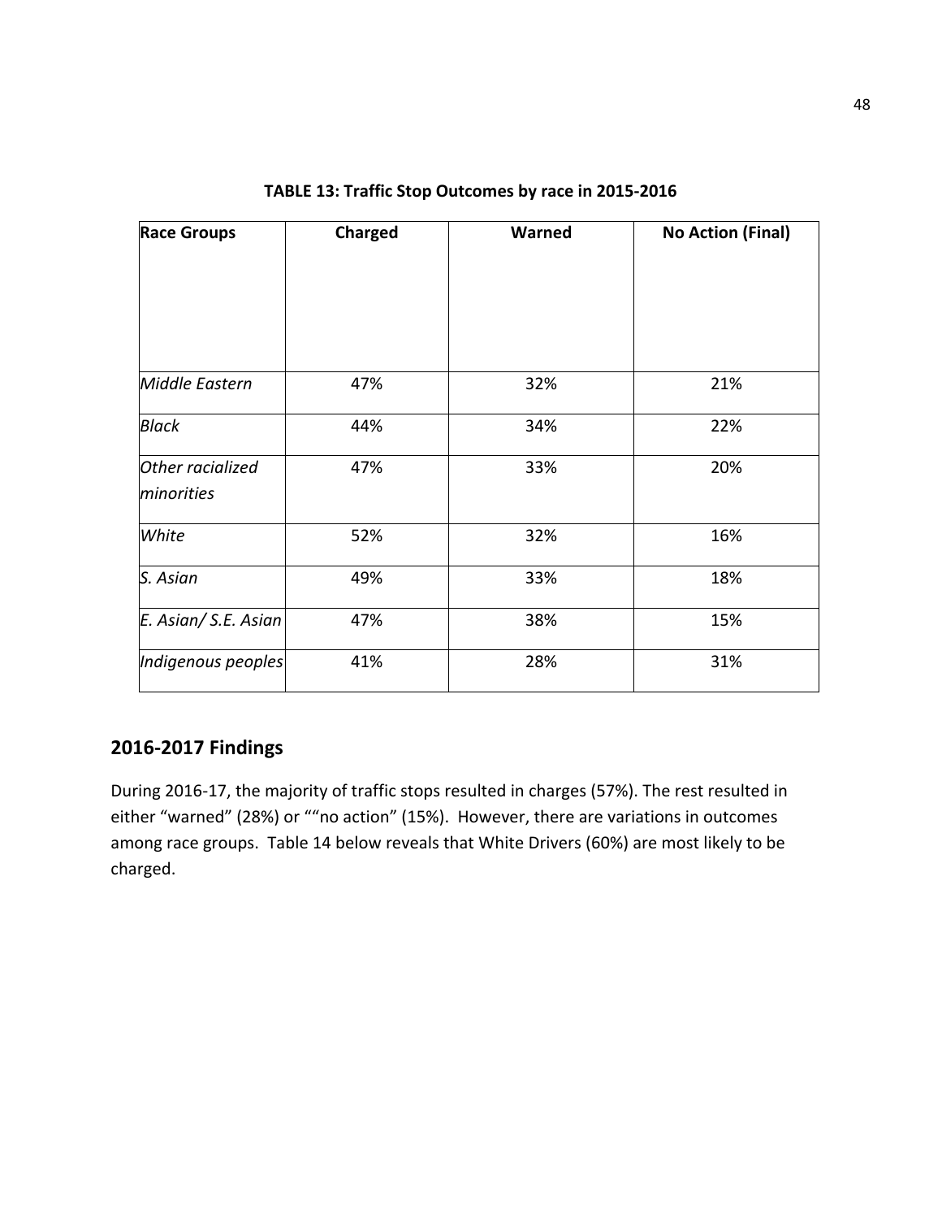**TABLE 13: Traffic Stop Outcomes by race in 2015-2016**

| Race Groups | Charged | Warned | No Action (Final) |
|---|---|---|---|
| *Middle Eastern* | 47% | 32% | 21% |
| *Black* | 44% | 34% | 22% |
| *Other racialized minorities* | 47% | 33% | 20% |
| *White* | 52% | 32% | 16% |
| *S. Asian* | 49% | 33% | 18% |
| *E. Asian/ S.E. Asian* | 47% | 38% | 15% |
| *Indigenous peoples* | 41% | 28% | 31% |

## 2016-2017 Findings

During 2016-17, the majority of traffic stops resulted in charges (57%). The rest resulted in either "warned" (28%) or ""no action" (15%). However, there are variations in outcomes among race groups. Table 14 below reveals that White Drivers (60%) are most likely to be charged.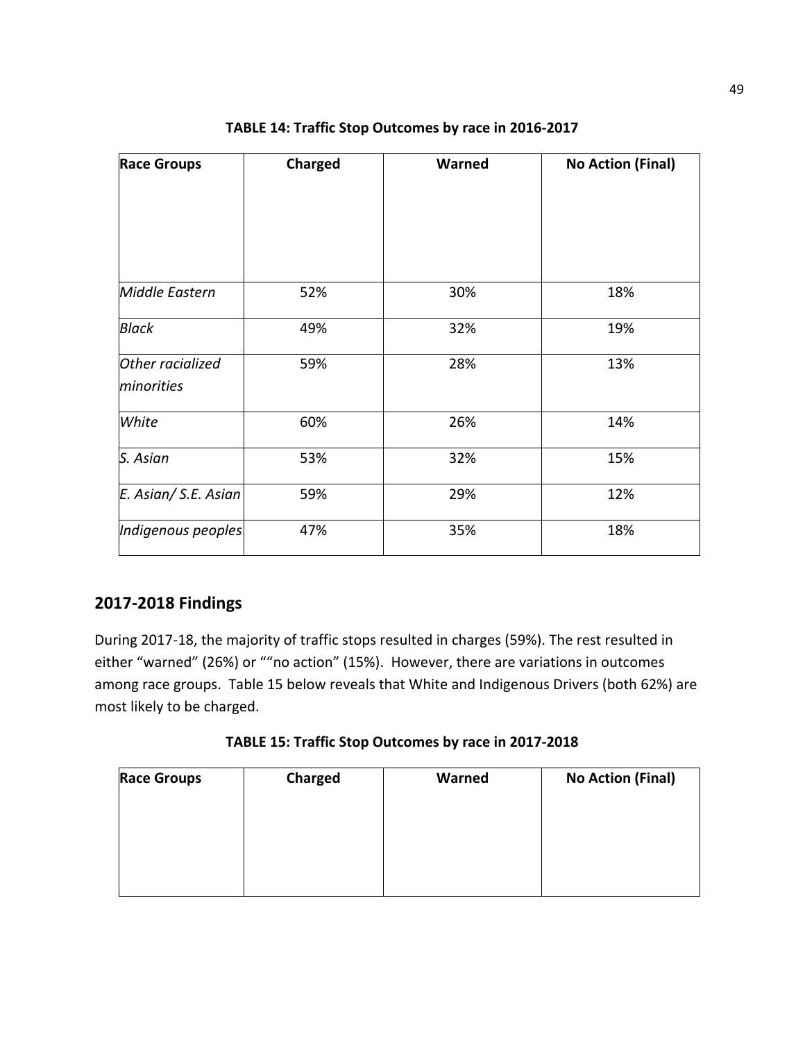**TABLE 14: Traffic Stop Outcomes by race in 2016-2017**

| Race Groups | Charged | Warned | No Action (Final) |
|---|---|---|---|
| *Middle Eastern* | 52% | 30% | 18% |
| *Black* | 49% | 32% | 19% |
| *Other racialized minorities* | 59% | 28% | 13% |
| *White* | 60% | 26% | 14% |
| *S. Asian* | 53% | 32% | 15% |
| *E. Asian/ S.E. Asian* | 59% | 29% | 12% |
| *Indigenous peoples* | 47% | 35% | 18% |

## 2017-2018 Findings

During 2017-18, the majority of traffic stops resulted in charges (59%). The rest resulted in either "warned" (26%) or ""no action" (15%). However, there are variations in outcomes among race groups. Table 15 below reveals that White and Indigenous Drivers (both 62%) are most likely to be charged.

**TABLE 15: Traffic Stop Outcomes by race in 2017-2018**

| Race Groups | Charged | Warned | No Action (Final) |
|---|---|---|---|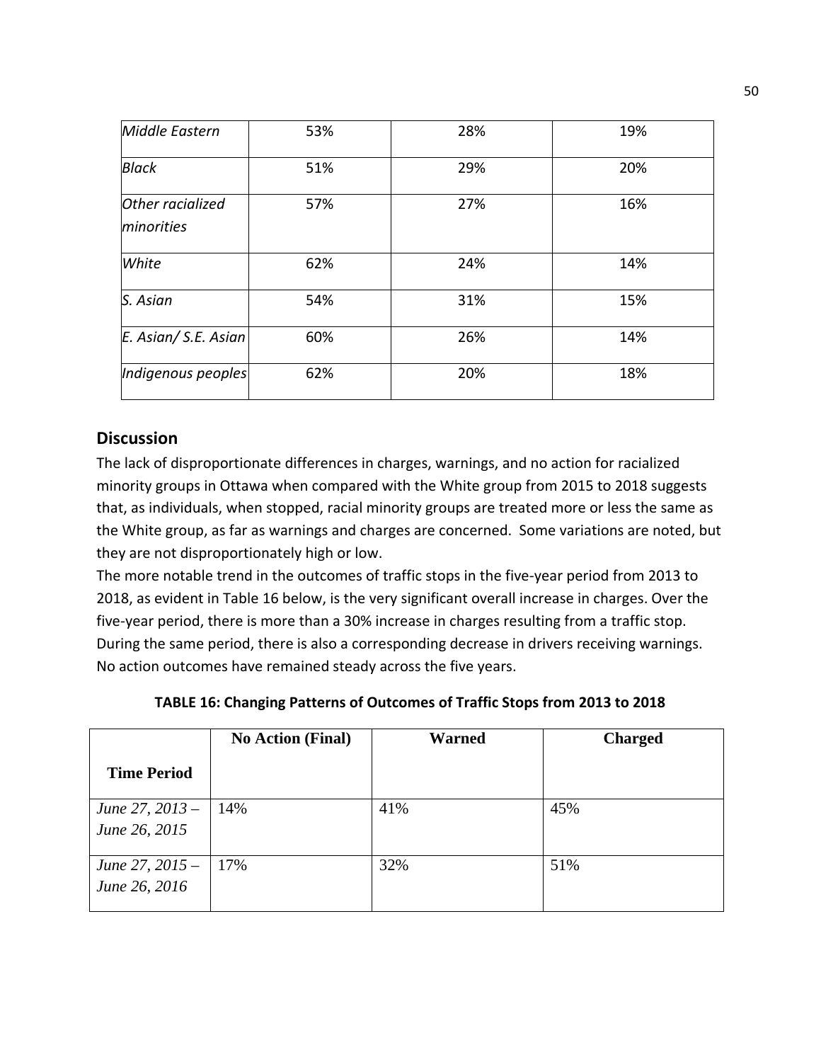| *Middle Eastern* | 53% | 28% | 19% |
|---|---|---|---|
| *Black* | 51% | 29% | 20% |
| *Other racialized minorities* | 57% | 27% | 16% |
| *White* | 62% | 24% | 14% |
| *S. Asian* | 54% | 31% | 15% |
| *E. Asian/ S.E. Asian* | 60% | 26% | 14% |
| *Indigenous peoples* | 62% | 20% | 18% |

## Discussion

The lack of disproportionate differences in charges, warnings, and no action for racialized minority groups in Ottawa when compared with the White group from 2015 to 2018 suggests that, as individuals, when stopped, racial minority groups are treated more or less the same as the White group, as far as warnings and charges are concerned. Some variations are noted, but they are not disproportionately high or low.

The more notable trend in the outcomes of traffic stops in the five-year period from 2013 to 2018, as evident in Table 16 below, is the very significant overall increase in charges. Over the five-year period, there is more than a 30% increase in charges resulting from a traffic stop. During the same period, there is also a corresponding decrease in drivers receiving warnings. No action outcomes have remained steady across the five years.

**TABLE 16: Changing Patterns of Outcomes of Traffic Stops from 2013 to 2018**

| **Time Period** | **No Action (Final)** | **Warned** | **Charged** |
|---|---|---|---|
| *June 27, 2013 – June 26, 2015* | 14% | 41% | 45% |
| *June 27, 2015 – June 26, 2016* | 17% | 32% | 51% |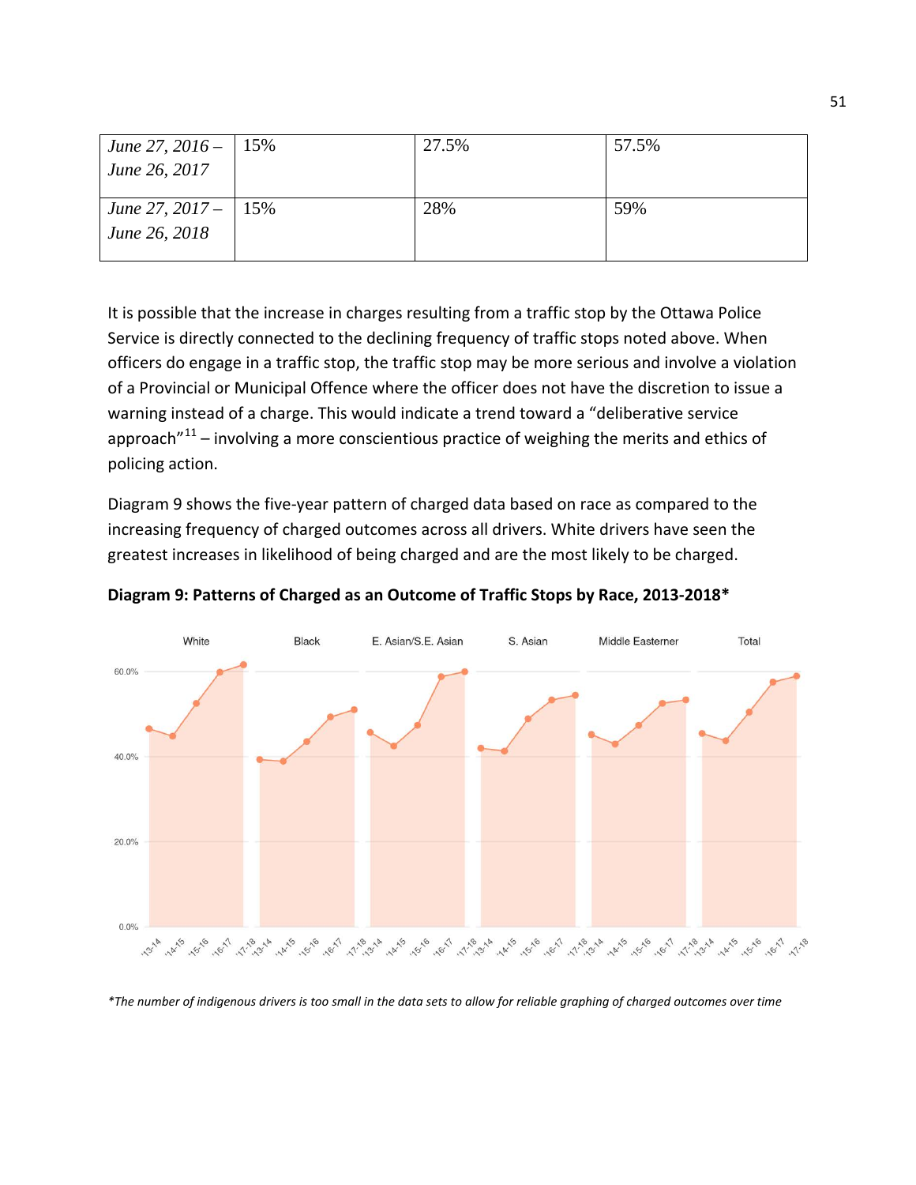| *June 27, 2016 – June 26, 2017* | 15% | 27.5% | 57.5% |
|---|---|---|---|
| *June 27, 2017 – June 26, 2018* | 15% | 28% | 59% |

It is possible that the increase in charges resulting from a traffic stop by the Ottawa Police Service is directly connected to the declining frequency of traffic stops noted above. When officers do engage in a traffic stop, the traffic stop may be more serious and involve a violation of a Provincial or Municipal Offence where the officer does not have the discretion to issue a warning instead of a charge. This would indicate a trend toward a "deliberative service approach"[11] – involving a more conscientious practice of weighing the merits and ethics of policing action.

Diagram 9 shows the five-year pattern of charged data based on race as compared to the increasing frequency of charged outcomes across all drivers. White drivers have seen the greatest increases in likelihood of being charged and are the most likely to be charged.

**Diagram 9: Patterns of Charged as an Outcome of Traffic Stops by Race, 2013-2018***

*\*The number of indigenous drivers is too small in the data sets to allow for reliable graphing of charged outcomes over time*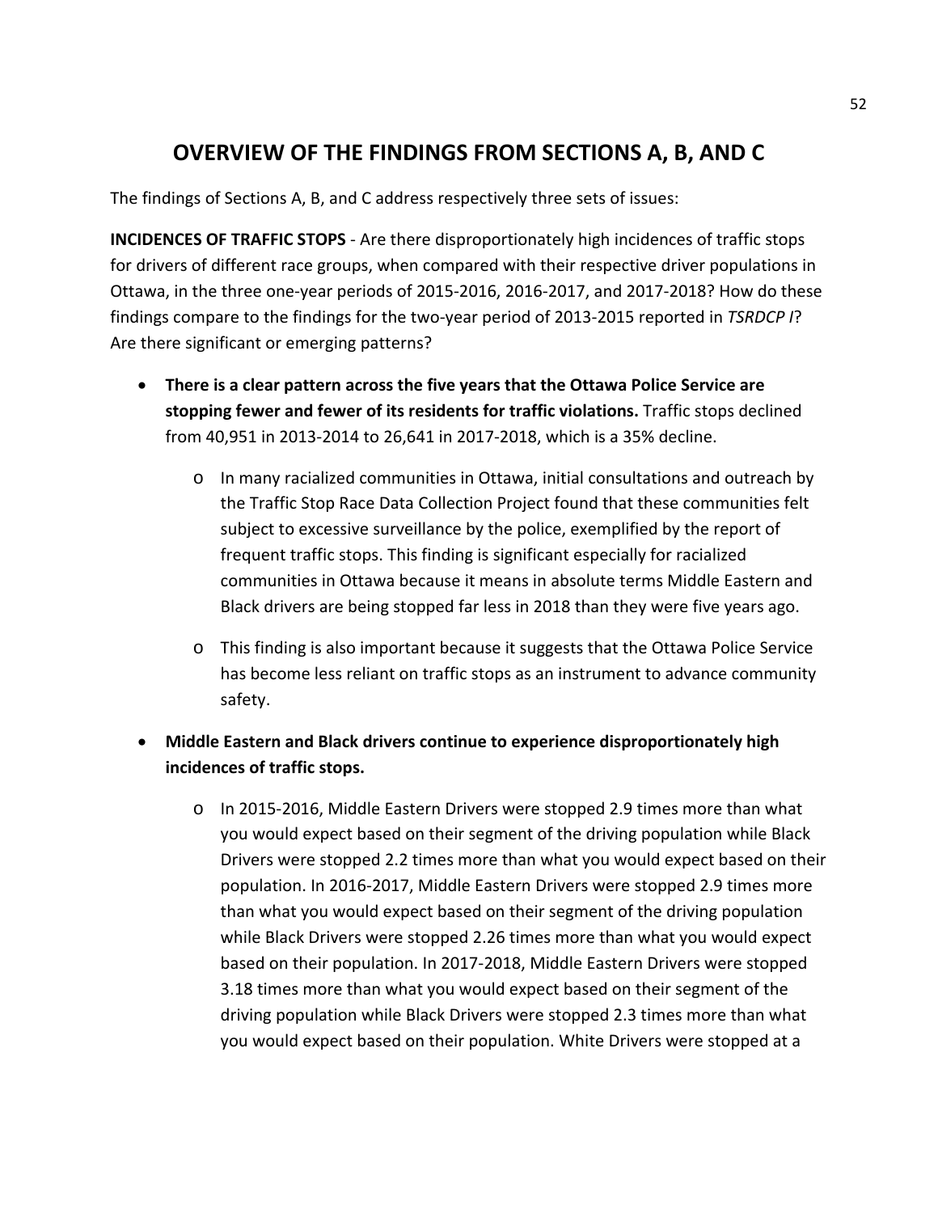# OVERVIEW OF THE FINDINGS FROM SECTIONS A, B, AND C

The findings of Sections A, B, and C address respectively three sets of issues:

**INCIDENCES OF TRAFFIC STOPS** - Are there disproportionately high incidences of traffic stops for drivers of different race groups, when compared with their respective driver populations in Ottawa, in the three one-year periods of 2015-2016, 2016-2017, and 2017-2018? How do these findings compare to the findings for the two-year period of 2013-2015 reported in *TSRDCP I*? Are there significant or emerging patterns?

- **There is a clear pattern across the five years that the Ottawa Police Service are stopping fewer and fewer of its residents for traffic violations.** Traffic stops declined from 40,951 in 2013-2014 to 26,641 in 2017-2018, which is a 35% decline.
  - In many racialized communities in Ottawa, initial consultations and outreach by the Traffic Stop Race Data Collection Project found that these communities felt subject to excessive surveillance by the police, exemplified by the report of frequent traffic stops. This finding is significant especially for racialized communities in Ottawa because it means in absolute terms Middle Eastern and Black drivers are being stopped far less in 2018 than they were five years ago.
  - This finding is also important because it suggests that the Ottawa Police Service has become less reliant on traffic stops as an instrument to advance community safety.
- **Middle Eastern and Black drivers continue to experience disproportionately high incidences of traffic stops.**
  - In 2015-2016, Middle Eastern Drivers were stopped 2.9 times more than what you would expect based on their segment of the driving population while Black Drivers were stopped 2.2 times more than what you would expect based on their population. In 2016-2017, Middle Eastern Drivers were stopped 2.9 times more than what you would expect based on their segment of the driving population while Black Drivers were stopped 2.26 times more than what you would expect based on their population. In 2017-2018, Middle Eastern Drivers were stopped 3.18 times more than what you would expect based on their segment of the driving population while Black Drivers were stopped 2.3 times more than what you would expect based on their population. White Drivers were stopped at a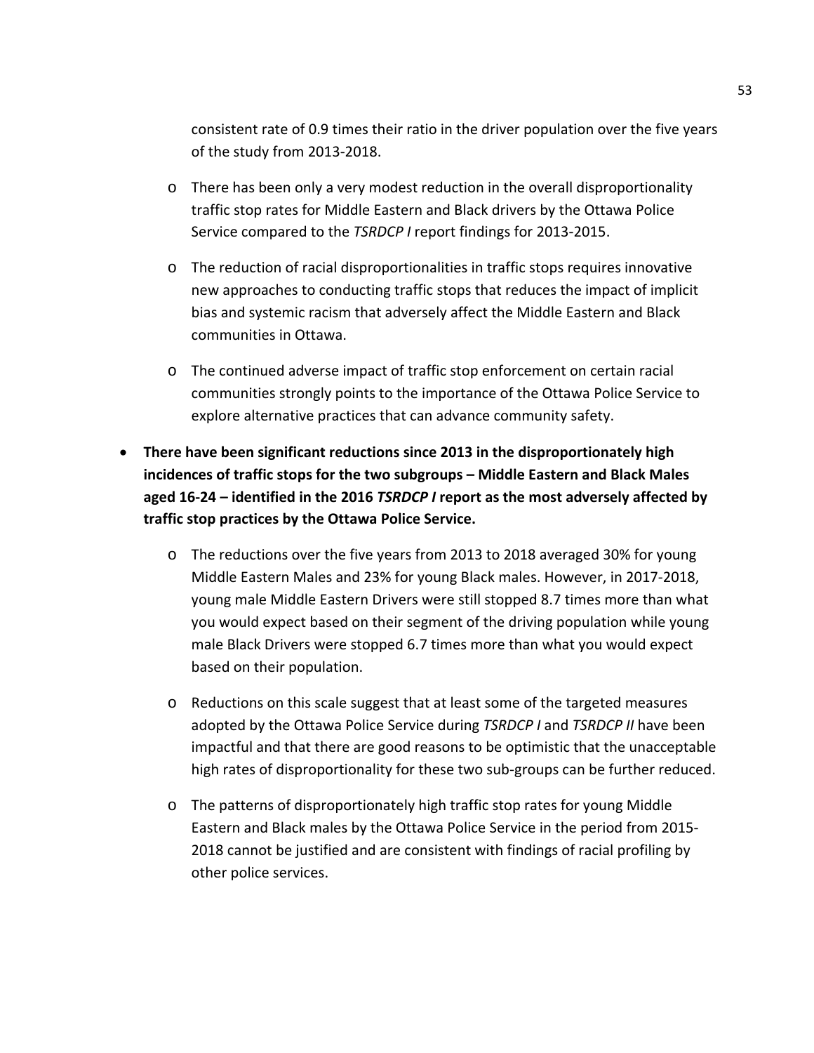consistent rate of 0.9 times their ratio in the driver population over the five years of the study from 2013-2018.

- There has been only a very modest reduction in the overall disproportionality traffic stop rates for Middle Eastern and Black drivers by the Ottawa Police Service compared to the *TSRDCP I* report findings for 2013-2015.
- The reduction of racial disproportionalities in traffic stops requires innovative new approaches to conducting traffic stops that reduces the impact of implicit bias and systemic racism that adversely affect the Middle Eastern and Black communities in Ottawa.
- The continued adverse impact of traffic stop enforcement on certain racial communities strongly points to the importance of the Ottawa Police Service to explore alternative practices that can advance community safety.

- **There have been significant reductions since 2013 in the disproportionately high incidences of traffic stops for the two subgroups – Middle Eastern and Black Males aged 16-24 – identified in the 2016 *TSRDCP I* report as the most adversely affected by traffic stop practices by the Ottawa Police Service.**
  - The reductions over the five years from 2013 to 2018 averaged 30% for young Middle Eastern Males and 23% for young Black males. However, in 2017-2018, young male Middle Eastern Drivers were still stopped 8.7 times more than what you would expect based on their segment of the driving population while young male Black Drivers were stopped 6.7 times more than what you would expect based on their population.
  - Reductions on this scale suggest that at least some of the targeted measures adopted by the Ottawa Police Service during *TSRDCP I* and *TSRDCP II* have been impactful and that there are good reasons to be optimistic that the unacceptable high rates of disproportionality for these two sub-groups can be further reduced.
  - The patterns of disproportionately high traffic stop rates for young Middle Eastern and Black males by the Ottawa Police Service in the period from 2015-2018 cannot be justified and are consistent with findings of racial profiling by other police services.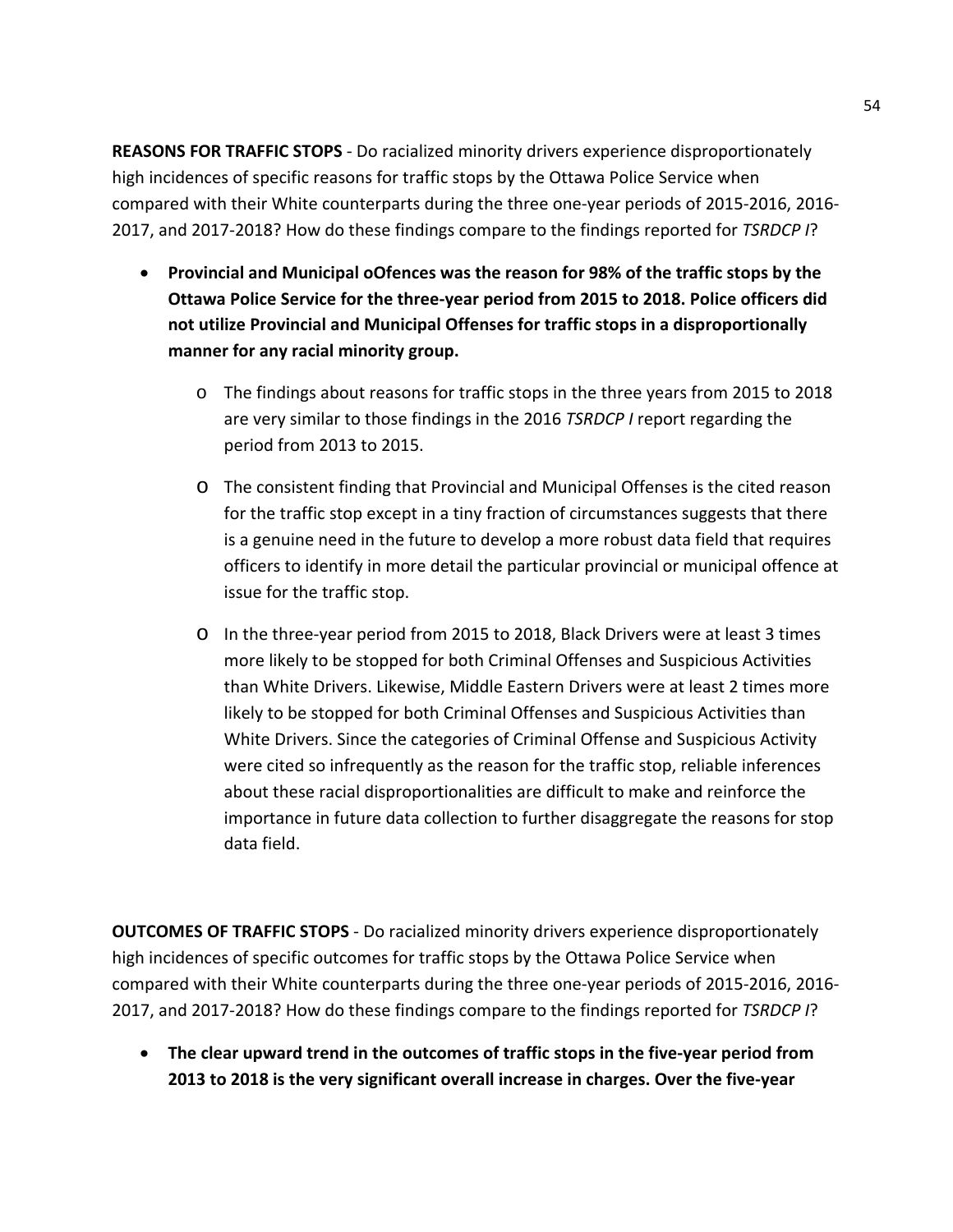**REASONS FOR TRAFFIC STOPS** - Do racialized minority drivers experience disproportionately high incidences of specific reasons for traffic stops by the Ottawa Police Service when compared with their White counterparts during the three one-year periods of 2015-2016, 2016-2017, and 2017-2018? How do these findings compare to the findings reported for *TSRDCP I*?

- **Provincial and Municipal oOfences was the reason for 98% of the traffic stops by the Ottawa Police Service for the three-year period from 2015 to 2018. Police officers did not utilize Provincial and Municipal Offenses for traffic stops in a disproportionally manner for any racial minority group.**
  - The findings about reasons for traffic stops in the three years from 2015 to 2018 are very similar to those findings in the 2016 *TSRDCP I* report regarding the period from 2013 to 2015.
  - The consistent finding that Provincial and Municipal Offenses is the cited reason for the traffic stop except in a tiny fraction of circumstances suggests that there is a genuine need in the future to develop a more robust data field that requires officers to identify in more detail the particular provincial or municipal offence at issue for the traffic stop.
  - In the three-year period from 2015 to 2018, Black Drivers were at least 3 times more likely to be stopped for both Criminal Offenses and Suspicious Activities than White Drivers. Likewise, Middle Eastern Drivers were at least 2 times more likely to be stopped for both Criminal Offenses and Suspicious Activities than White Drivers. Since the categories of Criminal Offense and Suspicious Activity were cited so infrequently as the reason for the traffic stop, reliable inferences about these racial disproportionalities are difficult to make and reinforce the importance in future data collection to further disaggregate the reasons for stop data field.

**OUTCOMES OF TRAFFIC STOPS** - Do racialized minority drivers experience disproportionately high incidences of specific outcomes for traffic stops by the Ottawa Police Service when compared with their White counterparts during the three one-year periods of 2015-2016, 2016-2017, and 2017-2018? How do these findings compare to the findings reported for *TSRDCP I*?

- **The clear upward trend in the outcomes of traffic stops in the five-year period from 2013 to 2018 is the very significant overall increase in charges. Over the five-year**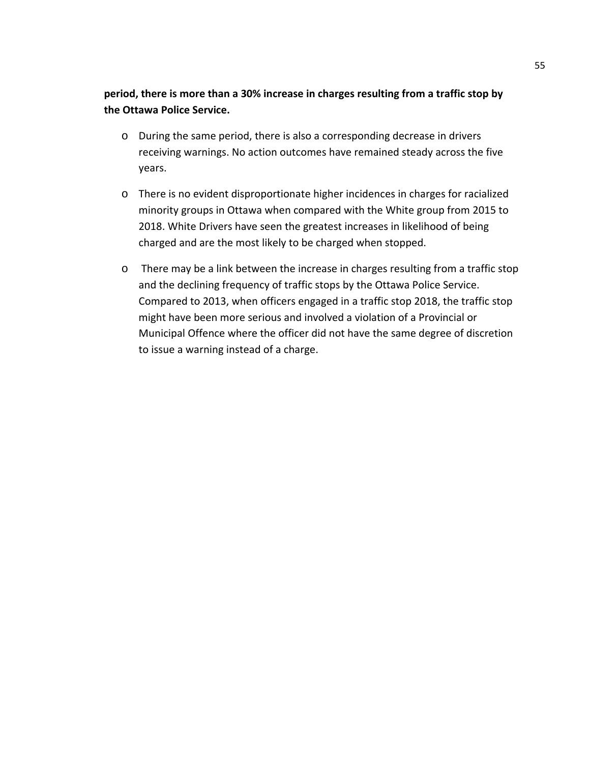**period, there is more than a 30% increase in charges resulting from a traffic stop by the Ottawa Police Service.**

- During the same period, there is also a corresponding decrease in drivers receiving warnings. No action outcomes have remained steady across the five years.
- There is no evident disproportionate higher incidences in charges for racialized minority groups in Ottawa when compared with the White group from 2015 to 2018. White Drivers have seen the greatest increases in likelihood of being charged and are the most likely to be charged when stopped.
- There may be a link between the increase in charges resulting from a traffic stop and the declining frequency of traffic stops by the Ottawa Police Service. Compared to 2013, when officers engaged in a traffic stop 2018, the traffic stop might have been more serious and involved a violation of a Provincial or Municipal Offence where the officer did not have the same degree of discretion to issue a warning instead of a charge.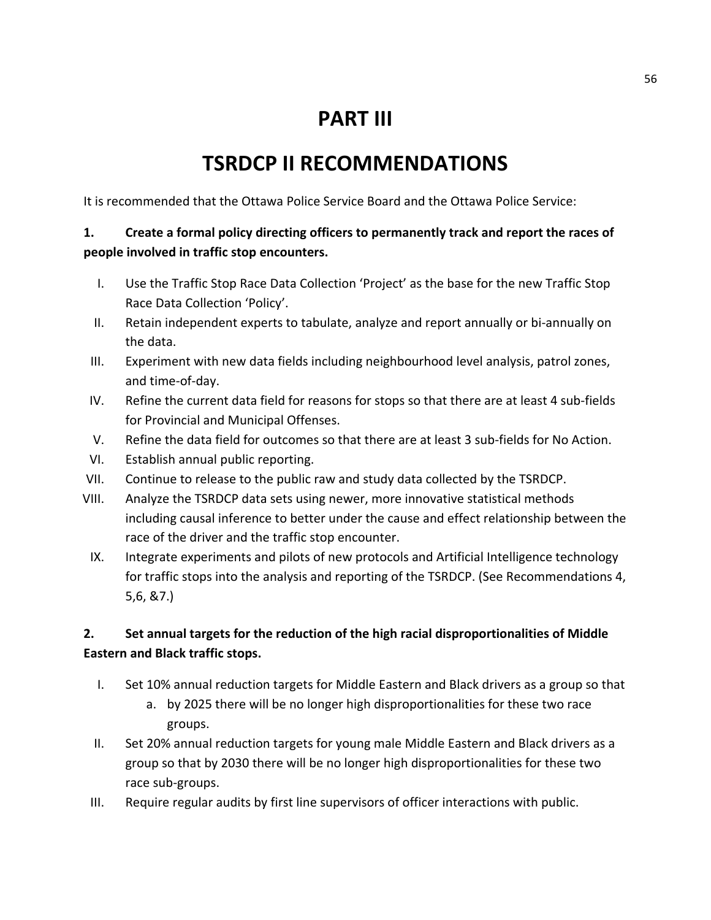# PART III

# TSRDCP II RECOMMENDATIONS

It is recommended that the Ottawa Police Service Board and the Ottawa Police Service:

**1. Create a formal policy directing officers to permanently track and report the races of people involved in traffic stop encounters.**

I. Use the Traffic Stop Race Data Collection 'Project' as the base for the new Traffic Stop Race Data Collection 'Policy'.

II. Retain independent experts to tabulate, analyze and report annually or bi-annually on the data.

III. Experiment with new data fields including neighbourhood level analysis, patrol zones, and time-of-day.

IV. Refine the current data field for reasons for stops so that there are at least 4 sub-fields for Provincial and Municipal Offenses.

V. Refine the data field for outcomes so that there are at least 3 sub-fields for No Action.

VI. Establish annual public reporting.

VII. Continue to release to the public raw and study data collected by the TSRDCP.

VIII. Analyze the TSRDCP data sets using newer, more innovative statistical methods including causal inference to better under the cause and effect relationship between the race of the driver and the traffic stop encounter.

IX. Integrate experiments and pilots of new protocols and Artificial Intelligence technology for traffic stops into the analysis and reporting of the TSRDCP. (See Recommendations 4, 5,6, &7.)

**2. Set annual targets for the reduction of the high racial disproportionalities of Middle Eastern and Black traffic stops.**

I. Set 10% annual reduction targets for Middle Eastern and Black drivers as a group so that
   a. by 2025 there will be no longer high disproportionalities for these two race groups.

II. Set 20% annual reduction targets for young male Middle Eastern and Black drivers as a group so that by 2030 there will be no longer high disproportionalities for these two race sub-groups.

III. Require regular audits by first line supervisors of officer interactions with public.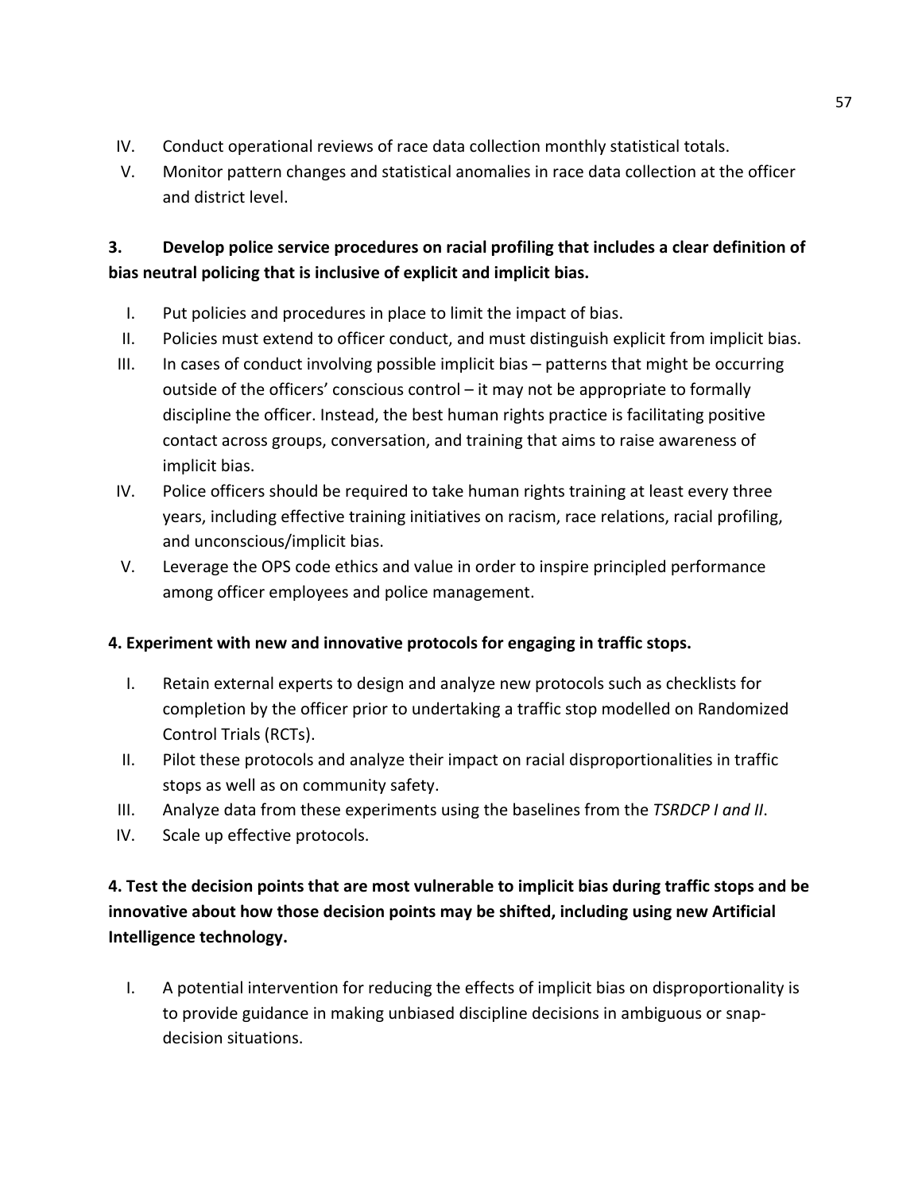IV. Conduct operational reviews of race data collection monthly statistical totals.
V. Monitor pattern changes and statistical anomalies in race data collection at the officer and district level.

**3. Develop police service procedures on racial profiling that includes a clear definition of bias neutral policing that is inclusive of explicit and implicit bias.**

I. Put policies and procedures in place to limit the impact of bias.
II. Policies must extend to officer conduct, and must distinguish explicit from implicit bias.
III. In cases of conduct involving possible implicit bias – patterns that might be occurring outside of the officers' conscious control – it may not be appropriate to formally discipline the officer. Instead, the best human rights practice is facilitating positive contact across groups, conversation, and training that aims to raise awareness of implicit bias.
IV. Police officers should be required to take human rights training at least every three years, including effective training initiatives on racism, race relations, racial profiling, and unconscious/implicit bias.
V. Leverage the OPS code ethics and value in order to inspire principled performance among officer employees and police management.

**4. Experiment with new and innovative protocols for engaging in traffic stops.**

I. Retain external experts to design and analyze new protocols such as checklists for completion by the officer prior to undertaking a traffic stop modelled on Randomized Control Trials (RCTs).
II. Pilot these protocols and analyze their impact on racial disproportionalities in traffic stops as well as on community safety.
III. Analyze data from these experiments using the baselines from the *TSRDCP I and II*.
IV. Scale up effective protocols.

**4. Test the decision points that are most vulnerable to implicit bias during traffic stops and be innovative about how those decision points may be shifted, including using new Artificial Intelligence technology.**

I. A potential intervention for reducing the effects of implicit bias on disproportionality is to provide guidance in making unbiased discipline decisions in ambiguous or snap-decision situations.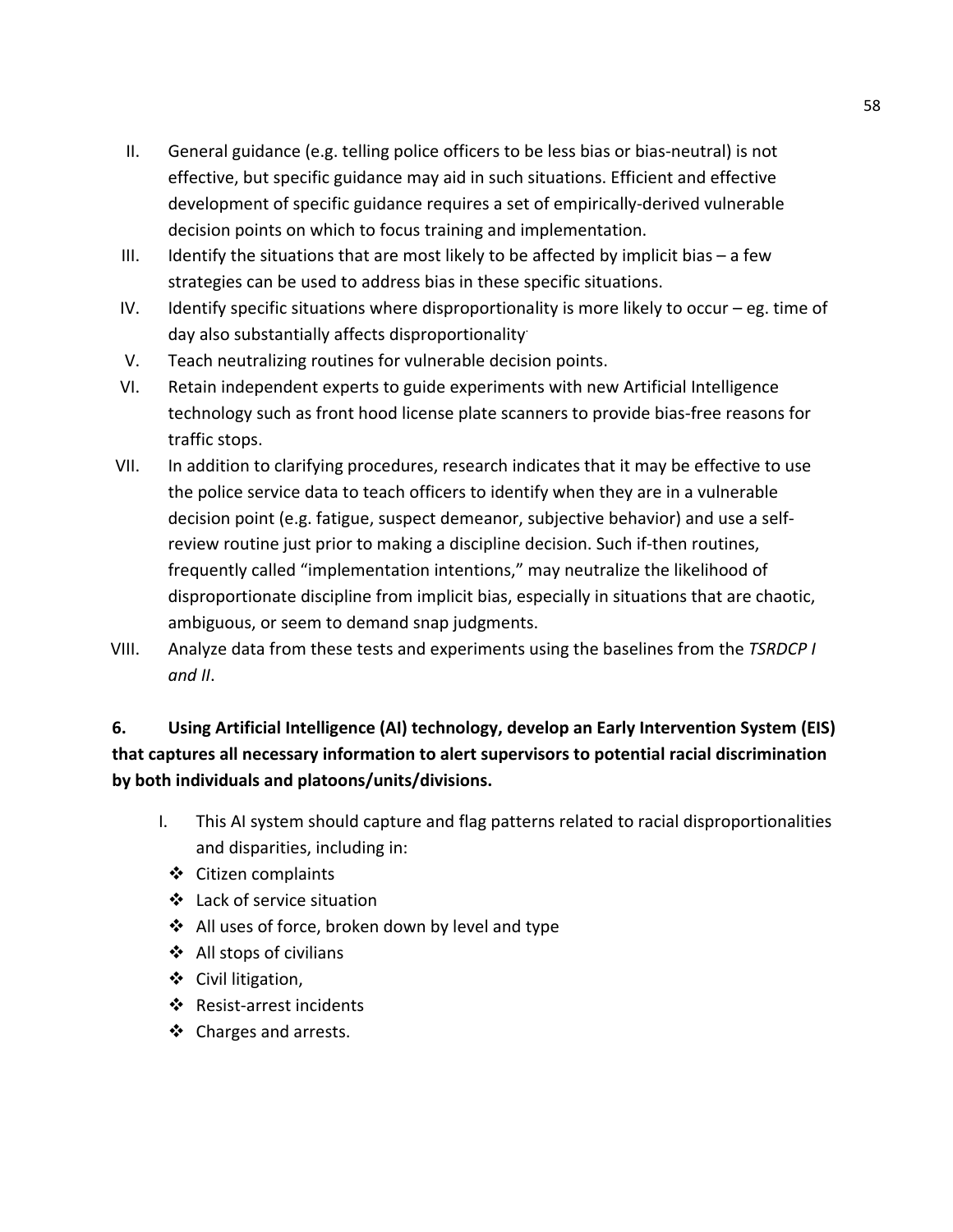II. General guidance (e.g. telling police officers to be less bias or bias-neutral) is not effective, but specific guidance may aid in such situations. Efficient and effective development of specific guidance requires a set of empirically-derived vulnerable decision points on which to focus training and implementation.

III. Identify the situations that are most likely to be affected by implicit bias – a few strategies can be used to address bias in these specific situations.

IV. Identify specific situations where disproportionality is more likely to occur – eg. time of day also substantially affects disproportionality.

V. Teach neutralizing routines for vulnerable decision points.

VI. Retain independent experts to guide experiments with new Artificial Intelligence technology such as front hood license plate scanners to provide bias-free reasons for traffic stops.

VII. In addition to clarifying procedures, research indicates that it may be effective to use the police service data to teach officers to identify when they are in a vulnerable decision point (e.g. fatigue, suspect demeanor, subjective behavior) and use a self-review routine just prior to making a discipline decision. Such if-then routines, frequently called "implementation intentions," may neutralize the likelihood of disproportionate discipline from implicit bias, especially in situations that are chaotic, ambiguous, or seem to demand snap judgments.

VIII. Analyze data from these tests and experiments using the baselines from the *TSRDCP I and II*.

**6. Using Artificial Intelligence (AI) technology, develop an Early Intervention System (EIS) that captures all necessary information to alert supervisors to potential racial discrimination by both individuals and platoons/units/divisions.**

I. This AI system should capture and flag patterns related to racial disproportionalities and disparities, including in:

- Citizen complaints
- Lack of service situation
- All uses of force, broken down by level and type
- All stops of civilians
- Civil litigation,
- Resist-arrest incidents
- Charges and arrests.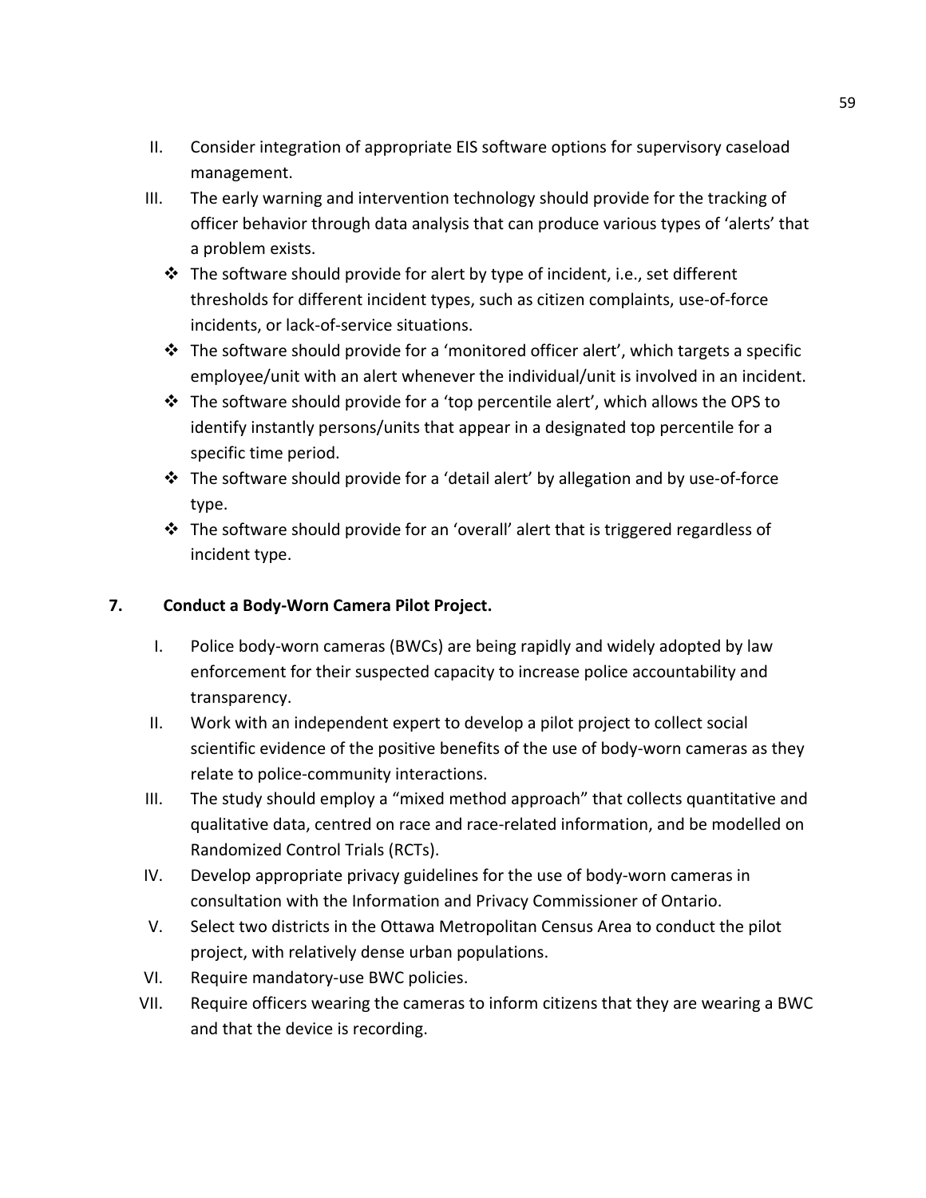II. Consider integration of appropriate EIS software options for supervisory caseload management.

III. The early warning and intervention technology should provide for the tracking of officer behavior through data analysis that can produce various types of 'alerts' that a problem exists.

   - ❖ The software should provide for alert by type of incident, i.e., set different thresholds for different incident types, such as citizen complaints, use-of-force incidents, or lack-of-service situations.
   - ❖ The software should provide for a 'monitored officer alert', which targets a specific employee/unit with an alert whenever the individual/unit is involved in an incident.
   - ❖ The software should provide for a 'top percentile alert', which allows the OPS to identify instantly persons/units that appear in a designated top percentile for a specific time period.
   - ❖ The software should provide for a 'detail alert' by allegation and by use-of-force type.
   - ❖ The software should provide for an 'overall' alert that is triggered regardless of incident type.

**7. Conduct a Body-Worn Camera Pilot Project.**

I. Police body-worn cameras (BWCs) are being rapidly and widely adopted by law enforcement for their suspected capacity to increase police accountability and transparency.

II. Work with an independent expert to develop a pilot project to collect social scientific evidence of the positive benefits of the use of body-worn cameras as they relate to police-community interactions.

III. The study should employ a "mixed method approach" that collects quantitative and qualitative data, centred on race and race-related information, and be modelled on Randomized Control Trials (RCTs).

IV. Develop appropriate privacy guidelines for the use of body-worn cameras in consultation with the Information and Privacy Commissioner of Ontario.

V. Select two districts in the Ottawa Metropolitan Census Area to conduct the pilot project, with relatively dense urban populations.

VI. Require mandatory-use BWC policies.

VII. Require officers wearing the cameras to inform citizens that they are wearing a BWC and that the device is recording.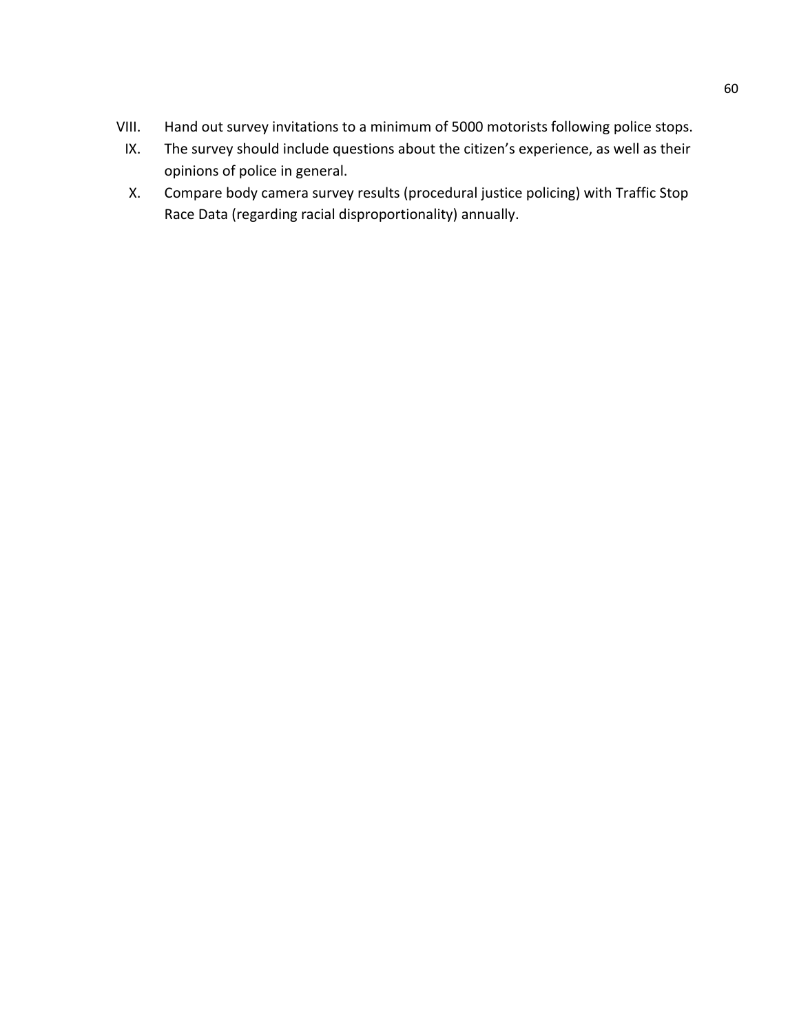VIII. Hand out survey invitations to a minimum of 5000 motorists following police stops.

IX. The survey should include questions about the citizen's experience, as well as their opinions of police in general.

X. Compare body camera survey results (procedural justice policing) with Traffic Stop Race Data (regarding racial disproportionality) annually.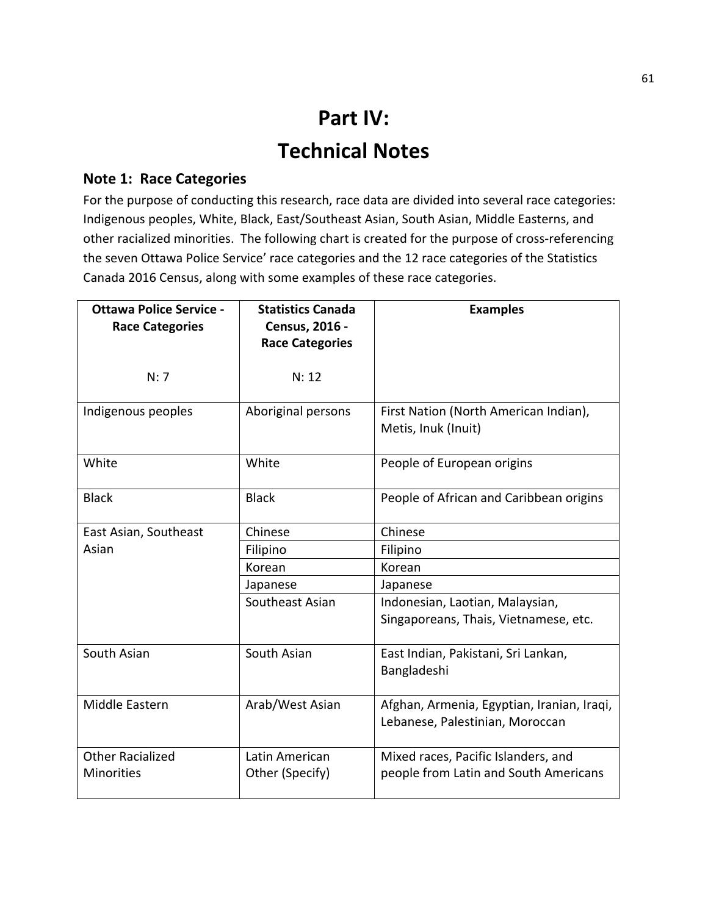# Part IV:
# Technical Notes

## Note 1: Race Categories

For the purpose of conducting this research, race data are divided into several race categories: Indigenous peoples, White, Black, East/Southeast Asian, South Asian, Middle Easterns, and other racialized minorities. The following chart is created for the purpose of cross-referencing the seven Ottawa Police Service' race categories and the 12 race categories of the Statistics Canada 2016 Census, along with some examples of these race categories.

| **Ottawa Police Service - Race Categories**<br><br>N: 7 | **Statistics Canada Census, 2016 - Race Categories**<br><br>N: 12 | **Examples** |
|---|---|---|
| Indigenous peoples | Aboriginal persons | First Nation (North American Indian), Metis, Inuk (Inuit) |
| White | White | People of European origins |
| Black | Black | People of African and Caribbean origins |
| East Asian, Southeast Asian | Chinese | Chinese |
| | Filipino | Filipino |
| | Korean | Korean |
| | Japanese | Japanese |
| | Southeast Asian | Indonesian, Laotian, Malaysian, Singaporeans, Thais, Vietnamese, etc. |
| South Asian | South Asian | East Indian, Pakistani, Sri Lankan, Bangladeshi |
| Middle Eastern | Arab/West Asian | Afghan, Armenia, Egyptian, Iranian, Iraqi, Lebanese, Palestinian, Moroccan |
| Other Racialized Minorities | Latin American<br>Other (Specify) | Mixed races, Pacific Islanders, and people from Latin and South Americans |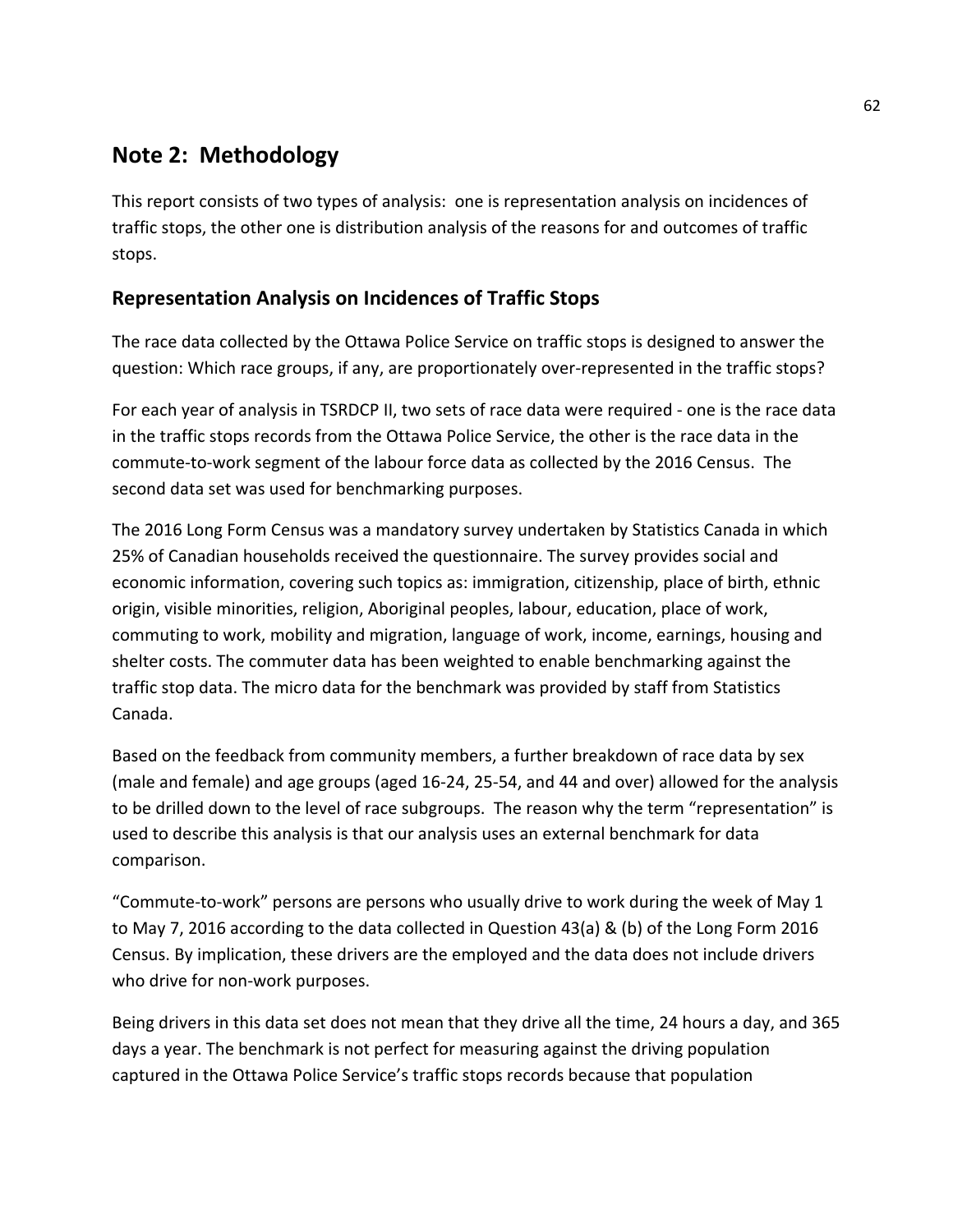## Note 2: Methodology

This report consists of two types of analysis: one is representation analysis on incidences of traffic stops, the other one is distribution analysis of the reasons for and outcomes of traffic stops.

### Representation Analysis on Incidences of Traffic Stops

The race data collected by the Ottawa Police Service on traffic stops is designed to answer the question: Which race groups, if any, are proportionately over-represented in the traffic stops?

For each year of analysis in TSRDCP II, two sets of race data were required - one is the race data in the traffic stops records from the Ottawa Police Service, the other is the race data in the commute-to-work segment of the labour force data as collected by the 2016 Census. The second data set was used for benchmarking purposes.

The 2016 Long Form Census was a mandatory survey undertaken by Statistics Canada in which 25% of Canadian households received the questionnaire. The survey provides social and economic information, covering such topics as: immigration, citizenship, place of birth, ethnic origin, visible minorities, religion, Aboriginal peoples, labour, education, place of work, commuting to work, mobility and migration, language of work, income, earnings, housing and shelter costs. The commuter data has been weighted to enable benchmarking against the traffic stop data. The micro data for the benchmark was provided by staff from Statistics Canada.

Based on the feedback from community members, a further breakdown of race data by sex (male and female) and age groups (aged 16-24, 25-54, and 44 and over) allowed for the analysis to be drilled down to the level of race subgroups. The reason why the term "representation" is used to describe this analysis is that our analysis uses an external benchmark for data comparison.

"Commute-to-work" persons are persons who usually drive to work during the week of May 1 to May 7, 2016 according to the data collected in Question 43(a) & (b) of the Long Form 2016 Census. By implication, these drivers are the employed and the data does not include drivers who drive for non-work purposes.

Being drivers in this data set does not mean that they drive all the time, 24 hours a day, and 365 days a year. The benchmark is not perfect for measuring against the driving population captured in the Ottawa Police Service's traffic stops records because that population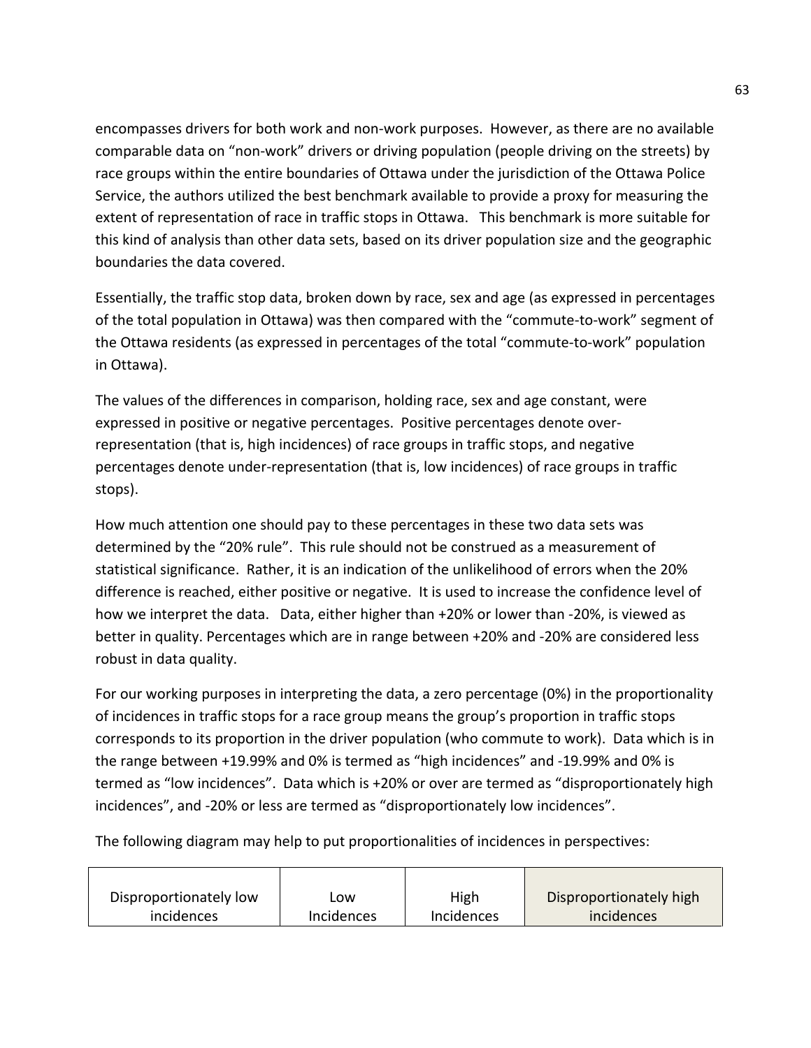encompasses drivers for both work and non-work purposes. However, as there are no available comparable data on "non-work" drivers or driving population (people driving on the streets) by race groups within the entire boundaries of Ottawa under the jurisdiction of the Ottawa Police Service, the authors utilized the best benchmark available to provide a proxy for measuring the extent of representation of race in traffic stops in Ottawa. This benchmark is more suitable for this kind of analysis than other data sets, based on its driver population size and the geographic boundaries the data covered.

Essentially, the traffic stop data, broken down by race, sex and age (as expressed in percentages of the total population in Ottawa) was then compared with the "commute-to-work" segment of the Ottawa residents (as expressed in percentages of the total "commute-to-work" population in Ottawa).

The values of the differences in comparison, holding race, sex and age constant, were expressed in positive or negative percentages. Positive percentages denote over-representation (that is, high incidences) of race groups in traffic stops, and negative percentages denote under-representation (that is, low incidences) of race groups in traffic stops).

How much attention one should pay to these percentages in these two data sets was determined by the "20% rule". This rule should not be construed as a measurement of statistical significance. Rather, it is an indication of the unlikelihood of errors when the 20% difference is reached, either positive or negative. It is used to increase the confidence level of how we interpret the data. Data, either higher than +20% or lower than -20%, is viewed as better in quality. Percentages which are in range between +20% and -20% are considered less robust in data quality.

For our working purposes in interpreting the data, a zero percentage (0%) in the proportionality of incidences in traffic stops for a race group means the group's proportion in traffic stops corresponds to its proportion in the driver population (who commute to work). Data which is in the range between +19.99% and 0% is termed as "high incidences" and -19.99% and 0% is termed as "low incidences". Data which is +20% or over are termed as "disproportionately high incidences", and -20% or less are termed as "disproportionately low incidences".

The following diagram may help to put proportionalities of incidences in perspectives:

| Disproportionately low incidences | Low Incidences | High Incidences | Disproportionately high incidences |
|---|---|---|---|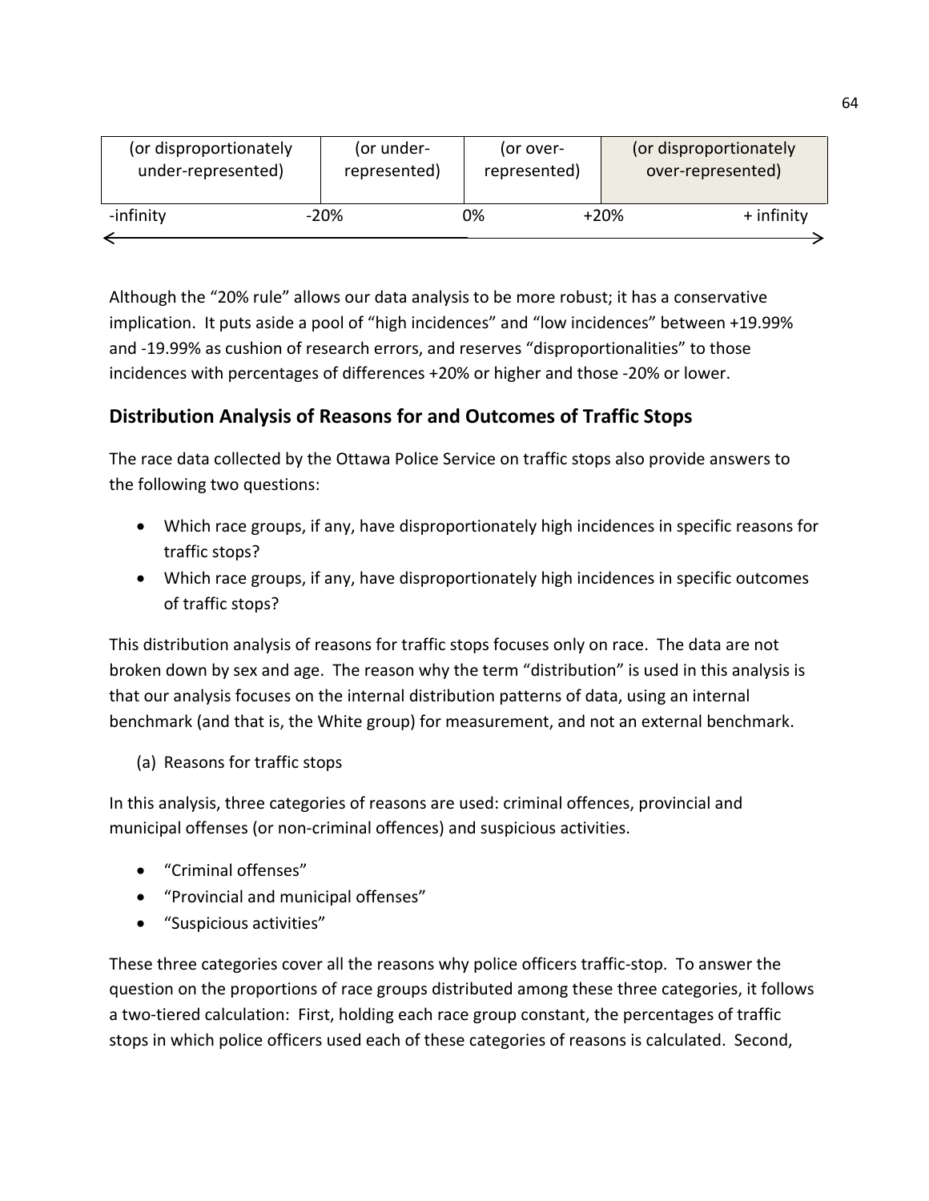| (or disproportionately under-represented) | (or under-represented) | (or over-represented) | (or disproportionately over-represented) |
|---|---|---|---|
| -infinity | -20% | 0% | +20% | + infinity |

Although the "20% rule" allows our data analysis to be more robust; it has a conservative implication. It puts aside a pool of "high incidences" and "low incidences" between +19.99% and -19.99% as cushion of research errors, and reserves "disproportionalities" to those incidences with percentages of differences +20% or higher and those -20% or lower.

## Distribution Analysis of Reasons for and Outcomes of Traffic Stops

The race data collected by the Ottawa Police Service on traffic stops also provide answers to the following two questions:

- Which race groups, if any, have disproportionately high incidences in specific reasons for traffic stops?
- Which race groups, if any, have disproportionately high incidences in specific outcomes of traffic stops?

This distribution analysis of reasons for traffic stops focuses only on race. The data are not broken down by sex and age. The reason why the term "distribution" is used in this analysis is that our analysis focuses on the internal distribution patterns of data, using an internal benchmark (and that is, the White group) for measurement, and not an external benchmark.

(a) Reasons for traffic stops

In this analysis, three categories of reasons are used: criminal offences, provincial and municipal offenses (or non-criminal offences) and suspicious activities.

- "Criminal offenses"
- "Provincial and municipal offenses"
- "Suspicious activities"

These three categories cover all the reasons why police officers traffic-stop. To answer the question on the proportions of race groups distributed among these three categories, it follows a two-tiered calculation: First, holding each race group constant, the percentages of traffic stops in which police officers used each of these categories of reasons is calculated. Second,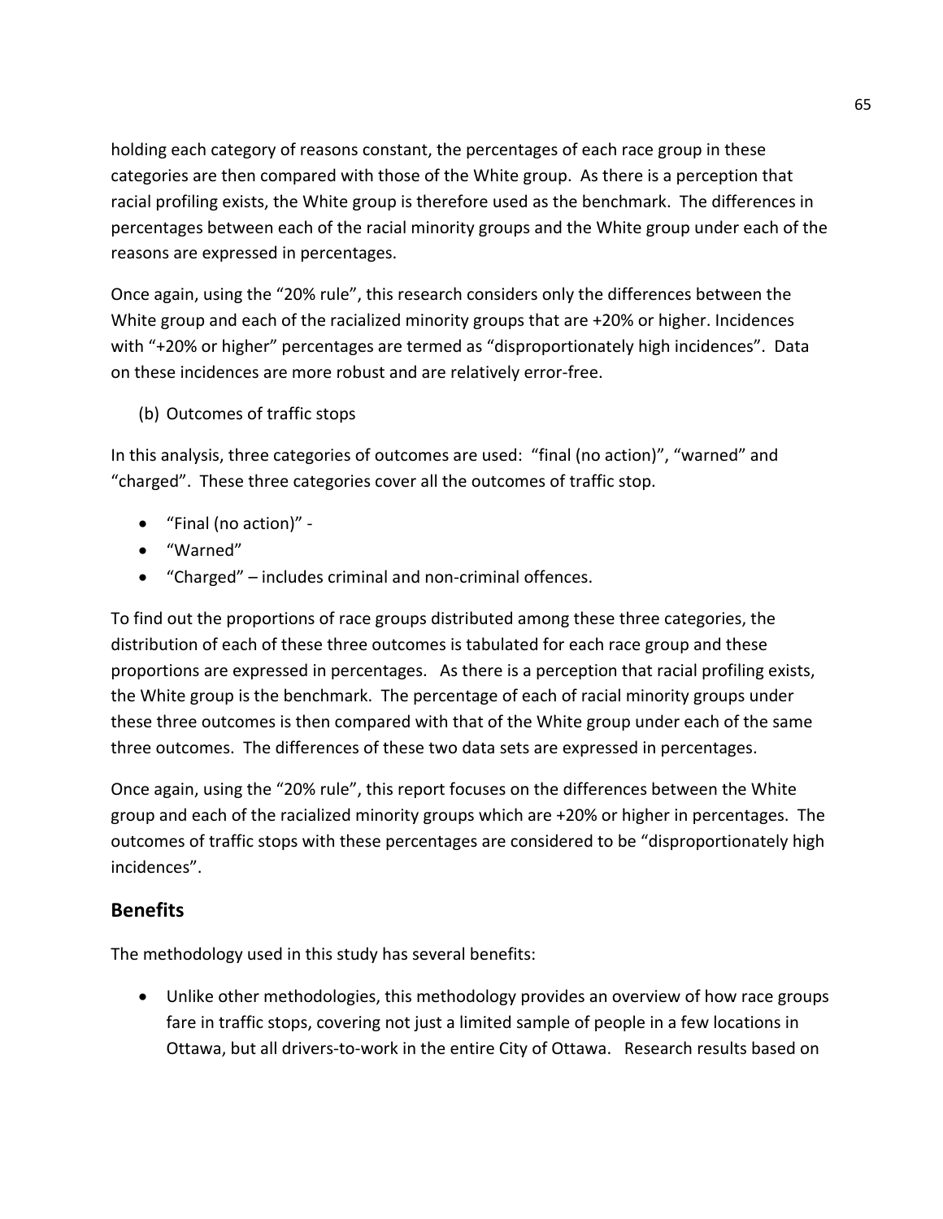holding each category of reasons constant, the percentages of each race group in these categories are then compared with those of the White group. As there is a perception that racial profiling exists, the White group is therefore used as the benchmark. The differences in percentages between each of the racial minority groups and the White group under each of the reasons are expressed in percentages.

Once again, using the "20% rule", this research considers only the differences between the White group and each of the racialized minority groups that are +20% or higher. Incidences with "+20% or higher" percentages are termed as "disproportionately high incidences". Data on these incidences are more robust and are relatively error-free.

(b) Outcomes of traffic stops

In this analysis, three categories of outcomes are used: "final (no action)", "warned" and "charged". These three categories cover all the outcomes of traffic stop.

- "Final (no action)" -
- "Warned"
- "Charged" – includes criminal and non-criminal offences.

To find out the proportions of race groups distributed among these three categories, the distribution of each of these three outcomes is tabulated for each race group and these proportions are expressed in percentages. As there is a perception that racial profiling exists, the White group is the benchmark. The percentage of each of racial minority groups under these three outcomes is then compared with that of the White group under each of the same three outcomes. The differences of these two data sets are expressed in percentages.

Once again, using the "20% rule", this report focuses on the differences between the White group and each of the racialized minority groups which are +20% or higher in percentages. The outcomes of traffic stops with these percentages are considered to be "disproportionately high incidences".

## Benefits

The methodology used in this study has several benefits:

- Unlike other methodologies, this methodology provides an overview of how race groups fare in traffic stops, covering not just a limited sample of people in a few locations in Ottawa, but all drivers-to-work in the entire City of Ottawa. Research results based on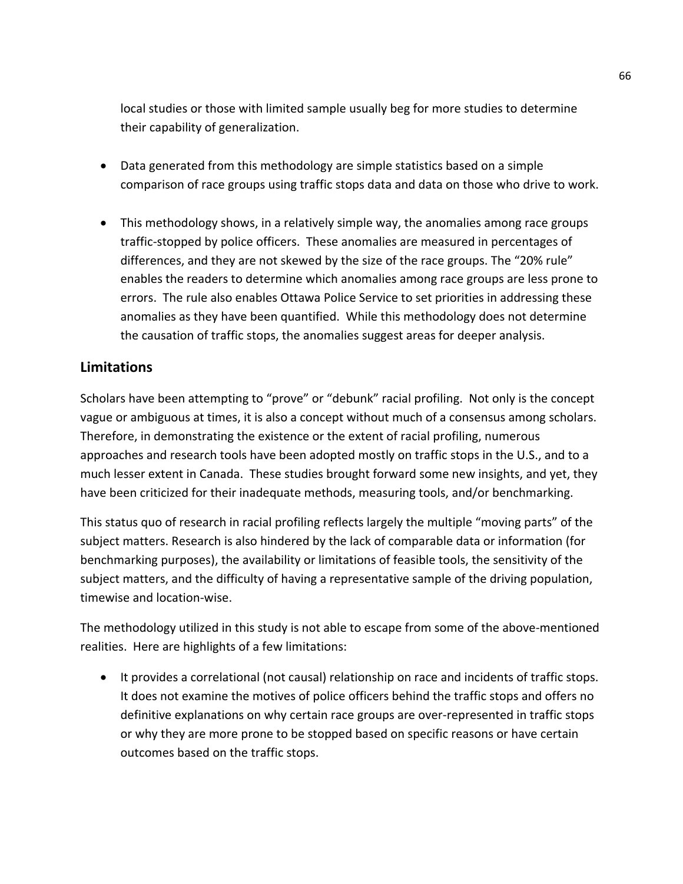local studies or those with limited sample usually beg for more studies to determine their capability of generalization.

- Data generated from this methodology are simple statistics based on a simple comparison of race groups using traffic stops data and data on those who drive to work.
- This methodology shows, in a relatively simple way, the anomalies among race groups traffic-stopped by police officers. These anomalies are measured in percentages of differences, and they are not skewed by the size of the race groups. The "20% rule" enables the readers to determine which anomalies among race groups are less prone to errors. The rule also enables Ottawa Police Service to set priorities in addressing these anomalies as they have been quantified. While this methodology does not determine the causation of traffic stops, the anomalies suggest areas for deeper analysis.

## Limitations

Scholars have been attempting to "prove" or "debunk" racial profiling. Not only is the concept vague or ambiguous at times, it is also a concept without much of a consensus among scholars. Therefore, in demonstrating the existence or the extent of racial profiling, numerous approaches and research tools have been adopted mostly on traffic stops in the U.S., and to a much lesser extent in Canada. These studies brought forward some new insights, and yet, they have been criticized for their inadequate methods, measuring tools, and/or benchmarking.

This status quo of research in racial profiling reflects largely the multiple "moving parts" of the subject matters. Research is also hindered by the lack of comparable data or information (for benchmarking purposes), the availability or limitations of feasible tools, the sensitivity of the subject matters, and the difficulty of having a representative sample of the driving population, timewise and location-wise.

The methodology utilized in this study is not able to escape from some of the above-mentioned realities. Here are highlights of a few limitations:

- It provides a correlational (not causal) relationship on race and incidents of traffic stops. It does not examine the motives of police officers behind the traffic stops and offers no definitive explanations on why certain race groups are over-represented in traffic stops or why they are more prone to be stopped based on specific reasons or have certain outcomes based on the traffic stops.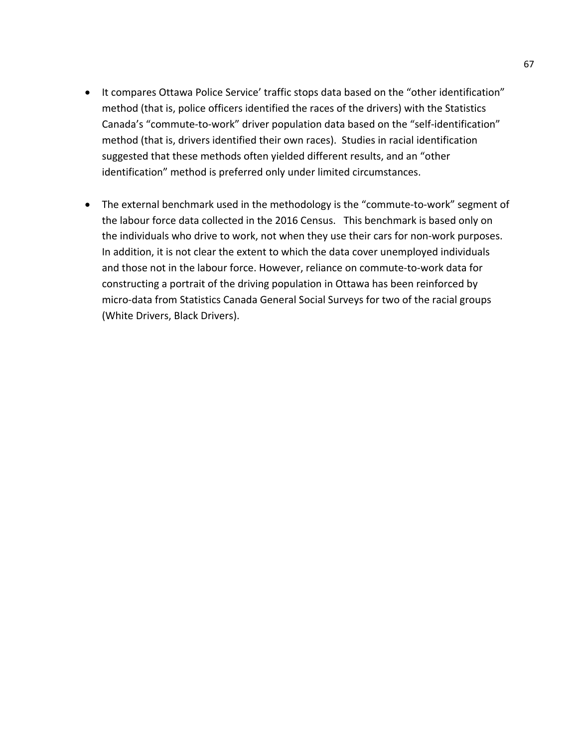- It compares Ottawa Police Service' traffic stops data based on the "other identification" method (that is, police officers identified the races of the drivers) with the Statistics Canada's "commute-to-work" driver population data based on the "self-identification" method (that is, drivers identified their own races). Studies in racial identification suggested that these methods often yielded different results, and an "other identification" method is preferred only under limited circumstances.

- The external benchmark used in the methodology is the "commute-to-work" segment of the labour force data collected in the 2016 Census. This benchmark is based only on the individuals who drive to work, not when they use their cars for non-work purposes. In addition, it is not clear the extent to which the data cover unemployed individuals and those not in the labour force. However, reliance on commute-to-work data for constructing a portrait of the driving population in Ottawa has been reinforced by micro-data from Statistics Canada General Social Surveys for two of the racial groups (White Drivers, Black Drivers).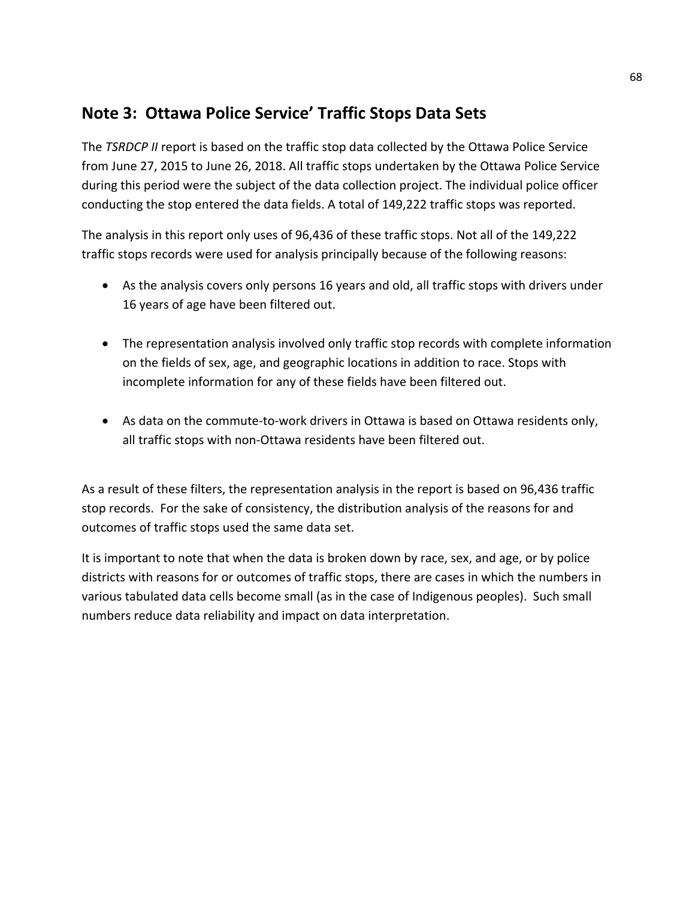## Note 3: Ottawa Police Service' Traffic Stops Data Sets

The *TSRDCP II* report is based on the traffic stop data collected by the Ottawa Police Service from June 27, 2015 to June 26, 2018. All traffic stops undertaken by the Ottawa Police Service during this period were the subject of the data collection project. The individual police officer conducting the stop entered the data fields. A total of 149,222 traffic stops was reported.

The analysis in this report only uses of 96,436 of these traffic stops. Not all of the 149,222 traffic stops records were used for analysis principally because of the following reasons:

- As the analysis covers only persons 16 years and old, all traffic stops with drivers under 16 years of age have been filtered out.

- The representation analysis involved only traffic stop records with complete information on the fields of sex, age, and geographic locations in addition to race. Stops with incomplete information for any of these fields have been filtered out.

- As data on the commute-to-work drivers in Ottawa is based on Ottawa residents only, all traffic stops with non-Ottawa residents have been filtered out.

As a result of these filters, the representation analysis in the report is based on 96,436 traffic stop records. For the sake of consistency, the distribution analysis of the reasons for and outcomes of traffic stops used the same data set.

It is important to note that when the data is broken down by race, sex, and age, or by police districts with reasons for or outcomes of traffic stops, there are cases in which the numbers in various tabulated data cells become small (as in the case of Indigenous peoples). Such small numbers reduce data reliability and impact on data interpretation.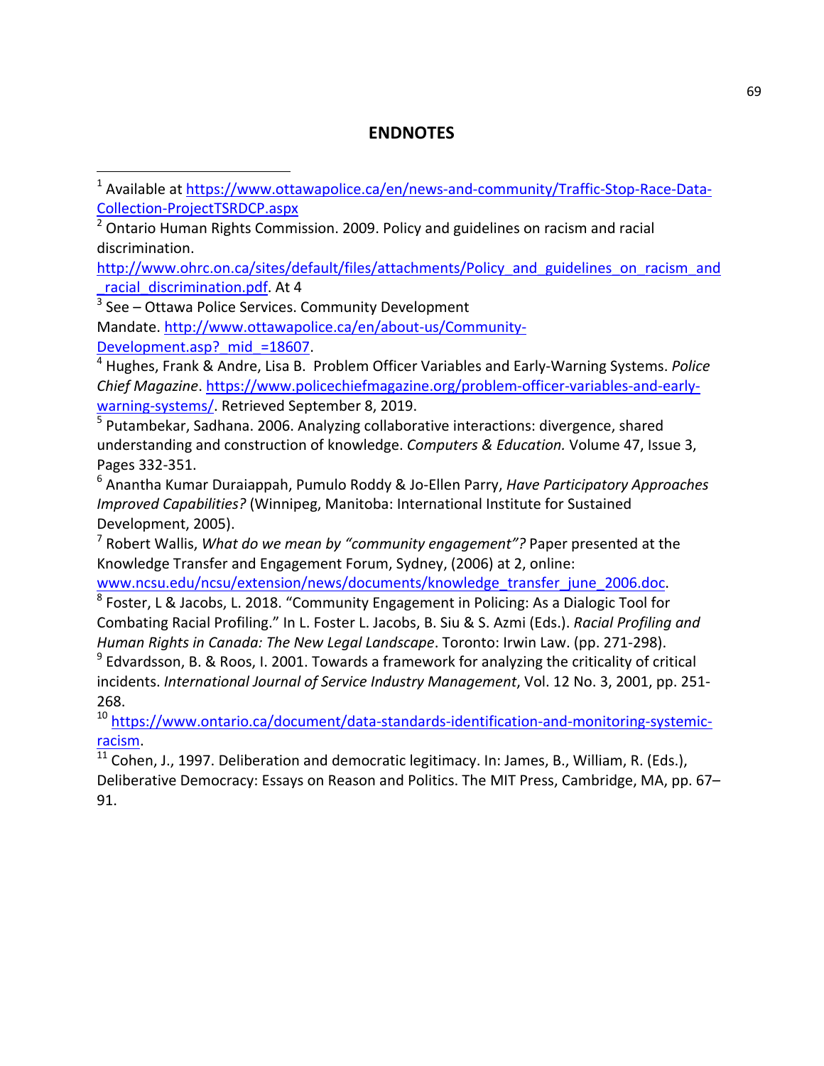## ENDNOTES

[1] Available at https://www.ottawapolice.ca/en/news-and-community/Traffic-Stop-Race-Data-Collection-ProjectTSRDCP.aspx

[2] Ontario Human Rights Commission. 2009. Policy and guidelines on racism and racial discrimination. http://www.ohrc.on.ca/sites/default/files/attachments/Policy_and_guidelines_on_racism_and_racial_discrimination.pdf. At 4

[3] See – Ottawa Police Services. Community Development Mandate. http://www.ottawapolice.ca/en/about-us/Community-Development.asp?_mid_=18607.

[4] Hughes, Frank & Andre, Lisa B. Problem Officer Variables and Early-Warning Systems. *Police Chief Magazine*. https://www.policechiefmagazine.org/problem-officer-variables-and-early-warning-systems/. Retrieved September 8, 2019.

[5] Putambekar, Sadhana. 2006. Analyzing collaborative interactions: divergence, shared understanding and construction of knowledge. *Computers & Education.* Volume 47, Issue 3, Pages 332-351.

[6] Anantha Kumar Duraiappah, Pumulo Roddy & Jo-Ellen Parry, *Have Participatory Approaches Improved Capabilities?* (Winnipeg, Manitoba: International Institute for Sustained Development, 2005).

[7] Robert Wallis, *What do we mean by "community engagement"?* Paper presented at the Knowledge Transfer and Engagement Forum, Sydney, (2006) at 2, online: www.ncsu.edu/ncsu/extension/news/documents/knowledge_transfer_june_2006.doc.

[8] Foster, L & Jacobs, L. 2018. "Community Engagement in Policing: As a Dialogic Tool for Combating Racial Profiling." In L. Foster L. Jacobs, B. Siu & S. Azmi (Eds.). *Racial Profiling and Human Rights in Canada: The New Legal Landscape*. Toronto: Irwin Law. (pp. 271-298).

[9] Edvardsson, B. & Roos, I. 2001. Towards a framework for analyzing the criticality of critical incidents. *International Journal of Service Industry Management*, Vol. 12 No. 3, 2001, pp. 251-268.

[10] https://www.ontario.ca/document/data-standards-identification-and-monitoring-systemic-racism.

[11] Cohen, J., 1997. Deliberation and democratic legitimacy. In: James, B., William, R. (Eds.), Deliberative Democracy: Essays on Reason and Politics. The MIT Press, Cambridge, MA, pp. 67–91.